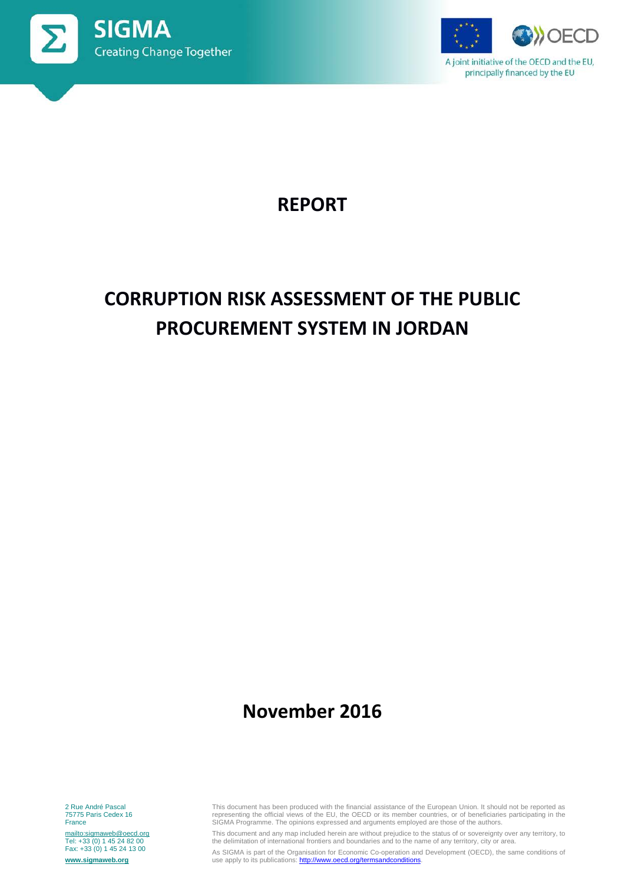SIGMA
Creating Change Together

A joint initiative of the OECD and the EU, principally financed by the EU

# REPORT

# CORRUPTION RISK ASSESSMENT OF THE PUBLIC PROCUREMENT SYSTEM IN JORDAN

## November 2016

2 Rue André Pascal
75775 Paris Cedex 16
France

mailto:sigmaweb@oecd.org
Tel: +33 (0) 1 45 24 82 00
Fax: +33 (0) 1 45 24 13 00

**www.sigmaweb.org**

This document has been produced with the financial assistance of the European Union. It should not be reported as representing the official views of the EU, the OECD or its member countries, or of beneficiaries participating in the SIGMA Programme. The opinions expressed and arguments employed are those of the authors.

This document and any map included herein are without prejudice to the status of or sovereignty over any territory, to the delimitation of international frontiers and boundaries and to the name of any territory, city or area.

As SIGMA is part of the Organisation for Economic Co-operation and Development (OECD), the same conditions of use apply to its publications: http://www.oecd.org/termsandconditions.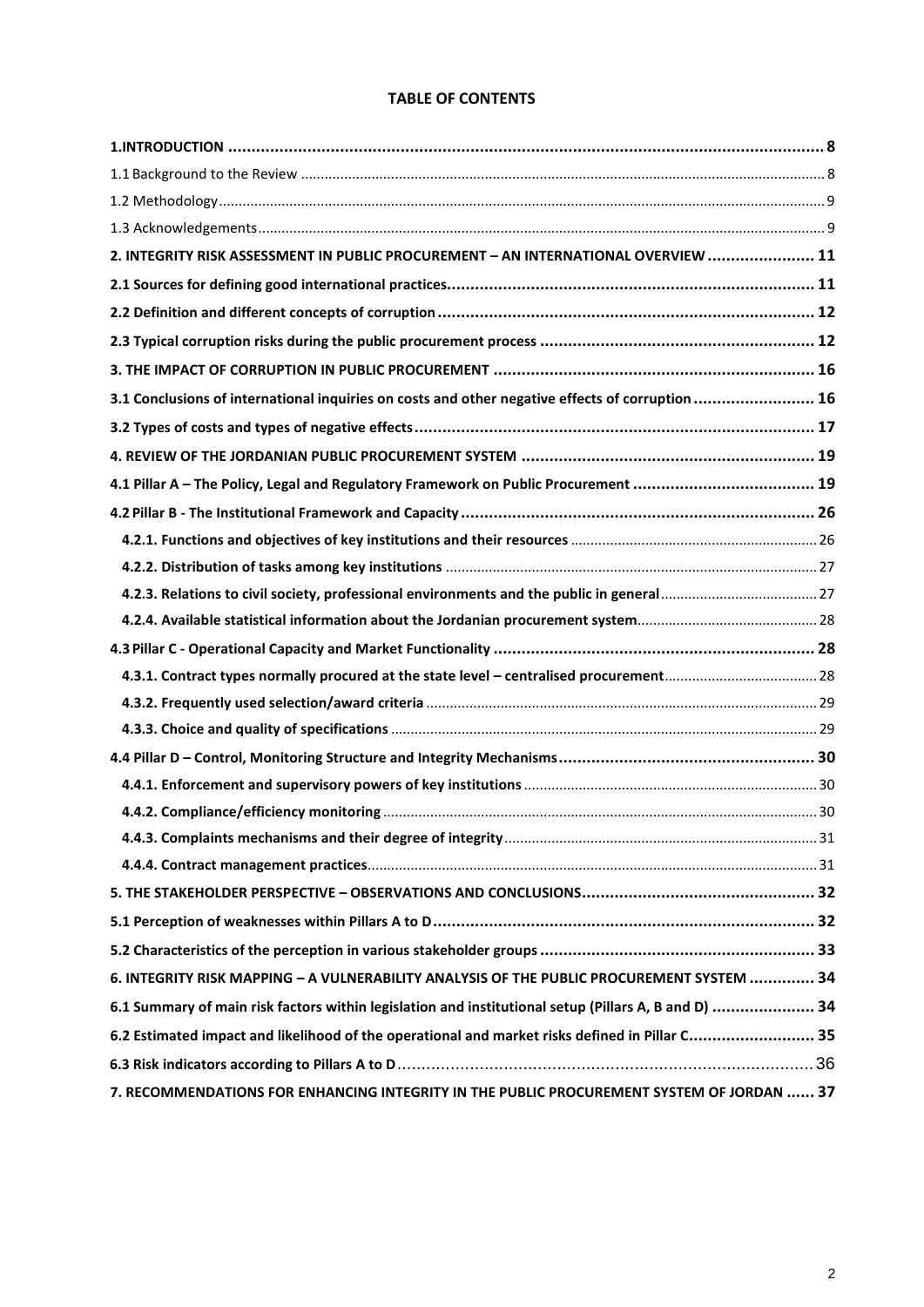# TABLE OF CONTENTS

| | |
|---|---|
| **1.INTRODUCTION** | **8** |
| 1.1 Background to the Review | 8 |
| 1.2 Methodology | 9 |
| 1.3 Acknowledgements | 9 |
| **2. INTEGRITY RISK ASSESSMENT IN PUBLIC PROCUREMENT – AN INTERNATIONAL OVERVIEW** | **11** |
| **2.1 Sources for defining good international practices** | **11** |
| **2.2 Definition and different concepts of corruption** | **12** |
| **2.3 Typical corruption risks during the public procurement process** | **12** |
| **3. THE IMPACT OF CORRUPTION IN PUBLIC PROCUREMENT** | **16** |
| **3.1 Conclusions of international inquiries on costs and other negative effects of corruption** | **16** |
| **3.2 Types of costs and types of negative effects** | **17** |
| **4. REVIEW OF THE JORDANIAN PUBLIC PROCUREMENT SYSTEM** | **19** |
| **4.1 Pillar A – The Policy, Legal and Regulatory Framework on Public Procurement** | **19** |
| **4.2 Pillar B - The Institutional Framework and Capacity** | **26** |
| **4.2.1. Functions and objectives of key institutions and their resources** | 26 |
| **4.2.2. Distribution of tasks among key institutions** | 27 |
| **4.2.3. Relations to civil society, professional environments and the public in general** | 27 |
| **4.2.4. Available statistical information about the Jordanian procurement system** | 28 |
| **4.3 Pillar C - Operational Capacity and Market Functionality** | **28** |
| **4.3.1. Contract types normally procured at the state level – centralised procurement** | 28 |
| **4.3.2. Frequently used selection/award criteria** | 29 |
| **4.3.3. Choice and quality of specifications** | 29 |
| **4.4 Pillar D – Control, Monitoring Structure and Integrity Mechanisms** | **30** |
| **4.4.1. Enforcement and supervisory powers of key institutions** | 30 |
| **4.4.2. Compliance/efficiency monitoring** | 30 |
| **4.4.3. Complaints mechanisms and their degree of integrity** | 31 |
| **4.4.4. Contract management practices** | 31 |
| **5. THE STAKEHOLDER PERSPECTIVE – OBSERVATIONS AND CONCLUSIONS** | **32** |
| **5.1 Perception of weaknesses within Pillars A to D** | **32** |
| **5.2 Characteristics of the perception in various stakeholder groups** | **33** |
| **6. INTEGRITY RISK MAPPING – A VULNERABILITY ANALYSIS OF THE PUBLIC PROCUREMENT SYSTEM** | **34** |
| **6.1 Summary of main risk factors within legislation and institutional setup (Pillars A, B and D)** | **34** |
| **6.2 Estimated impact and likelihood of the operational and market risks defined in Pillar C** | **35** |
| **6.3 Risk indicators according to Pillars A to D** | 36 |
| **7. RECOMMENDATIONS FOR ENHANCING INTEGRITY IN THE PUBLIC PROCUREMENT SYSTEM OF JORDAN** | **37** |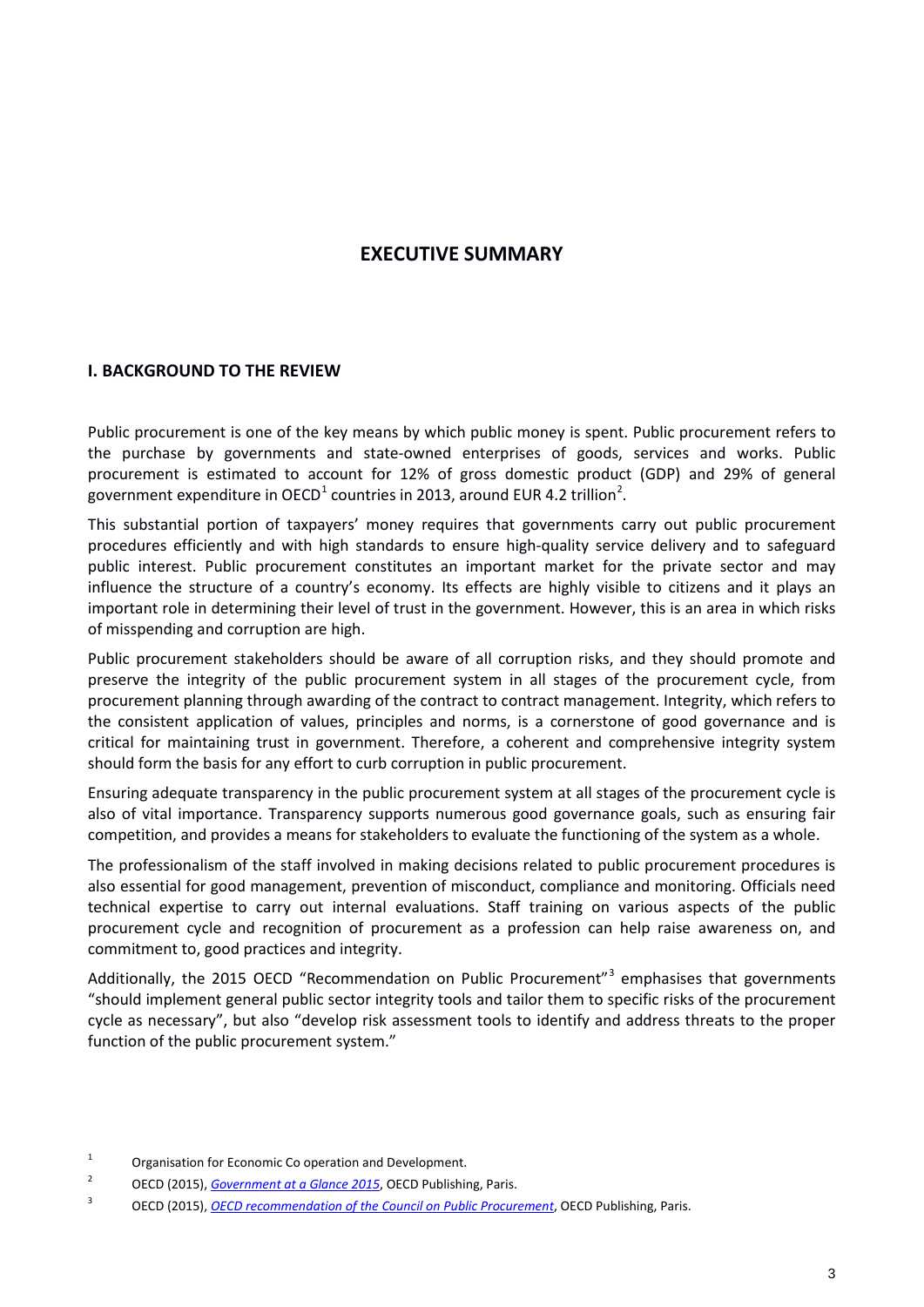# EXECUTIVE SUMMARY

## I. BACKGROUND TO THE REVIEW

Public procurement is one of the key means by which public money is spent. Public procurement refers to the purchase by governments and state-owned enterprises of goods, services and works. Public procurement is estimated to account for 12% of gross domestic product (GDP) and 29% of general government expenditure in OECD[1] countries in 2013, around EUR 4.2 trillion[2].

This substantial portion of taxpayers' money requires that governments carry out public procurement procedures efficiently and with high standards to ensure high-quality service delivery and to safeguard public interest. Public procurement constitutes an important market for the private sector and may influence the structure of a country's economy. Its effects are highly visible to citizens and it plays an important role in determining their level of trust in the government. However, this is an area in which risks of misspending and corruption are high.

Public procurement stakeholders should be aware of all corruption risks, and they should promote and preserve the integrity of the public procurement system in all stages of the procurement cycle, from procurement planning through awarding of the contract to contract management. Integrity, which refers to the consistent application of values, principles and norms, is a cornerstone of good governance and is critical for maintaining trust in government. Therefore, a coherent and comprehensive integrity system should form the basis for any effort to curb corruption in public procurement.

Ensuring adequate transparency in the public procurement system at all stages of the procurement cycle is also of vital importance. Transparency supports numerous good governance goals, such as ensuring fair competition, and provides a means for stakeholders to evaluate the functioning of the system as a whole.

The professionalism of the staff involved in making decisions related to public procurement procedures is also essential for good management, prevention of misconduct, compliance and monitoring. Officials need technical expertise to carry out internal evaluations. Staff training on various aspects of the public procurement cycle and recognition of procurement as a profession can help raise awareness on, and commitment to, good practices and integrity.

Additionally, the 2015 OECD "Recommendation on Public Procurement"[3] emphasises that governments "should implement general public sector integrity tools and tailor them to specific risks of the procurement cycle as necessary", but also "develop risk assessment tools to identify and address threats to the proper function of the public procurement system."

---

[1] Organisation for Economic Co operation and Development.

[2] OECD (2015), *Government at a Glance 2015*, OECD Publishing, Paris.

[3] OECD (2015), *OECD recommendation of the Council on Public Procurement*, OECD Publishing, Paris.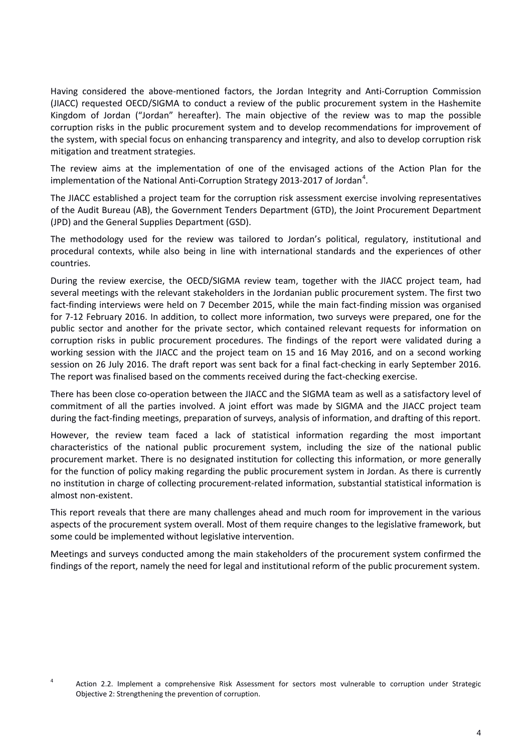Having considered the above-mentioned factors, the Jordan Integrity and Anti-Corruption Commission (JIACC) requested OECD/SIGMA to conduct a review of the public procurement system in the Hashemite Kingdom of Jordan ("Jordan" hereafter). The main objective of the review was to map the possible corruption risks in the public procurement system and to develop recommendations for improvement of the system, with special focus on enhancing transparency and integrity, and also to develop corruption risk mitigation and treatment strategies.

The review aims at the implementation of one of the envisaged actions of the Action Plan for the implementation of the National Anti-Corruption Strategy 2013-2017 of Jordan[4].

The JIACC established a project team for the corruption risk assessment exercise involving representatives of the Audit Bureau (AB), the Government Tenders Department (GTD), the Joint Procurement Department (JPD) and the General Supplies Department (GSD).

The methodology used for the review was tailored to Jordan's political, regulatory, institutional and procedural contexts, while also being in line with international standards and the experiences of other countries.

During the review exercise, the OECD/SIGMA review team, together with the JIACC project team, had several meetings with the relevant stakeholders in the Jordanian public procurement system. The first two fact-finding interviews were held on 7 December 2015, while the main fact-finding mission was organised for 7-12 February 2016. In addition, to collect more information, two surveys were prepared, one for the public sector and another for the private sector, which contained relevant requests for information on corruption risks in public procurement procedures. The findings of the report were validated during a working session with the JIACC and the project team on 15 and 16 May 2016, and on a second working session on 26 July 2016. The draft report was sent back for a final fact-checking in early September 2016. The report was finalised based on the comments received during the fact-checking exercise.

There has been close co-operation between the JIACC and the SIGMA team as well as a satisfactory level of commitment of all the parties involved. A joint effort was made by SIGMA and the JIACC project team during the fact-finding meetings, preparation of surveys, analysis of information, and drafting of this report.

However, the review team faced a lack of statistical information regarding the most important characteristics of the national public procurement system, including the size of the national public procurement market. There is no designated institution for collecting this information, or more generally for the function of policy making regarding the public procurement system in Jordan. As there is currently no institution in charge of collecting procurement-related information, substantial statistical information is almost non-existent.

This report reveals that there are many challenges ahead and much room for improvement in the various aspects of the procurement system overall. Most of them require changes to the legislative framework, but some could be implemented without legislative intervention.

Meetings and surveys conducted among the main stakeholders of the procurement system confirmed the findings of the report, namely the need for legal and institutional reform of the public procurement system.

[4] Action 2.2. Implement a comprehensive Risk Assessment for sectors most vulnerable to corruption under Strategic Objective 2: Strengthening the prevention of corruption.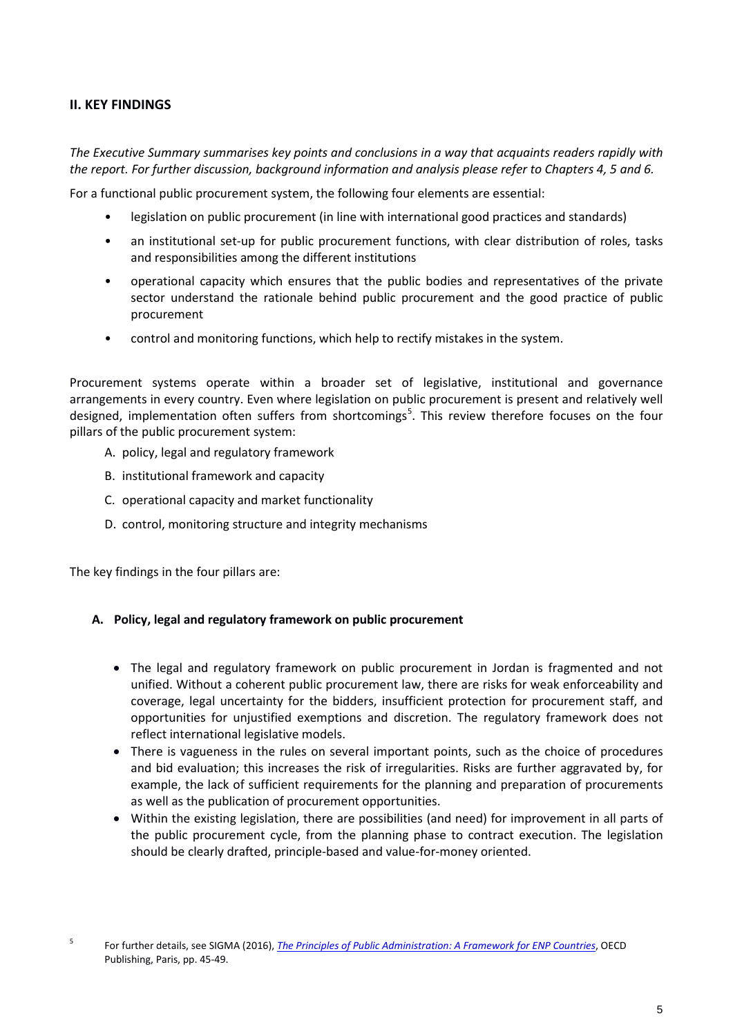## II. KEY FINDINGS

*The Executive Summary summarises key points and conclusions in a way that acquaints readers rapidly with the report. For further discussion, background information and analysis please refer to Chapters 4, 5 and 6.*

For a functional public procurement system, the following four elements are essential:

- legislation on public procurement (in line with international good practices and standards)
- an institutional set-up for public procurement functions, with clear distribution of roles, tasks and responsibilities among the different institutions
- operational capacity which ensures that the public bodies and representatives of the private sector understand the rationale behind public procurement and the good practice of public procurement
- control and monitoring functions, which help to rectify mistakes in the system.

Procurement systems operate within a broader set of legislative, institutional and governance arrangements in every country. Even where legislation on public procurement is present and relatively well designed, implementation often suffers from shortcomings[5]. This review therefore focuses on the four pillars of the public procurement system:

A. policy, legal and regulatory framework

B. institutional framework and capacity

C. operational capacity and market functionality

D. control, monitoring structure and integrity mechanisms

The key findings in the four pillars are:

### A. Policy, legal and regulatory framework on public procurement

- The legal and regulatory framework on public procurement in Jordan is fragmented and not unified. Without a coherent public procurement law, there are risks for weak enforceability and coverage, legal uncertainty for the bidders, insufficient protection for procurement staff, and opportunities for unjustified exemptions and discretion. The regulatory framework does not reflect international legislative models.
- There is vagueness in the rules on several important points, such as the choice of procedures and bid evaluation; this increases the risk of irregularities. Risks are further aggravated by, for example, the lack of sufficient requirements for the planning and preparation of procurements as well as the publication of procurement opportunities.
- Within the existing legislation, there are possibilities (and need) for improvement in all parts of the public procurement cycle, from the planning phase to contract execution. The legislation should be clearly drafted, principle-based and value-for-money oriented.

[5] For further details, see SIGMA (2016), *The Principles of Public Administration: A Framework for ENP Countries*, OECD Publishing, Paris, pp. 45-49.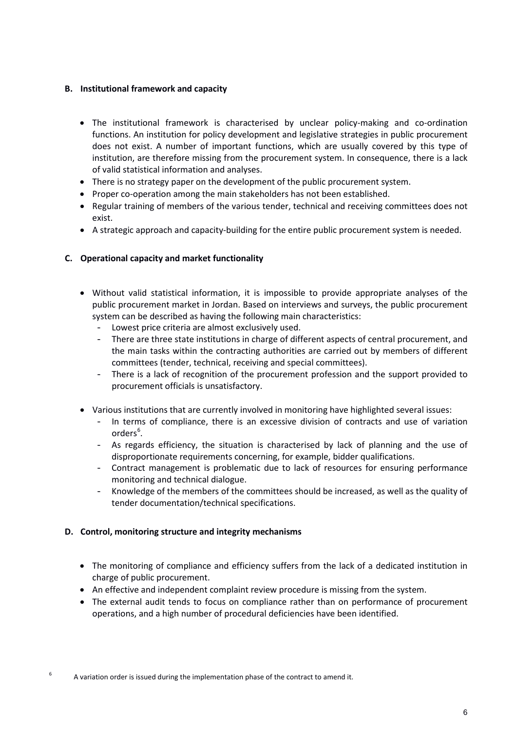### B. Institutional framework and capacity

- The institutional framework is characterised by unclear policy-making and co-ordination functions. An institution for policy development and legislative strategies in public procurement does not exist. A number of important functions, which are usually covered by this type of institution, are therefore missing from the procurement system. In consequence, there is a lack of valid statistical information and analyses.
- There is no strategy paper on the development of the public procurement system.
- Proper co-operation among the main stakeholders has not been established.
- Regular training of members of the various tender, technical and receiving committees does not exist.
- A strategic approach and capacity-building for the entire public procurement system is needed.

### C. Operational capacity and market functionality

- Without valid statistical information, it is impossible to provide appropriate analyses of the public procurement market in Jordan. Based on interviews and surveys, the public procurement system can be described as having the following main characteristics:
  - Lowest price criteria are almost exclusively used.
  - There are three state institutions in charge of different aspects of central procurement, and the main tasks within the contracting authorities are carried out by members of different committees (tender, technical, receiving and special committees).
  - There is a lack of recognition of the procurement profession and the support provided to procurement officials is unsatisfactory.

- Various institutions that are currently involved in monitoring have highlighted several issues:
  - In terms of compliance, there is an excessive division of contracts and use of variation orders[6].
  - As regards efficiency, the situation is characterised by lack of planning and the use of disproportionate requirements concerning, for example, bidder qualifications.
  - Contract management is problematic due to lack of resources for ensuring performance monitoring and technical dialogue.
  - Knowledge of the members of the committees should be increased, as well as the quality of tender documentation/technical specifications.

### D. Control, monitoring structure and integrity mechanisms

- The monitoring of compliance and efficiency suffers from the lack of a dedicated institution in charge of public procurement.
- An effective and independent complaint review procedure is missing from the system.
- The external audit tends to focus on compliance rather than on performance of procurement operations, and a high number of procedural deficiencies have been identified.

[6] A variation order is issued during the implementation phase of the contract to amend it.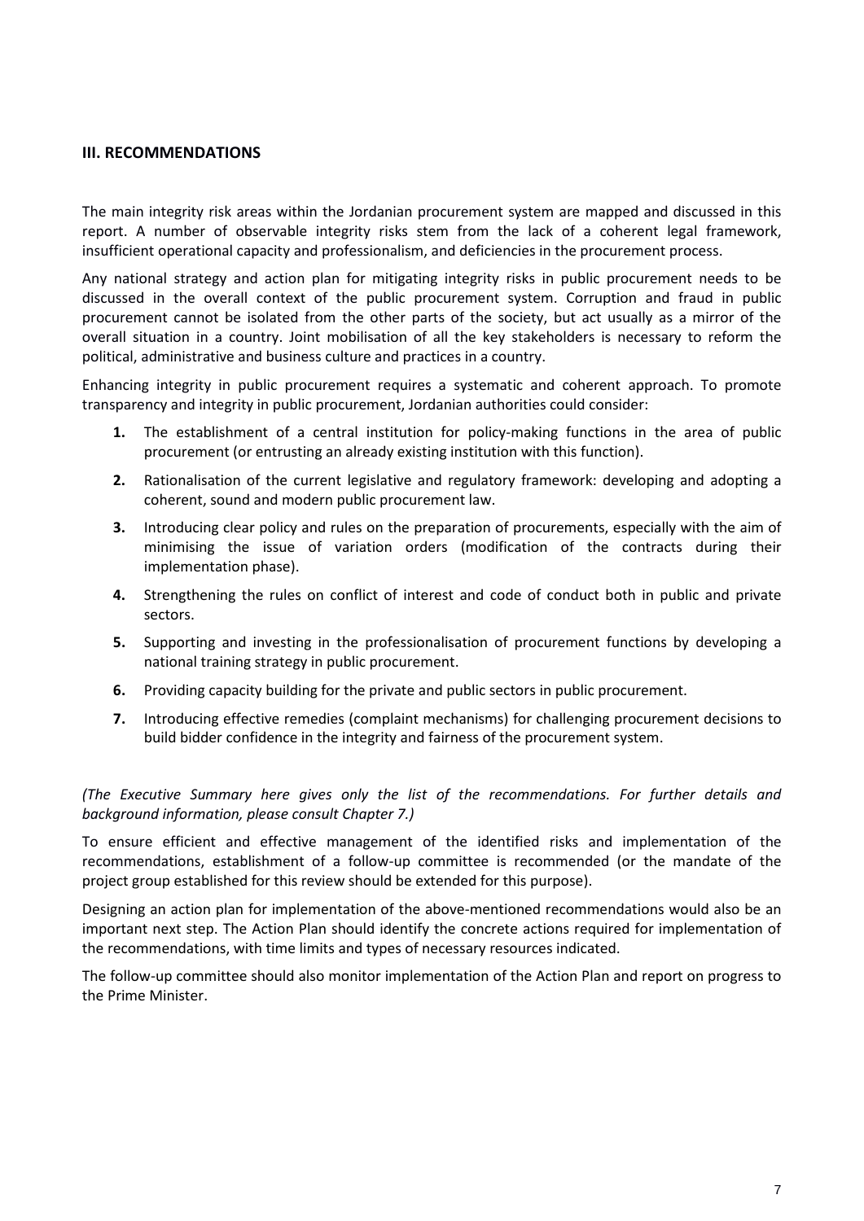## III. RECOMMENDATIONS

The main integrity risk areas within the Jordanian procurement system are mapped and discussed in this report. A number of observable integrity risks stem from the lack of a coherent legal framework, insufficient operational capacity and professionalism, and deficiencies in the procurement process.

Any national strategy and action plan for mitigating integrity risks in public procurement needs to be discussed in the overall context of the public procurement system. Corruption and fraud in public procurement cannot be isolated from the other parts of the society, but act usually as a mirror of the overall situation in a country. Joint mobilisation of all the key stakeholders is necessary to reform the political, administrative and business culture and practices in a country.

Enhancing integrity in public procurement requires a systematic and coherent approach. To promote transparency and integrity in public procurement, Jordanian authorities could consider:

1. The establishment of a central institution for policy-making functions in the area of public procurement (or entrusting an already existing institution with this function).
2. Rationalisation of the current legislative and regulatory framework: developing and adopting a coherent, sound and modern public procurement law.
3. Introducing clear policy and rules on the preparation of procurements, especially with the aim of minimising the issue of variation orders (modification of the contracts during their implementation phase).
4. Strengthening the rules on conflict of interest and code of conduct both in public and private sectors.
5. Supporting and investing in the professionalisation of procurement functions by developing a national training strategy in public procurement.
6. Providing capacity building for the private and public sectors in public procurement.
7. Introducing effective remedies (complaint mechanisms) for challenging procurement decisions to build bidder confidence in the integrity and fairness of the procurement system.

*(The Executive Summary here gives only the list of the recommendations. For further details and background information, please consult Chapter 7.)*

To ensure efficient and effective management of the identified risks and implementation of the recommendations, establishment of a follow-up committee is recommended (or the mandate of the project group established for this review should be extended for this purpose).

Designing an action plan for implementation of the above-mentioned recommendations would also be an important next step. The Action Plan should identify the concrete actions required for implementation of the recommendations, with time limits and types of necessary resources indicated.

The follow-up committee should also monitor implementation of the Action Plan and report on progress to the Prime Minister.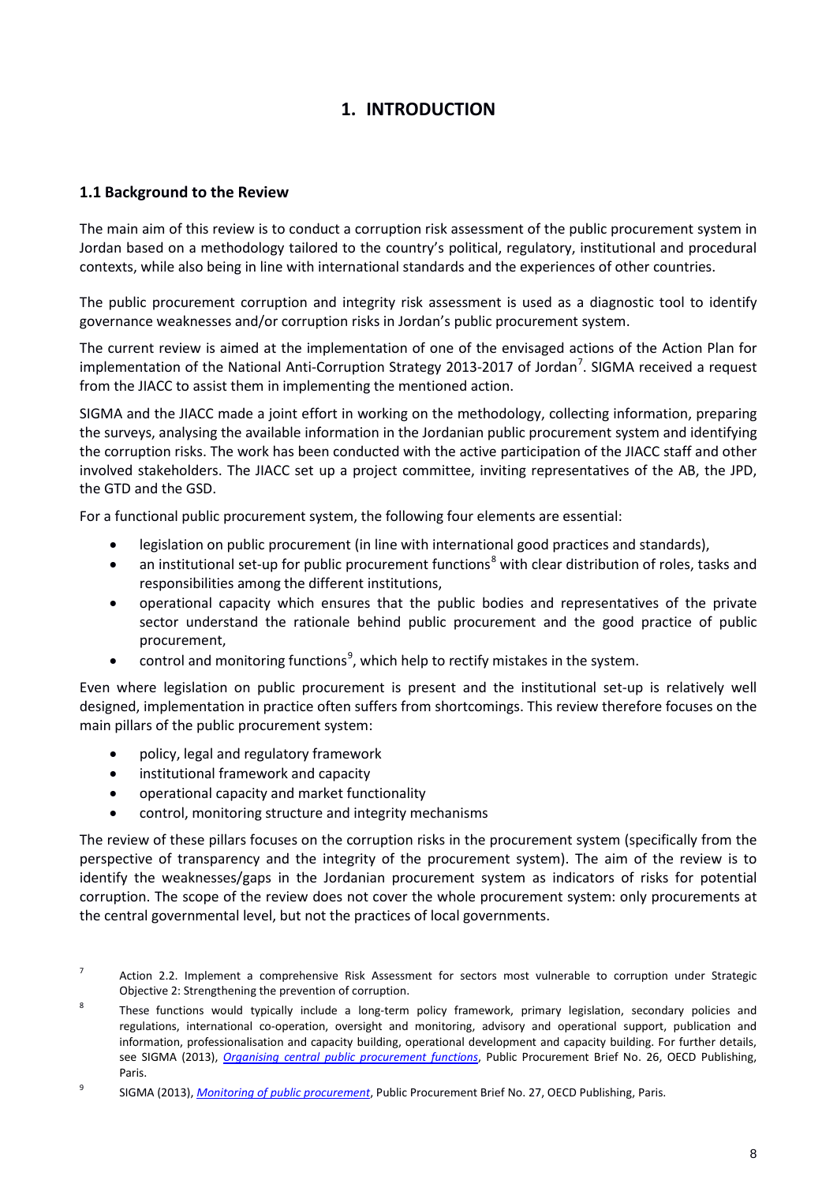# 1. INTRODUCTION

## 1.1 Background to the Review

The main aim of this review is to conduct a corruption risk assessment of the public procurement system in Jordan based on a methodology tailored to the country's political, regulatory, institutional and procedural contexts, while also being in line with international standards and the experiences of other countries.

The public procurement corruption and integrity risk assessment is used as a diagnostic tool to identify governance weaknesses and/or corruption risks in Jordan's public procurement system.

The current review is aimed at the implementation of one of the envisaged actions of the Action Plan for implementation of the National Anti-Corruption Strategy 2013-2017 of Jordan[7]. SIGMA received a request from the JIACC to assist them in implementing the mentioned action.

SIGMA and the JIACC made a joint effort in working on the methodology, collecting information, preparing the surveys, analysing the available information in the Jordanian public procurement system and identifying the corruption risks. The work has been conducted with the active participation of the JIACC staff and other involved stakeholders. The JIACC set up a project committee, inviting representatives of the AB, the JPD, the GTD and the GSD.

For a functional public procurement system, the following four elements are essential:

- legislation on public procurement (in line with international good practices and standards),
- an institutional set-up for public procurement functions[8] with clear distribution of roles, tasks and responsibilities among the different institutions,
- operational capacity which ensures that the public bodies and representatives of the private sector understand the rationale behind public procurement and the good practice of public procurement,
- control and monitoring functions[9], which help to rectify mistakes in the system.

Even where legislation on public procurement is present and the institutional set-up is relatively well designed, implementation in practice often suffers from shortcomings. This review therefore focuses on the main pillars of the public procurement system:

- policy, legal and regulatory framework
- institutional framework and capacity
- operational capacity and market functionality
- control, monitoring structure and integrity mechanisms

The review of these pillars focuses on the corruption risks in the procurement system (specifically from the perspective of transparency and the integrity of the procurement system). The aim of the review is to identify the weaknesses/gaps in the Jordanian procurement system as indicators of risks for potential corruption. The scope of the review does not cover the whole procurement system: only procurements at the central governmental level, but not the practices of local governments.

---

[7] Action 2.2. Implement a comprehensive Risk Assessment for sectors most vulnerable to corruption under Strategic Objective 2: Strengthening the prevention of corruption.

[8] These functions would typically include a long-term policy framework, primary legislation, secondary policies and regulations, international co-operation, oversight and monitoring, advisory and operational support, publication and information, professionalisation and capacity building, operational development and capacity building. For further details, see SIGMA (2013), *Organising central public procurement functions*, Public Procurement Brief No. 26, OECD Publishing, Paris.

[9] SIGMA (2013), *Monitoring of public procurement*, Public Procurement Brief No. 27, OECD Publishing, Paris.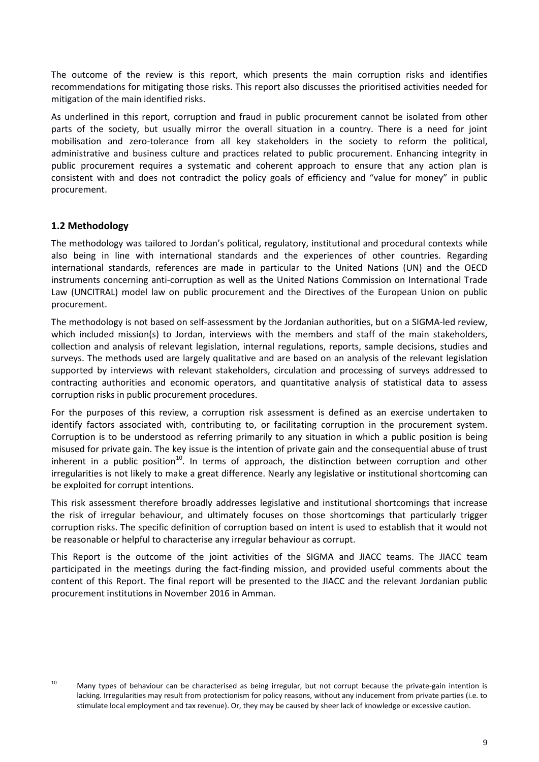The outcome of the review is this report, which presents the main corruption risks and identifies recommendations for mitigating those risks. This report also discusses the prioritised activities needed for mitigation of the main identified risks.

As underlined in this report, corruption and fraud in public procurement cannot be isolated from other parts of the society, but usually mirror the overall situation in a country. There is a need for joint mobilisation and zero-tolerance from all key stakeholders in the society to reform the political, administrative and business culture and practices related to public procurement. Enhancing integrity in public procurement requires a systematic and coherent approach to ensure that any action plan is consistent with and does not contradict the policy goals of efficiency and "value for money" in public procurement.

## 1.2 Methodology

The methodology was tailored to Jordan's political, regulatory, institutional and procedural contexts while also being in line with international standards and the experiences of other countries. Regarding international standards, references are made in particular to the United Nations (UN) and the OECD instruments concerning anti-corruption as well as the United Nations Commission on International Trade Law (UNCITRAL) model law on public procurement and the Directives of the European Union on public procurement.

The methodology is not based on self-assessment by the Jordanian authorities, but on a SIGMA-led review, which included mission(s) to Jordan, interviews with the members and staff of the main stakeholders, collection and analysis of relevant legislation, internal regulations, reports, sample decisions, studies and surveys. The methods used are largely qualitative and are based on an analysis of the relevant legislation supported by interviews with relevant stakeholders, circulation and processing of surveys addressed to contracting authorities and economic operators, and quantitative analysis of statistical data to assess corruption risks in public procurement procedures.

For the purposes of this review, a corruption risk assessment is defined as an exercise undertaken to identify factors associated with, contributing to, or facilitating corruption in the procurement system. Corruption is to be understood as referring primarily to any situation in which a public position is being misused for private gain. The key issue is the intention of private gain and the consequential abuse of trust inherent in a public position[10]. In terms of approach, the distinction between corruption and other irregularities is not likely to make a great difference. Nearly any legislative or institutional shortcoming can be exploited for corrupt intentions.

This risk assessment therefore broadly addresses legislative and institutional shortcomings that increase the risk of irregular behaviour, and ultimately focuses on those shortcomings that particularly trigger corruption risks. The specific definition of corruption based on intent is used to establish that it would not be reasonable or helpful to characterise any irregular behaviour as corrupt.

This Report is the outcome of the joint activities of the SIGMA and JIACC teams. The JIACC team participated in the meetings during the fact-finding mission, and provided useful comments about the content of this Report. The final report will be presented to the JIACC and the relevant Jordanian public procurement institutions in November 2016 in Amman.

[10] Many types of behaviour can be characterised as being irregular, but not corrupt because the private-gain intention is lacking. Irregularities may result from protectionism for policy reasons, without any inducement from private parties (i.e. to stimulate local employment and tax revenue). Or, they may be caused by sheer lack of knowledge or excessive caution.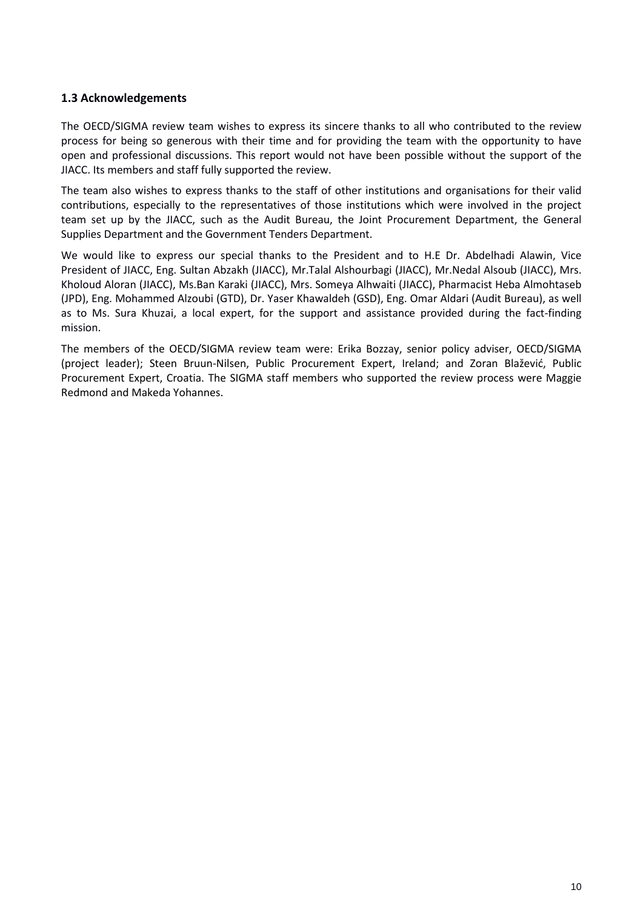### 1.3 Acknowledgements

The OECD/SIGMA review team wishes to express its sincere thanks to all who contributed to the review process for being so generous with their time and for providing the team with the opportunity to have open and professional discussions. This report would not have been possible without the support of the JIACC. Its members and staff fully supported the review.

The team also wishes to express thanks to the staff of other institutions and organisations for their valid contributions, especially to the representatives of those institutions which were involved in the project team set up by the JIACC, such as the Audit Bureau, the Joint Procurement Department, the General Supplies Department and the Government Tenders Department.

We would like to express our special thanks to the President and to H.E Dr. Abdelhadi Alawin, Vice President of JIACC, Eng. Sultan Abzakh (JIACC), Mr.Talal Alshourbagi (JIACC), Mr.Nedal Alsoub (JIACC), Mrs. Kholoud Aloran (JIACC), Ms.Ban Karaki (JIACC), Mrs. Someya Alhwaiti (JIACC), Pharmacist Heba Almohtaseb (JPD), Eng. Mohammed Alzoubi (GTD), Dr. Yaser Khawaldeh (GSD), Eng. Omar Aldari (Audit Bureau), as well as to Ms. Sura Khuzai, a local expert, for the support and assistance provided during the fact-finding mission.

The members of the OECD/SIGMA review team were: Erika Bozzay, senior policy adviser, OECD/SIGMA (project leader); Steen Bruun-Nilsen, Public Procurement Expert, Ireland; and Zoran Blažević, Public Procurement Expert, Croatia. The SIGMA staff members who supported the review process were Maggie Redmond and Makeda Yohannes.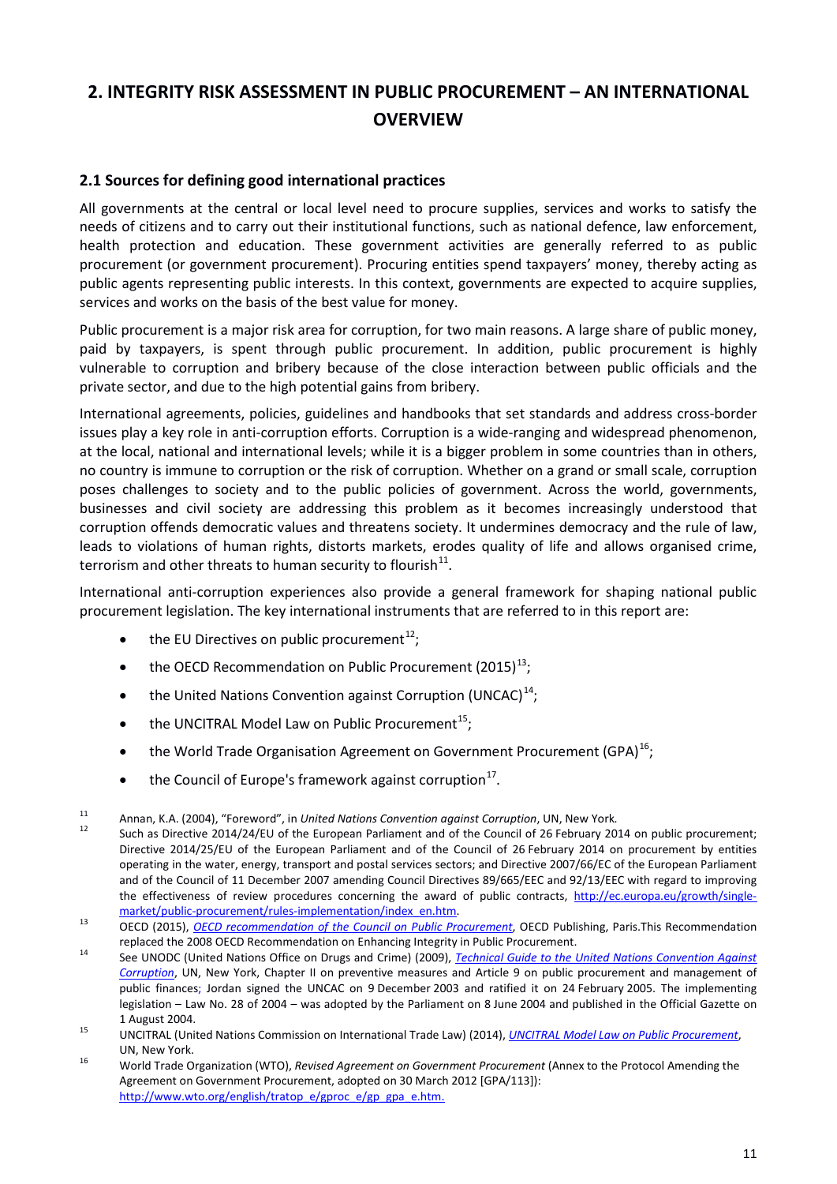## 2. INTEGRITY RISK ASSESSMENT IN PUBLIC PROCUREMENT – AN INTERNATIONAL OVERVIEW

### 2.1 Sources for defining good international practices

All governments at the central or local level need to procure supplies, services and works to satisfy the needs of citizens and to carry out their institutional functions, such as national defence, law enforcement, health protection and education. These government activities are generally referred to as public procurement (or government procurement). Procuring entities spend taxpayers' money, thereby acting as public agents representing public interests. In this context, governments are expected to acquire supplies, services and works on the basis of the best value for money.

Public procurement is a major risk area for corruption, for two main reasons. A large share of public money, paid by taxpayers, is spent through public procurement. In addition, public procurement is highly vulnerable to corruption and bribery because of the close interaction between public officials and the private sector, and due to the high potential gains from bribery.

International agreements, policies, guidelines and handbooks that set standards and address cross-border issues play a key role in anti-corruption efforts. Corruption is a wide-ranging and widespread phenomenon, at the local, national and international levels; while it is a bigger problem in some countries than in others, no country is immune to corruption or the risk of corruption. Whether on a grand or small scale, corruption poses challenges to society and to the public policies of government. Across the world, governments, businesses and civil society are addressing this problem as it becomes increasingly understood that corruption offends democratic values and threatens society. It undermines democracy and the rule of law, leads to violations of human rights, distorts markets, erodes quality of life and allows organised crime, terrorism and other threats to human security to flourish[11].

International anti-corruption experiences also provide a general framework for shaping national public procurement legislation. The key international instruments that are referred to in this report are:

- the EU Directives on public procurement[12];
- the OECD Recommendation on Public Procurement (2015)[13];
- the United Nations Convention against Corruption (UNCAC)[14];
- the UNCITRAL Model Law on Public Procurement[15];
- the World Trade Organisation Agreement on Government Procurement (GPA)[16];
- the Council of Europe's framework against corruption[17].

---

[11] Annan, K.A. (2004), "Foreword", in *United Nations Convention against Corruption*, UN, New York.

[12] Such as Directive 2014/24/EU of the European Parliament and of the Council of 26 February 2014 on public procurement; Directive 2014/25/EU of the European Parliament and of the Council of 26 February 2014 on procurement by entities operating in the water, energy, transport and postal services sectors; and Directive 2007/66/EC of the European Parliament and of the Council of 11 December 2007 amending Council Directives 89/665/EEC and 92/13/EEC with regard to improving the effectiveness of review procedures concerning the award of public contracts, http://ec.europa.eu/growth/single-market/public-procurement/rules-implementation/index_en.htm.

[13] OECD (2015), *OECD recommendation of the Council on Public Procurement*, OECD Publishing, Paris.This Recommendation replaced the 2008 OECD Recommendation on Enhancing Integrity in Public Procurement.

[14] See UNODC (United Nations Office on Drugs and Crime) (2009), *Technical Guide to the United Nations Convention Against Corruption*, UN, New York, Chapter II on preventive measures and Article 9 on public procurement and management of public finances; Jordan signed the UNCAC on 9 December 2003 and ratified it on 24 February 2005. The implementing legislation – Law No. 28 of 2004 – was adopted by the Parliament on 8 June 2004 and published in the Official Gazette on 1 August 2004.

[15] UNCITRAL (United Nations Commission on International Trade Law) (2014), *UNCITRAL Model Law on Public Procurement*, UN, New York.

[16] World Trade Organization (WTO), *Revised Agreement on Government Procurement* (Annex to the Protocol Amending the Agreement on Government Procurement, adopted on 30 March 2012 [GPA/113]): http://www.wto.org/english/tratop_e/gproc_e/gp_gpa_e.htm.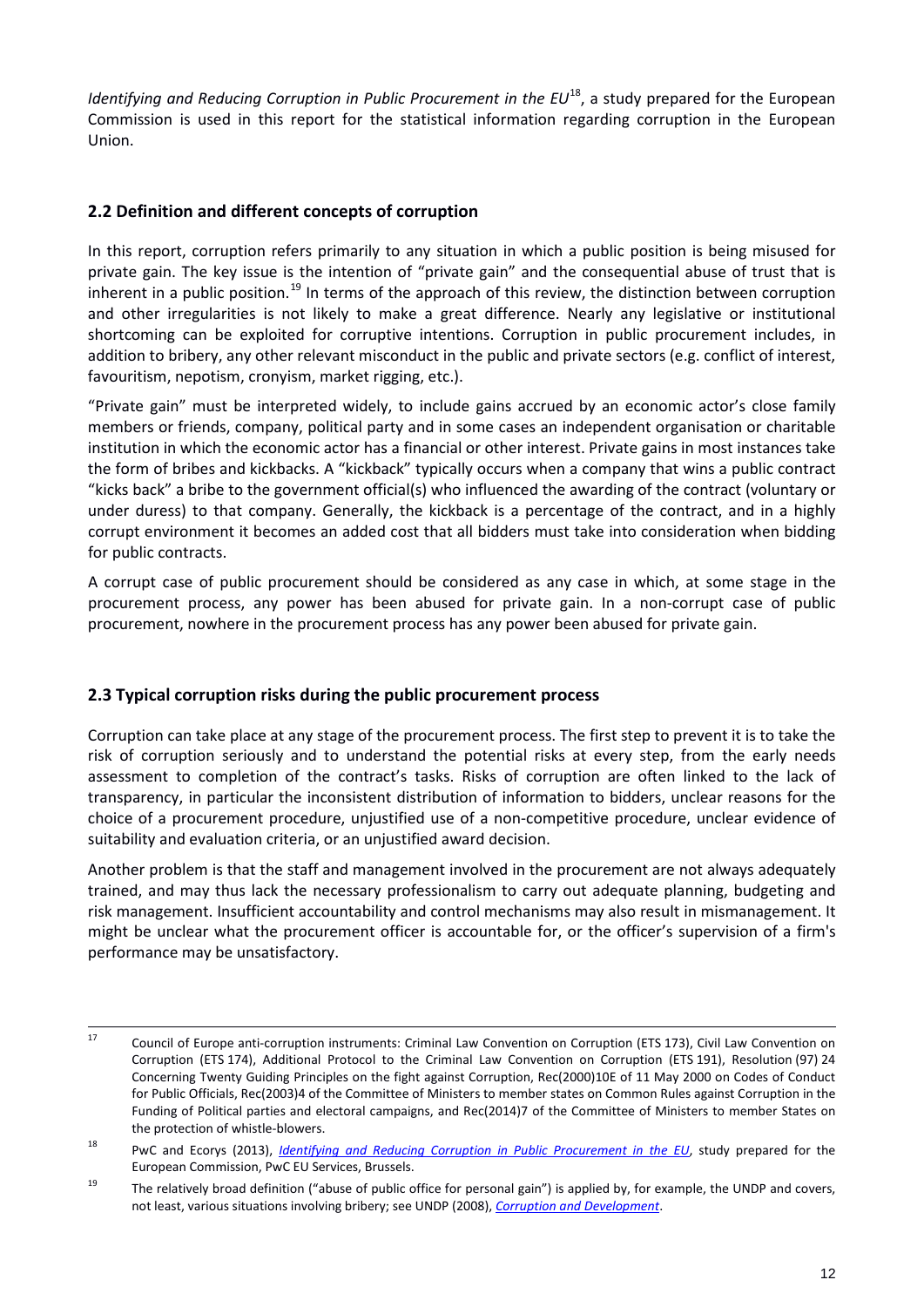*Identifying and Reducing Corruption in Public Procurement in the EU*[18], a study prepared for the European Commission is used in this report for the statistical information regarding corruption in the European Union.

## 2.2 Definition and different concepts of corruption

In this report, corruption refers primarily to any situation in which a public position is being misused for private gain. The key issue is the intention of "private gain" and the consequential abuse of trust that is inherent in a public position.[19] In terms of the approach of this review, the distinction between corruption and other irregularities is not likely to make a great difference. Nearly any legislative or institutional shortcoming can be exploited for corruptive intentions. Corruption in public procurement includes, in addition to bribery, any other relevant misconduct in the public and private sectors (e.g. conflict of interest, favouritism, nepotism, cronyism, market rigging, etc.).

"Private gain" must be interpreted widely, to include gains accrued by an economic actor's close family members or friends, company, political party and in some cases an independent organisation or charitable institution in which the economic actor has a financial or other interest. Private gains in most instances take the form of bribes and kickbacks. A "kickback" typically occurs when a company that wins a public contract "kicks back" a bribe to the government official(s) who influenced the awarding of the contract (voluntary or under duress) to that company. Generally, the kickback is a percentage of the contract, and in a highly corrupt environment it becomes an added cost that all bidders must take into consideration when bidding for public contracts.

A corrupt case of public procurement should be considered as any case in which, at some stage in the procurement process, any power has been abused for private gain. In a non-corrupt case of public procurement, nowhere in the procurement process has any power been abused for private gain.

## 2.3 Typical corruption risks during the public procurement process

Corruption can take place at any stage of the procurement process. The first step to prevent it is to take the risk of corruption seriously and to understand the potential risks at every step, from the early needs assessment to completion of the contract's tasks. Risks of corruption are often linked to the lack of transparency, in particular the inconsistent distribution of information to bidders, unclear reasons for the choice of a procurement procedure, unjustified use of a non-competitive procedure, unclear evidence of suitability and evaluation criteria, or an unjustified award decision.

Another problem is that the staff and management involved in the procurement are not always adequately trained, and may thus lack the necessary professionalism to carry out adequate planning, budgeting and risk management. Insufficient accountability and control mechanisms may also result in mismanagement. It might be unclear what the procurement officer is accountable for, or the officer's supervision of a firm's performance may be unsatisfactory.

---

[17] Council of Europe anti-corruption instruments: Criminal Law Convention on Corruption (ETS 173), Civil Law Convention on Corruption (ETS 174), Additional Protocol to the Criminal Law Convention on Corruption (ETS 191), Resolution (97) 24 Concerning Twenty Guiding Principles on the fight against Corruption, Rec(2000)10E of 11 May 2000 on Codes of Conduct for Public Officials, Rec(2003)4 of the Committee of Ministers to member states on Common Rules against Corruption in the Funding of Political parties and electoral campaigns, and Rec(2014)7 of the Committee of Ministers to member States on the protection of whistle-blowers.

[18] PwC and Ecorys (2013), *Identifying and Reducing Corruption in Public Procurement in the EU*, study prepared for the European Commission, PwC EU Services, Brussels.

[19] The relatively broad definition ("abuse of public office for personal gain") is applied by, for example, the UNDP and covers, not least, various situations involving bribery; see UNDP (2008), *Corruption and Development*.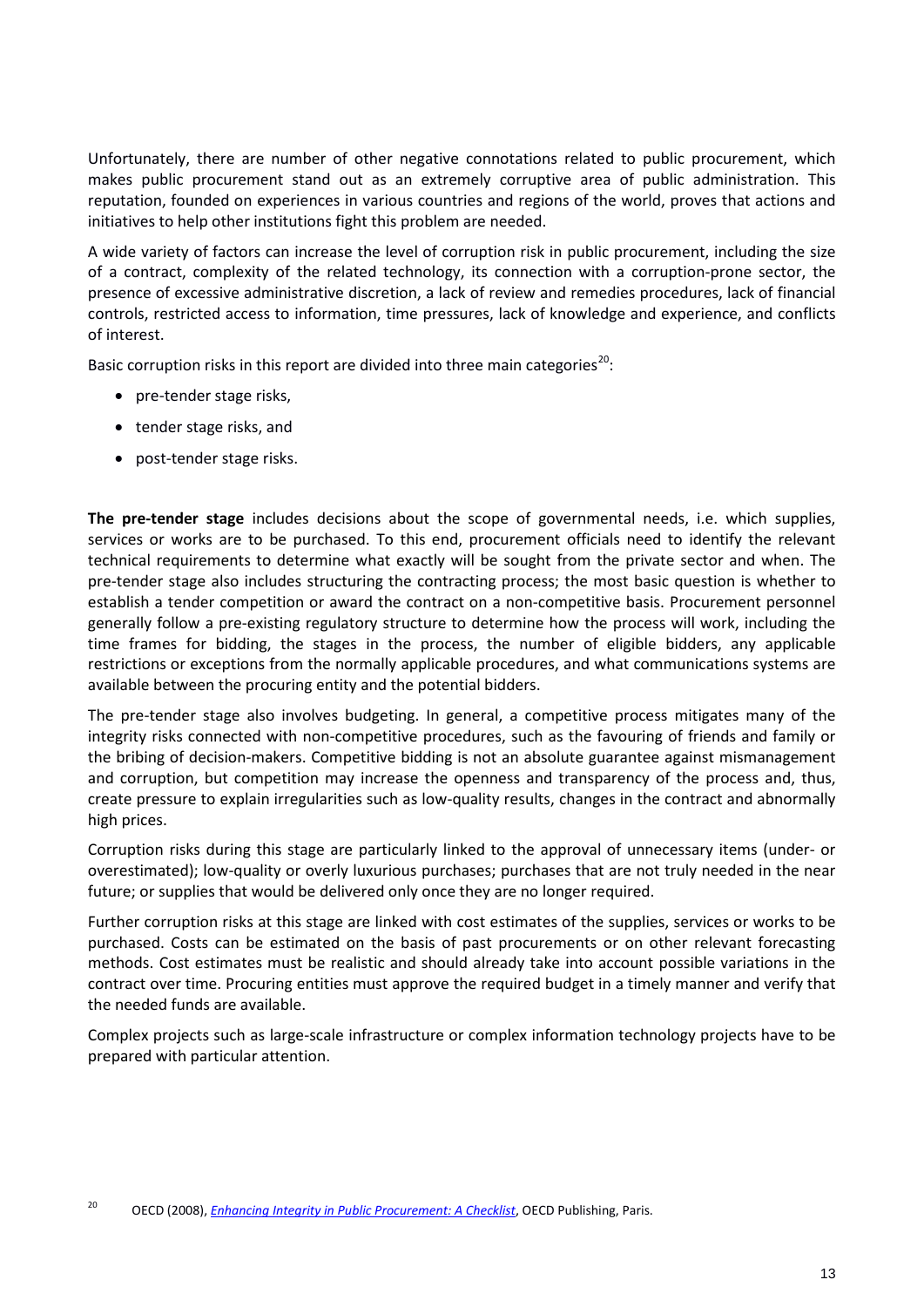Unfortunately, there are number of other negative connotations related to public procurement, which makes public procurement stand out as an extremely corruptive area of public administration. This reputation, founded on experiences in various countries and regions of the world, proves that actions and initiatives to help other institutions fight this problem are needed.

A wide variety of factors can increase the level of corruption risk in public procurement, including the size of a contract, complexity of the related technology, its connection with a corruption-prone sector, the presence of excessive administrative discretion, a lack of review and remedies procedures, lack of financial controls, restricted access to information, time pressures, lack of knowledge and experience, and conflicts of interest.

Basic corruption risks in this report are divided into three main categories[20]:

- pre-tender stage risks,
- tender stage risks, and
- post-tender stage risks.

**The pre-tender stage** includes decisions about the scope of governmental needs, i.e. which supplies, services or works are to be purchased. To this end, procurement officials need to identify the relevant technical requirements to determine what exactly will be sought from the private sector and when. The pre-tender stage also includes structuring the contracting process; the most basic question is whether to establish a tender competition or award the contract on a non-competitive basis. Procurement personnel generally follow a pre-existing regulatory structure to determine how the process will work, including the time frames for bidding, the stages in the process, the number of eligible bidders, any applicable restrictions or exceptions from the normally applicable procedures, and what communications systems are available between the procuring entity and the potential bidders.

The pre-tender stage also involves budgeting. In general, a competitive process mitigates many of the integrity risks connected with non-competitive procedures, such as the favouring of friends and family or the bribing of decision-makers. Competitive bidding is not an absolute guarantee against mismanagement and corruption, but competition may increase the openness and transparency of the process and, thus, create pressure to explain irregularities such as low-quality results, changes in the contract and abnormally high prices.

Corruption risks during this stage are particularly linked to the approval of unnecessary items (under- or overestimated); low-quality or overly luxurious purchases; purchases that are not truly needed in the near future; or supplies that would be delivered only once they are no longer required.

Further corruption risks at this stage are linked with cost estimates of the supplies, services or works to be purchased. Costs can be estimated on the basis of past procurements or on other relevant forecasting methods. Cost estimates must be realistic and should already take into account possible variations in the contract over time. Procuring entities must approve the required budget in a timely manner and verify that the needed funds are available.

Complex projects such as large-scale infrastructure or complex information technology projects have to be prepared with particular attention.

[20] OECD (2008), *Enhancing Integrity in Public Procurement: A Checklist*, OECD Publishing, Paris.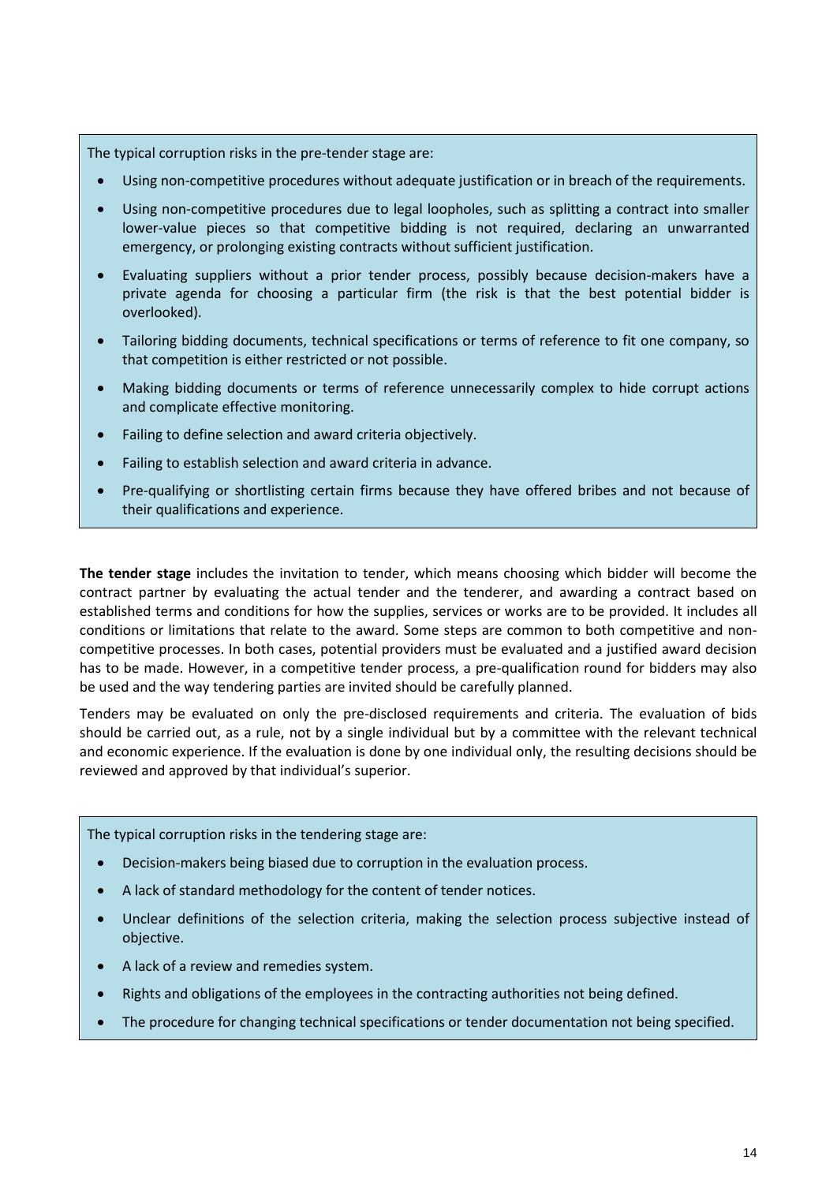The typical corruption risks in the pre-tender stage are:

- Using non-competitive procedures without adequate justification or in breach of the requirements.
- Using non-competitive procedures due to legal loopholes, such as splitting a contract into smaller lower-value pieces so that competitive bidding is not required, declaring an unwarranted emergency, or prolonging existing contracts without sufficient justification.
- Evaluating suppliers without a prior tender process, possibly because decision-makers have a private agenda for choosing a particular firm (the risk is that the best potential bidder is overlooked).
- Tailoring bidding documents, technical specifications or terms of reference to fit one company, so that competition is either restricted or not possible.
- Making bidding documents or terms of reference unnecessarily complex to hide corrupt actions and complicate effective monitoring.
- Failing to define selection and award criteria objectively.
- Failing to establish selection and award criteria in advance.
- Pre-qualifying or shortlisting certain firms because they have offered bribes and not because of their qualifications and experience.

**The tender stage** includes the invitation to tender, which means choosing which bidder will become the contract partner by evaluating the actual tender and the tenderer, and awarding a contract based on established terms and conditions for how the supplies, services or works are to be provided. It includes all conditions or limitations that relate to the award. Some steps are common to both competitive and non-competitive processes. In both cases, potential providers must be evaluated and a justified award decision has to be made. However, in a competitive tender process, a pre-qualification round for bidders may also be used and the way tendering parties are invited should be carefully planned.

Tenders may be evaluated on only the pre-disclosed requirements and criteria. The evaluation of bids should be carried out, as a rule, not by a single individual but by a committee with the relevant technical and economic experience. If the evaluation is done by one individual only, the resulting decisions should be reviewed and approved by that individual's superior.

The typical corruption risks in the tendering stage are:

- Decision-makers being biased due to corruption in the evaluation process.
- A lack of standard methodology for the content of tender notices.
- Unclear definitions of the selection criteria, making the selection process subjective instead of objective.
- A lack of a review and remedies system.
- Rights and obligations of the employees in the contracting authorities not being defined.
- The procedure for changing technical specifications or tender documentation not being specified.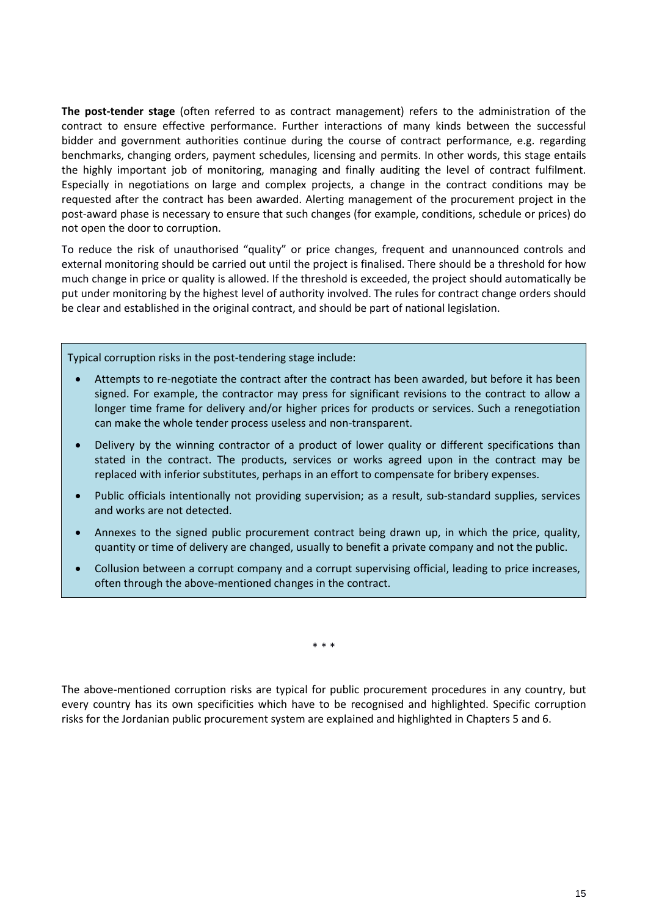**The post-tender stage** (often referred to as contract management) refers to the administration of the contract to ensure effective performance. Further interactions of many kinds between the successful bidder and government authorities continue during the course of contract performance, e.g. regarding benchmarks, changing orders, payment schedules, licensing and permits. In other words, this stage entails the highly important job of monitoring, managing and finally auditing the level of contract fulfilment. Especially in negotiations on large and complex projects, a change in the contract conditions may be requested after the contract has been awarded. Alerting management of the procurement project in the post-award phase is necessary to ensure that such changes (for example, conditions, schedule or prices) do not open the door to corruption.

To reduce the risk of unauthorised "quality" or price changes, frequent and unannounced controls and external monitoring should be carried out until the project is finalised. There should be a threshold for how much change in price or quality is allowed. If the threshold is exceeded, the project should automatically be put under monitoring by the highest level of authority involved. The rules for contract change orders should be clear and established in the original contract, and should be part of national legislation.

Typical corruption risks in the post-tendering stage include:

- Attempts to re-negotiate the contract after the contract has been awarded, but before it has been signed. For example, the contractor may press for significant revisions to the contract to allow a longer time frame for delivery and/or higher prices for products or services. Such a renegotiation can make the whole tender process useless and non-transparent.
- Delivery by the winning contractor of a product of lower quality or different specifications than stated in the contract. The products, services or works agreed upon in the contract may be replaced with inferior substitutes, perhaps in an effort to compensate for bribery expenses.
- Public officials intentionally not providing supervision; as a result, sub-standard supplies, services and works are not detected.
- Annexes to the signed public procurement contract being drawn up, in which the price, quality, quantity or time of delivery are changed, usually to benefit a private company and not the public.
- Collusion between a corrupt company and a corrupt supervising official, leading to price increases, often through the above-mentioned changes in the contract.

\* \* \*

The above-mentioned corruption risks are typical for public procurement procedures in any country, but every country has its own specificities which have to be recognised and highlighted. Specific corruption risks for the Jordanian public procurement system are explained and highlighted in Chapters 5 and 6.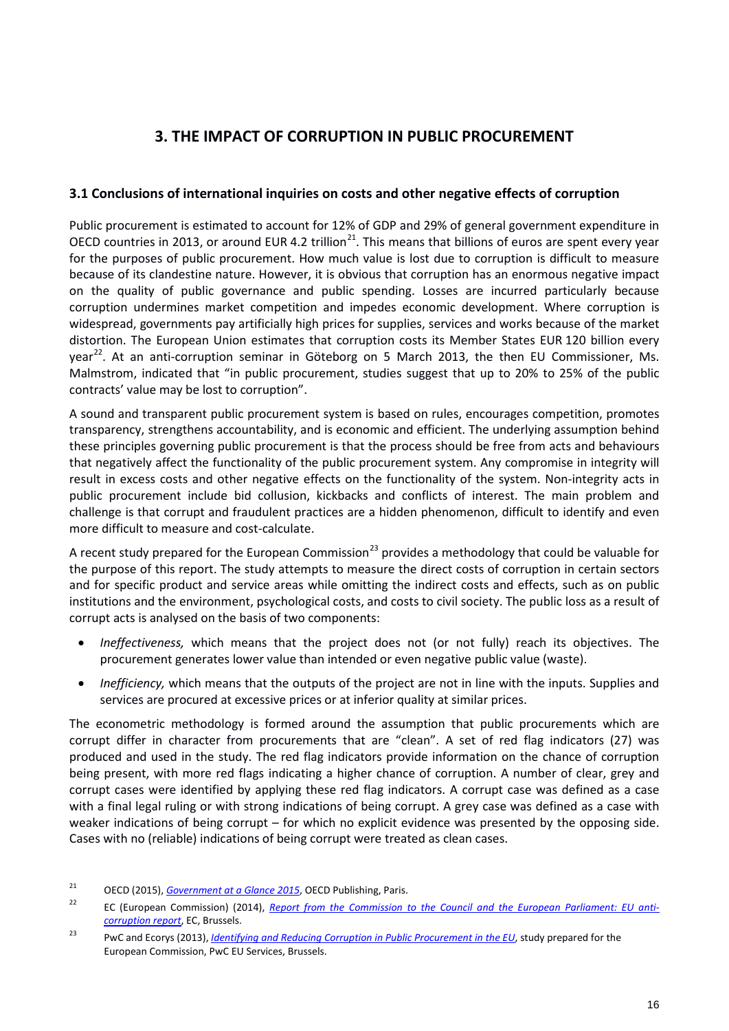## 3. THE IMPACT OF CORRUPTION IN PUBLIC PROCUREMENT

### 3.1 Conclusions of international inquiries on costs and other negative effects of corruption

Public procurement is estimated to account for 12% of GDP and 29% of general government expenditure in OECD countries in 2013, or around EUR 4.2 trillion[21]. This means that billions of euros are spent every year for the purposes of public procurement. How much value is lost due to corruption is difficult to measure because of its clandestine nature. However, it is obvious that corruption has an enormous negative impact on the quality of public governance and public spending. Losses are incurred particularly because corruption undermines market competition and impedes economic development. Where corruption is widespread, governments pay artificially high prices for supplies, services and works because of the market distortion. The European Union estimates that corruption costs its Member States EUR 120 billion every year[22]. At an anti-corruption seminar in Göteborg on 5 March 2013, the then EU Commissioner, Ms. Malmstrom, indicated that "in public procurement, studies suggest that up to 20% to 25% of the public contracts' value may be lost to corruption".

A sound and transparent public procurement system is based on rules, encourages competition, promotes transparency, strengthens accountability, and is economic and efficient. The underlying assumption behind these principles governing public procurement is that the process should be free from acts and behaviours that negatively affect the functionality of the public procurement system. Any compromise in integrity will result in excess costs and other negative effects on the functionality of the system. Non-integrity acts in public procurement include bid collusion, kickbacks and conflicts of interest. The main problem and challenge is that corrupt and fraudulent practices are a hidden phenomenon, difficult to identify and even more difficult to measure and cost-calculate.

A recent study prepared for the European Commission[23] provides a methodology that could be valuable for the purpose of this report. The study attempts to measure the direct costs of corruption in certain sectors and for specific product and service areas while omitting the indirect costs and effects, such as on public institutions and the environment, psychological costs, and costs to civil society. The public loss as a result of corrupt acts is analysed on the basis of two components:

- *Ineffectiveness,* which means that the project does not (or not fully) reach its objectives. The procurement generates lower value than intended or even negative public value (waste).
- *Inefficiency,* which means that the outputs of the project are not in line with the inputs. Supplies and services are procured at excessive prices or at inferior quality at similar prices.

The econometric methodology is formed around the assumption that public procurements which are corrupt differ in character from procurements that are "clean". A set of red flag indicators (27) was produced and used in the study. The red flag indicators provide information on the chance of corruption being present, with more red flags indicating a higher chance of corruption. A number of clear, grey and corrupt cases were identified by applying these red flag indicators. A corrupt case was defined as a case with a final legal ruling or with strong indications of being corrupt. A grey case was defined as a case with weaker indications of being corrupt – for which no explicit evidence was presented by the opposing side. Cases with no (reliable) indications of being corrupt were treated as clean cases.

[21] OECD (2015), *Government at a Glance 2015*, OECD Publishing, Paris.

[22] EC (European Commission) (2014), *Report from the Commission to the Council and the European Parliament: EU anti-corruption report*, EC, Brussels.

[23] PwC and Ecorys (2013), *Identifying and Reducing Corruption in Public Procurement in the EU*, study prepared for the European Commission, PwC EU Services, Brussels.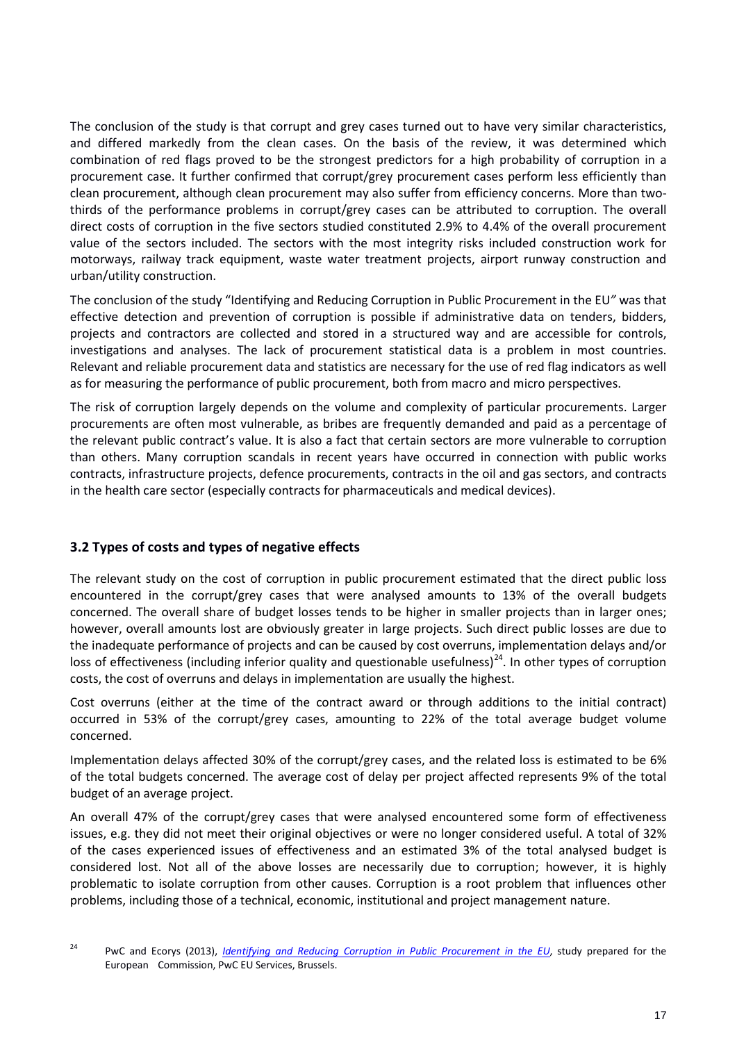The conclusion of the study is that corrupt and grey cases turned out to have very similar characteristics, and differed markedly from the clean cases. On the basis of the review, it was determined which combination of red flags proved to be the strongest predictors for a high probability of corruption in a procurement case. It further confirmed that corrupt/grey procurement cases perform less efficiently than clean procurement, although clean procurement may also suffer from efficiency concerns. More than two-thirds of the performance problems in corrupt/grey cases can be attributed to corruption. The overall direct costs of corruption in the five sectors studied constituted 2.9% to 4.4% of the overall procurement value of the sectors included. The sectors with the most integrity risks included construction work for motorways, railway track equipment, waste water treatment projects, airport runway construction and urban/utility construction.

The conclusion of the study "Identifying and Reducing Corruption in Public Procurement in the EU" was that effective detection and prevention of corruption is possible if administrative data on tenders, bidders, projects and contractors are collected and stored in a structured way and are accessible for controls, investigations and analyses. The lack of procurement statistical data is a problem in most countries. Relevant and reliable procurement data and statistics are necessary for the use of red flag indicators as well as for measuring the performance of public procurement, both from macro and micro perspectives.

The risk of corruption largely depends on the volume and complexity of particular procurements. Larger procurements are often most vulnerable, as bribes are frequently demanded and paid as a percentage of the relevant public contract's value. It is also a fact that certain sectors are more vulnerable to corruption than others. Many corruption scandals in recent years have occurred in connection with public works contracts, infrastructure projects, defence procurements, contracts in the oil and gas sectors, and contracts in the health care sector (especially contracts for pharmaceuticals and medical devices).

### 3.2 Types of costs and types of negative effects

The relevant study on the cost of corruption in public procurement estimated that the direct public loss encountered in the corrupt/grey cases that were analysed amounts to 13% of the overall budgets concerned. The overall share of budget losses tends to be higher in smaller projects than in larger ones; however, overall amounts lost are obviously greater in large projects. Such direct public losses are due to the inadequate performance of projects and can be caused by cost overruns, implementation delays and/or loss of effectiveness (including inferior quality and questionable usefulness)[24]. In other types of corruption costs, the cost of overruns and delays in implementation are usually the highest.

Cost overruns (either at the time of the contract award or through additions to the initial contract) occurred in 53% of the corrupt/grey cases, amounting to 22% of the total average budget volume concerned.

Implementation delays affected 30% of the corrupt/grey cases, and the related loss is estimated to be 6% of the total budgets concerned. The average cost of delay per project affected represents 9% of the total budget of an average project.

An overall 47% of the corrupt/grey cases that were analysed encountered some form of effectiveness issues, e.g. they did not meet their original objectives or were no longer considered useful. A total of 32% of the cases experienced issues of effectiveness and an estimated 3% of the total analysed budget is considered lost. Not all of the above losses are necessarily due to corruption; however, it is highly problematic to isolate corruption from other causes. Corruption is a root problem that influences other problems, including those of a technical, economic, institutional and project management nature.

[24] PwC and Ecorys (2013), *Identifying and Reducing Corruption in Public Procurement in the EU*, study prepared for the European Commission, PwC EU Services, Brussels.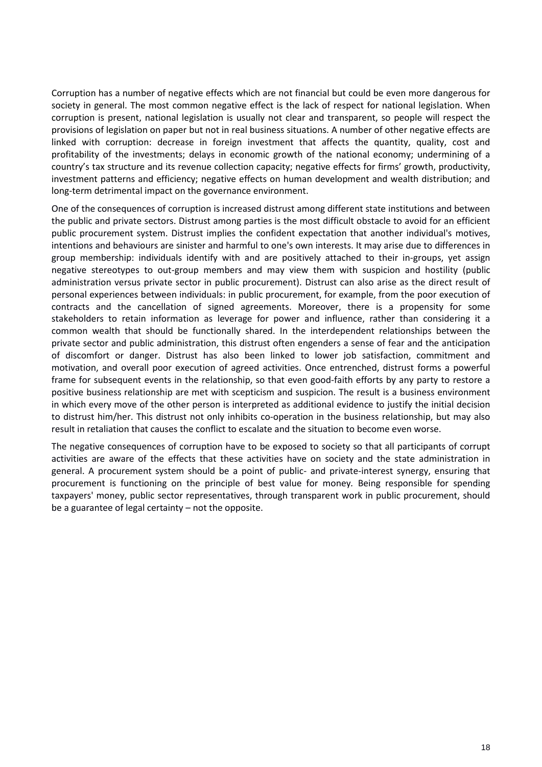Corruption has a number of negative effects which are not financial but could be even more dangerous for society in general. The most common negative effect is the lack of respect for national legislation. When corruption is present, national legislation is usually not clear and transparent, so people will respect the provisions of legislation on paper but not in real business situations. A number of other negative effects are linked with corruption: decrease in foreign investment that affects the quantity, quality, cost and profitability of the investments; delays in economic growth of the national economy; undermining of a country's tax structure and its revenue collection capacity; negative effects for firms' growth, productivity, investment patterns and efficiency; negative effects on human development and wealth distribution; and long-term detrimental impact on the governance environment.

One of the consequences of corruption is increased distrust among different state institutions and between the public and private sectors. Distrust among parties is the most difficult obstacle to avoid for an efficient public procurement system. Distrust implies the confident expectation that another individual's motives, intentions and behaviours are sinister and harmful to one's own interests. It may arise due to differences in group membership: individuals identify with and are positively attached to their in-groups, yet assign negative stereotypes to out-group members and may view them with suspicion and hostility (public administration versus private sector in public procurement). Distrust can also arise as the direct result of personal experiences between individuals: in public procurement, for example, from the poor execution of contracts and the cancellation of signed agreements. Moreover, there is a propensity for some stakeholders to retain information as leverage for power and influence, rather than considering it a common wealth that should be functionally shared. In the interdependent relationships between the private sector and public administration, this distrust often engenders a sense of fear and the anticipation of discomfort or danger. Distrust has also been linked to lower job satisfaction, commitment and motivation, and overall poor execution of agreed activities. Once entrenched, distrust forms a powerful frame for subsequent events in the relationship, so that even good-faith efforts by any party to restore a positive business relationship are met with scepticism and suspicion. The result is a business environment in which every move of the other person is interpreted as additional evidence to justify the initial decision to distrust him/her. This distrust not only inhibits co-operation in the business relationship, but may also result in retaliation that causes the conflict to escalate and the situation to become even worse.

The negative consequences of corruption have to be exposed to society so that all participants of corrupt activities are aware of the effects that these activities have on society and the state administration in general. A procurement system should be a point of public- and private-interest synergy, ensuring that procurement is functioning on the principle of best value for money. Being responsible for spending taxpayers' money, public sector representatives, through transparent work in public procurement, should be a guarantee of legal certainty – not the opposite.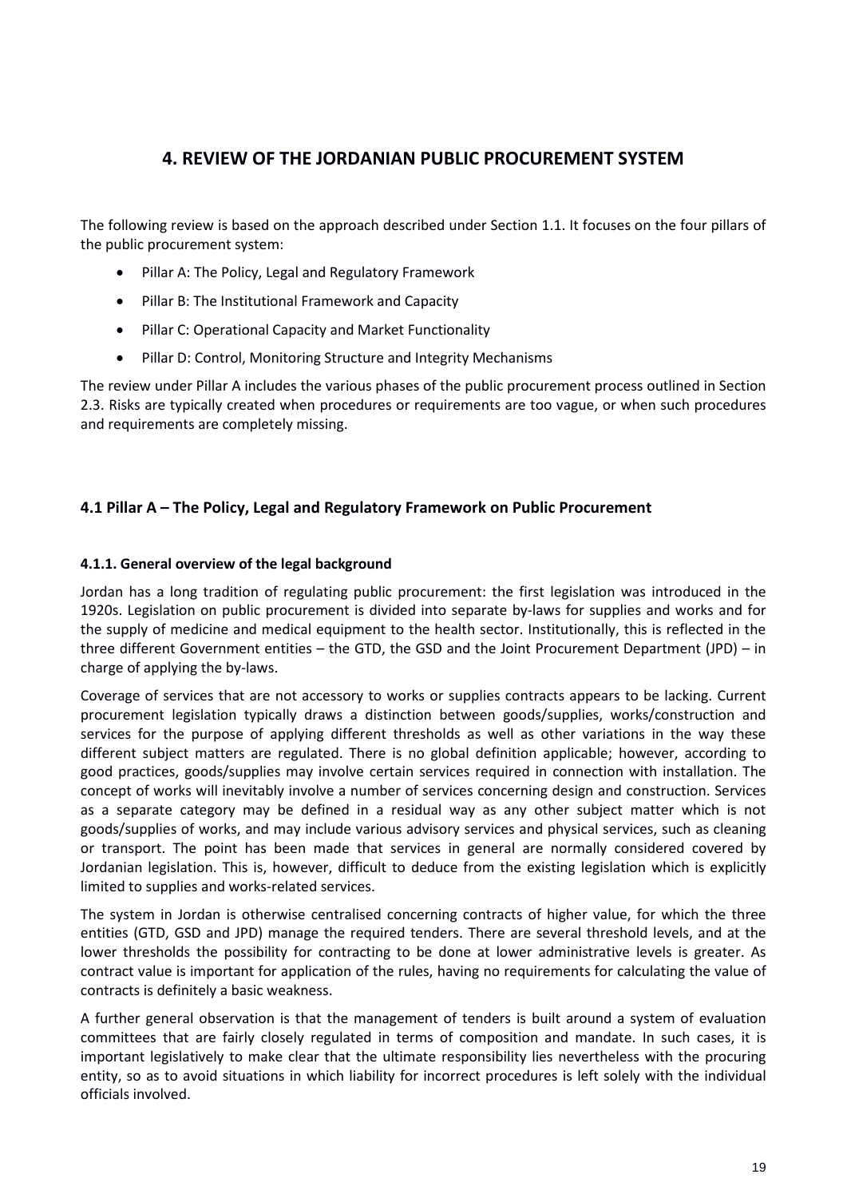## 4. REVIEW OF THE JORDANIAN PUBLIC PROCUREMENT SYSTEM

The following review is based on the approach described under Section 1.1. It focuses on the four pillars of the public procurement system:

- Pillar A: The Policy, Legal and Regulatory Framework
- Pillar B: The Institutional Framework and Capacity
- Pillar C: Operational Capacity and Market Functionality
- Pillar D: Control, Monitoring Structure and Integrity Mechanisms

The review under Pillar A includes the various phases of the public procurement process outlined in Section 2.3. Risks are typically created when procedures or requirements are too vague, or when such procedures and requirements are completely missing.

### 4.1 Pillar A – The Policy, Legal and Regulatory Framework on Public Procurement

#### 4.1.1. General overview of the legal background

Jordan has a long tradition of regulating public procurement: the first legislation was introduced in the 1920s. Legislation on public procurement is divided into separate by-laws for supplies and works and for the supply of medicine and medical equipment to the health sector. Institutionally, this is reflected in the three different Government entities – the GTD, the GSD and the Joint Procurement Department (JPD) – in charge of applying the by-laws.

Coverage of services that are not accessory to works or supplies contracts appears to be lacking. Current procurement legislation typically draws a distinction between goods/supplies, works/construction and services for the purpose of applying different thresholds as well as other variations in the way these different subject matters are regulated. There is no global definition applicable; however, according to good practices, goods/supplies may involve certain services required in connection with installation. The concept of works will inevitably involve a number of services concerning design and construction. Services as a separate category may be defined in a residual way as any other subject matter which is not goods/supplies of works, and may include various advisory services and physical services, such as cleaning or transport. The point has been made that services in general are normally considered covered by Jordanian legislation. This is, however, difficult to deduce from the existing legislation which is explicitly limited to supplies and works-related services.

The system in Jordan is otherwise centralised concerning contracts of higher value, for which the three entities (GTD, GSD and JPD) manage the required tenders. There are several threshold levels, and at the lower thresholds the possibility for contracting to be done at lower administrative levels is greater. As contract value is important for application of the rules, having no requirements for calculating the value of contracts is definitely a basic weakness.

A further general observation is that the management of tenders is built around a system of evaluation committees that are fairly closely regulated in terms of composition and mandate. In such cases, it is important legislatively to make clear that the ultimate responsibility lies nevertheless with the procuring entity, so as to avoid situations in which liability for incorrect procedures is left solely with the individual officials involved.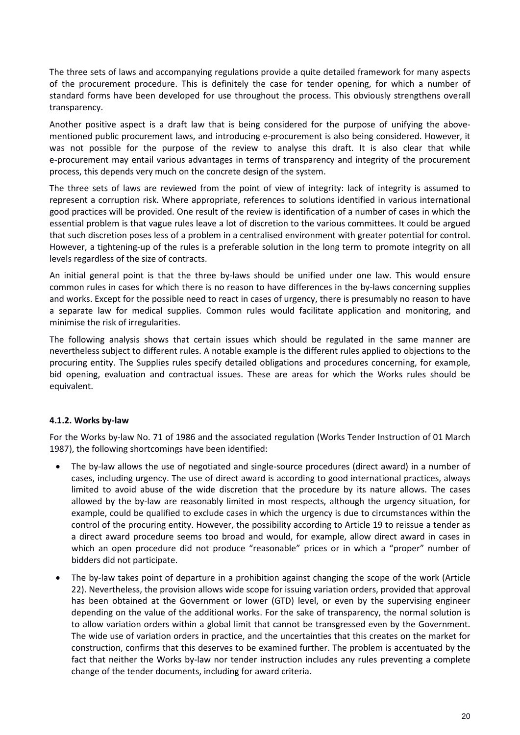The three sets of laws and accompanying regulations provide a quite detailed framework for many aspects of the procurement procedure. This is definitely the case for tender opening, for which a number of standard forms have been developed for use throughout the process. This obviously strengthens overall transparency.

Another positive aspect is a draft law that is being considered for the purpose of unifying the above-mentioned public procurement laws, and introducing e-procurement is also being considered. However, it was not possible for the purpose of the review to analyse this draft. It is also clear that while e-procurement may entail various advantages in terms of transparency and integrity of the procurement process, this depends very much on the concrete design of the system.

The three sets of laws are reviewed from the point of view of integrity: lack of integrity is assumed to represent a corruption risk. Where appropriate, references to solutions identified in various international good practices will be provided. One result of the review is identification of a number of cases in which the essential problem is that vague rules leave a lot of discretion to the various committees. It could be argued that such discretion poses less of a problem in a centralised environment with greater potential for control. However, a tightening-up of the rules is a preferable solution in the long term to promote integrity on all levels regardless of the size of contracts.

An initial general point is that the three by-laws should be unified under one law. This would ensure common rules in cases for which there is no reason to have differences in the by-laws concerning supplies and works. Except for the possible need to react in cases of urgency, there is presumably no reason to have a separate law for medical supplies. Common rules would facilitate application and monitoring, and minimise the risk of irregularities.

The following analysis shows that certain issues which should be regulated in the same manner are nevertheless subject to different rules. A notable example is the different rules applied to objections to the procuring entity. The Supplies rules specify detailed obligations and procedures concerning, for example, bid opening, evaluation and contractual issues. These are areas for which the Works rules should be equivalent.

#### 4.1.2. Works by-law

For the Works by-law No. 71 of 1986 and the associated regulation (Works Tender Instruction of 01 March 1987), the following shortcomings have been identified:

- The by-law allows the use of negotiated and single-source procedures (direct award) in a number of cases, including urgency. The use of direct award is according to good international practices, always limited to avoid abuse of the wide discretion that the procedure by its nature allows. The cases allowed by the by-law are reasonably limited in most respects, although the urgency situation, for example, could be qualified to exclude cases in which the urgency is due to circumstances within the control of the procuring entity. However, the possibility according to Article 19 to reissue a tender as a direct award procedure seems too broad and would, for example, allow direct award in cases in which an open procedure did not produce "reasonable" prices or in which a "proper" number of bidders did not participate.
- The by-law takes point of departure in a prohibition against changing the scope of the work (Article 22). Nevertheless, the provision allows wide scope for issuing variation orders, provided that approval has been obtained at the Government or lower (GTD) level, or even by the supervising engineer depending on the value of the additional works. For the sake of transparency, the normal solution is to allow variation orders within a global limit that cannot be transgressed even by the Government. The wide use of variation orders in practice, and the uncertainties that this creates on the market for construction, confirms that this deserves to be examined further. The problem is accentuated by the fact that neither the Works by-law nor tender instruction includes any rules preventing a complete change of the tender documents, including for award criteria.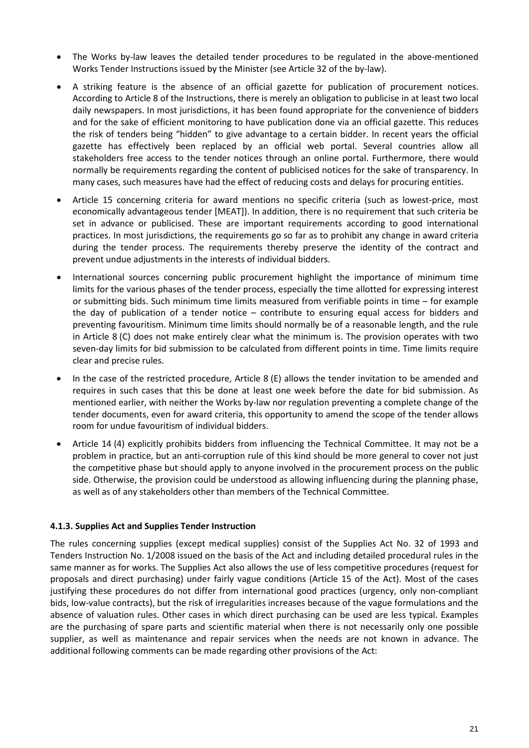- The Works by-law leaves the detailed tender procedures to be regulated in the above-mentioned Works Tender Instructions issued by the Minister (see Article 32 of the by-law).
- A striking feature is the absence of an official gazette for publication of procurement notices. According to Article 8 of the Instructions, there is merely an obligation to publicise in at least two local daily newspapers. In most jurisdictions, it has been found appropriate for the convenience of bidders and for the sake of efficient monitoring to have publication done via an official gazette. This reduces the risk of tenders being "hidden" to give advantage to a certain bidder. In recent years the official gazette has effectively been replaced by an official web portal. Several countries allow all stakeholders free access to the tender notices through an online portal. Furthermore, there would normally be requirements regarding the content of publicised notices for the sake of transparency. In many cases, such measures have had the effect of reducing costs and delays for procuring entities.
- Article 15 concerning criteria for award mentions no specific criteria (such as lowest-price, most economically advantageous tender [MEAT]). In addition, there is no requirement that such criteria be set in advance or publicised. These are important requirements according to good international practices. In most jurisdictions, the requirements go so far as to prohibit any change in award criteria during the tender process. The requirements thereby preserve the identity of the contract and prevent undue adjustments in the interests of individual bidders.
- International sources concerning public procurement highlight the importance of minimum time limits for the various phases of the tender process, especially the time allotted for expressing interest or submitting bids. Such minimum time limits measured from verifiable points in time – for example the day of publication of a tender notice – contribute to ensuring equal access for bidders and preventing favouritism. Minimum time limits should normally be of a reasonable length, and the rule in Article 8 (C) does not make entirely clear what the minimum is. The provision operates with two seven-day limits for bid submission to be calculated from different points in time. Time limits require clear and precise rules.
- In the case of the restricted procedure, Article 8 (E) allows the tender invitation to be amended and requires in such cases that this be done at least one week before the date for bid submission. As mentioned earlier, with neither the Works by-law nor regulation preventing a complete change of the tender documents, even for award criteria, this opportunity to amend the scope of the tender allows room for undue favouritism of individual bidders.
- Article 14 (4) explicitly prohibits bidders from influencing the Technical Committee. It may not be a problem in practice, but an anti-corruption rule of this kind should be more general to cover not just the competitive phase but should apply to anyone involved in the procurement process on the public side. Otherwise, the provision could be understood as allowing influencing during the planning phase, as well as of any stakeholders other than members of the Technical Committee.

#### 4.1.3. Supplies Act and Supplies Tender Instruction

The rules concerning supplies (except medical supplies) consist of the Supplies Act No. 32 of 1993 and Tenders Instruction No. 1/2008 issued on the basis of the Act and including detailed procedural rules in the same manner as for works. The Supplies Act also allows the use of less competitive procedures (request for proposals and direct purchasing) under fairly vague conditions (Article 15 of the Act). Most of the cases justifying these procedures do not differ from international good practices (urgency, only non-compliant bids, low-value contracts), but the risk of irregularities increases because of the vague formulations and the absence of valuation rules. Other cases in which direct purchasing can be used are less typical. Examples are the purchasing of spare parts and scientific material when there is not necessarily only one possible supplier, as well as maintenance and repair services when the needs are not known in advance. The additional following comments can be made regarding other provisions of the Act: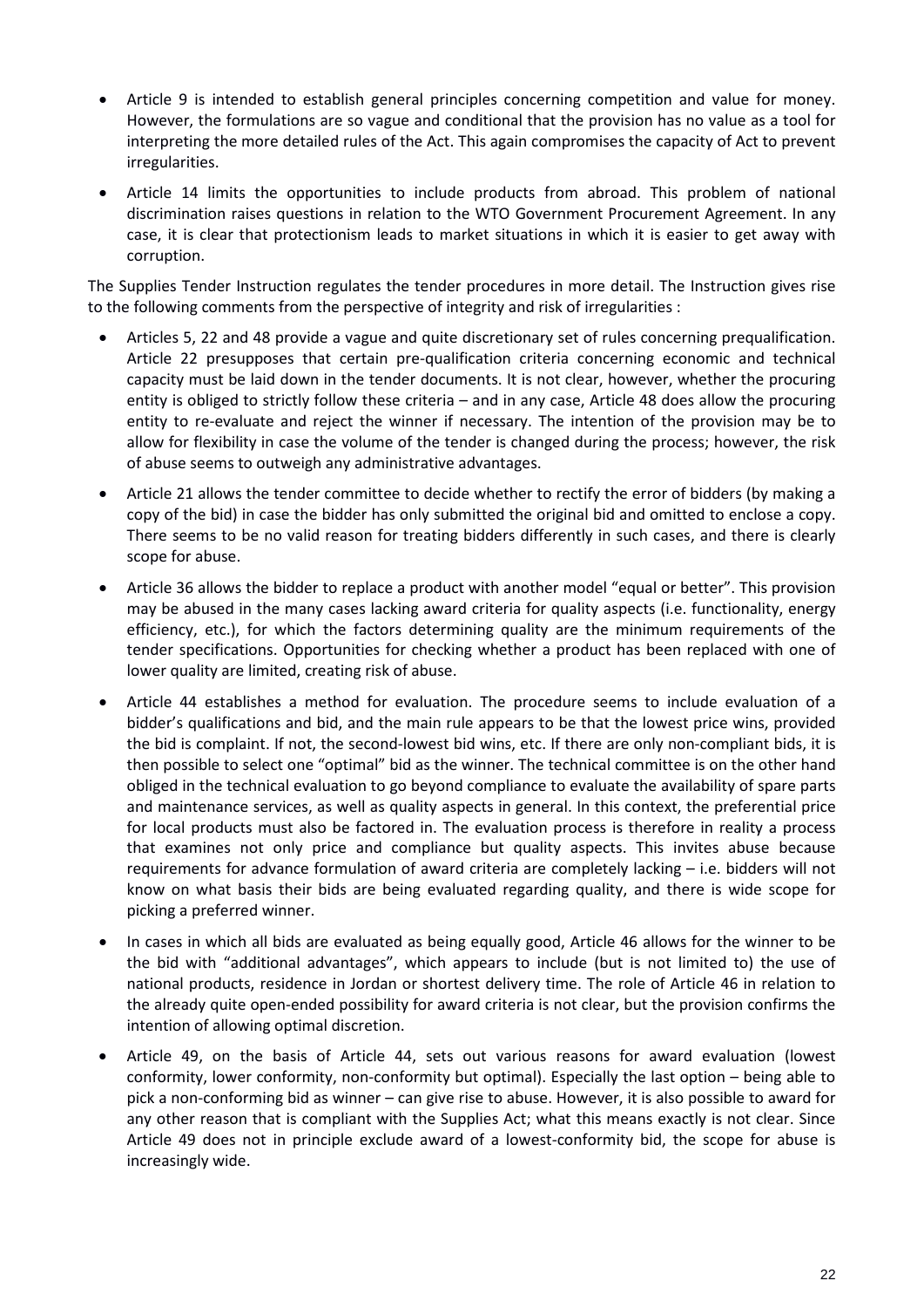- Article 9 is intended to establish general principles concerning competition and value for money. However, the formulations are so vague and conditional that the provision has no value as a tool for interpreting the more detailed rules of the Act. This again compromises the capacity of Act to prevent irregularities.
- Article 14 limits the opportunities to include products from abroad. This problem of national discrimination raises questions in relation to the WTO Government Procurement Agreement. In any case, it is clear that protectionism leads to market situations in which it is easier to get away with corruption.

The Supplies Tender Instruction regulates the tender procedures in more detail. The Instruction gives rise to the following comments from the perspective of integrity and risk of irregularities :

- Articles 5, 22 and 48 provide a vague and quite discretionary set of rules concerning prequalification. Article 22 presupposes that certain pre-qualification criteria concerning economic and technical capacity must be laid down in the tender documents. It is not clear, however, whether the procuring entity is obliged to strictly follow these criteria – and in any case, Article 48 does allow the procuring entity to re-evaluate and reject the winner if necessary. The intention of the provision may be to allow for flexibility in case the volume of the tender is changed during the process; however, the risk of abuse seems to outweigh any administrative advantages.
- Article 21 allows the tender committee to decide whether to rectify the error of bidders (by making a copy of the bid) in case the bidder has only submitted the original bid and omitted to enclose a copy. There seems to be no valid reason for treating bidders differently in such cases, and there is clearly scope for abuse.
- Article 36 allows the bidder to replace a product with another model "equal or better". This provision may be abused in the many cases lacking award criteria for quality aspects (i.e. functionality, energy efficiency, etc.), for which the factors determining quality are the minimum requirements of the tender specifications. Opportunities for checking whether a product has been replaced with one of lower quality are limited, creating risk of abuse.
- Article 44 establishes a method for evaluation. The procedure seems to include evaluation of a bidder's qualifications and bid, and the main rule appears to be that the lowest price wins, provided the bid is complaint. If not, the second-lowest bid wins, etc. If there are only non-compliant bids, it is then possible to select one "optimal" bid as the winner. The technical committee is on the other hand obliged in the technical evaluation to go beyond compliance to evaluate the availability of spare parts and maintenance services, as well as quality aspects in general. In this context, the preferential price for local products must also be factored in. The evaluation process is therefore in reality a process that examines not only price and compliance but quality aspects. This invites abuse because requirements for advance formulation of award criteria are completely lacking – i.e. bidders will not know on what basis their bids are being evaluated regarding quality, and there is wide scope for picking a preferred winner.
- In cases in which all bids are evaluated as being equally good, Article 46 allows for the winner to be the bid with "additional advantages", which appears to include (but is not limited to) the use of national products, residence in Jordan or shortest delivery time. The role of Article 46 in relation to the already quite open-ended possibility for award criteria is not clear, but the provision confirms the intention of allowing optimal discretion.
- Article 49, on the basis of Article 44, sets out various reasons for award evaluation (lowest conformity, lower conformity, non-conformity but optimal). Especially the last option – being able to pick a non-conforming bid as winner – can give rise to abuse. However, it is also possible to award for any other reason that is compliant with the Supplies Act; what this means exactly is not clear. Since Article 49 does not in principle exclude award of a lowest-conformity bid, the scope for abuse is increasingly wide.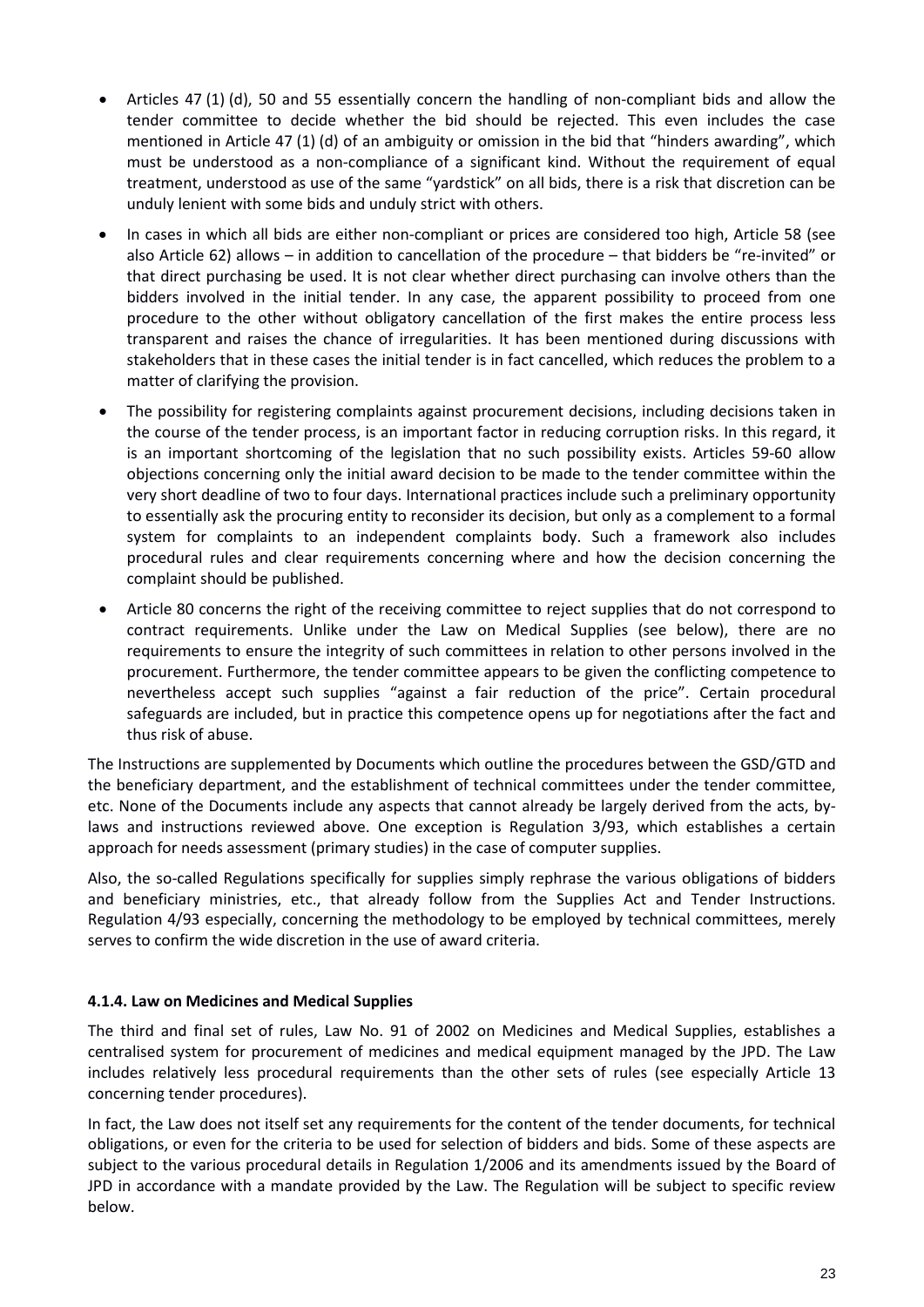- Articles 47 (1) (d), 50 and 55 essentially concern the handling of non-compliant bids and allow the tender committee to decide whether the bid should be rejected. This even includes the case mentioned in Article 47 (1) (d) of an ambiguity or omission in the bid that "hinders awarding", which must be understood as a non-compliance of a significant kind. Without the requirement of equal treatment, understood as use of the same "yardstick" on all bids, there is a risk that discretion can be unduly lenient with some bids and unduly strict with others.
- In cases in which all bids are either non-compliant or prices are considered too high, Article 58 (see also Article 62) allows – in addition to cancellation of the procedure – that bidders be "re-invited" or that direct purchasing be used. It is not clear whether direct purchasing can involve others than the bidders involved in the initial tender. In any case, the apparent possibility to proceed from one procedure to the other without obligatory cancellation of the first makes the entire process less transparent and raises the chance of irregularities. It has been mentioned during discussions with stakeholders that in these cases the initial tender is in fact cancelled, which reduces the problem to a matter of clarifying the provision.
- The possibility for registering complaints against procurement decisions, including decisions taken in the course of the tender process, is an important factor in reducing corruption risks. In this regard, it is an important shortcoming of the legislation that no such possibility exists. Articles 59-60 allow objections concerning only the initial award decision to be made to the tender committee within the very short deadline of two to four days. International practices include such a preliminary opportunity to essentially ask the procuring entity to reconsider its decision, but only as a complement to a formal system for complaints to an independent complaints body. Such a framework also includes procedural rules and clear requirements concerning where and how the decision concerning the complaint should be published.
- Article 80 concerns the right of the receiving committee to reject supplies that do not correspond to contract requirements. Unlike under the Law on Medical Supplies (see below), there are no requirements to ensure the integrity of such committees in relation to other persons involved in the procurement. Furthermore, the tender committee appears to be given the conflicting competence to nevertheless accept such supplies "against a fair reduction of the price". Certain procedural safeguards are included, but in practice this competence opens up for negotiations after the fact and thus risk of abuse.

The Instructions are supplemented by Documents which outline the procedures between the GSD/GTD and the beneficiary department, and the establishment of technical committees under the tender committee, etc. None of the Documents include any aspects that cannot already be largely derived from the acts, by-laws and instructions reviewed above. One exception is Regulation 3/93, which establishes a certain approach for needs assessment (primary studies) in the case of computer supplies.

Also, the so-called Regulations specifically for supplies simply rephrase the various obligations of bidders and beneficiary ministries, etc., that already follow from the Supplies Act and Tender Instructions. Regulation 4/93 especially, concerning the methodology to be employed by technical committees, merely serves to confirm the wide discretion in the use of award criteria.

#### 4.1.4. Law on Medicines and Medical Supplies

The third and final set of rules, Law No. 91 of 2002 on Medicines and Medical Supplies, establishes a centralised system for procurement of medicines and medical equipment managed by the JPD. The Law includes relatively less procedural requirements than the other sets of rules (see especially Article 13 concerning tender procedures).

In fact, the Law does not itself set any requirements for the content of the tender documents, for technical obligations, or even for the criteria to be used for selection of bidders and bids. Some of these aspects are subject to the various procedural details in Regulation 1/2006 and its amendments issued by the Board of JPD in accordance with a mandate provided by the Law. The Regulation will be subject to specific review below.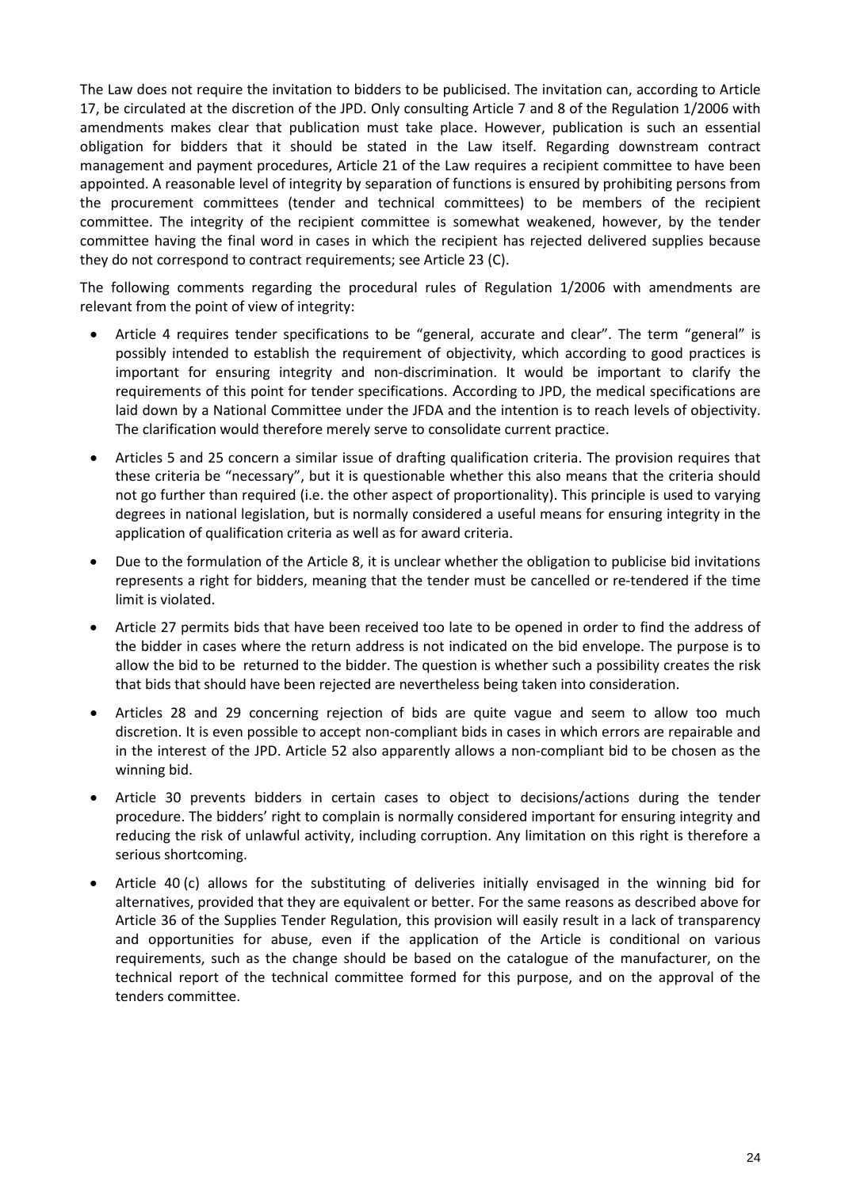The Law does not require the invitation to bidders to be publicised. The invitation can, according to Article 17, be circulated at the discretion of the JPD. Only consulting Article 7 and 8 of the Regulation 1/2006 with amendments makes clear that publication must take place. However, publication is such an essential obligation for bidders that it should be stated in the Law itself. Regarding downstream contract management and payment procedures, Article 21 of the Law requires a recipient committee to have been appointed. A reasonable level of integrity by separation of functions is ensured by prohibiting persons from the procurement committees (tender and technical committees) to be members of the recipient committee. The integrity of the recipient committee is somewhat weakened, however, by the tender committee having the final word in cases in which the recipient has rejected delivered supplies because they do not correspond to contract requirements; see Article 23 (C).

The following comments regarding the procedural rules of Regulation 1/2006 with amendments are relevant from the point of view of integrity:

- Article 4 requires tender specifications to be "general, accurate and clear". The term "general" is possibly intended to establish the requirement of objectivity, which according to good practices is important for ensuring integrity and non-discrimination. It would be important to clarify the requirements of this point for tender specifications. According to JPD, the medical specifications are laid down by a National Committee under the JFDA and the intention is to reach levels of objectivity. The clarification would therefore merely serve to consolidate current practice.
- Articles 5 and 25 concern a similar issue of drafting qualification criteria. The provision requires that these criteria be "necessary", but it is questionable whether this also means that the criteria should not go further than required (i.e. the other aspect of proportionality). This principle is used to varying degrees in national legislation, but is normally considered a useful means for ensuring integrity in the application of qualification criteria as well as for award criteria.
- Due to the formulation of the Article 8, it is unclear whether the obligation to publicise bid invitations represents a right for bidders, meaning that the tender must be cancelled or re-tendered if the time limit is violated.
- Article 27 permits bids that have been received too late to be opened in order to find the address of the bidder in cases where the return address is not indicated on the bid envelope. The purpose is to allow the bid to be returned to the bidder. The question is whether such a possibility creates the risk that bids that should have been rejected are nevertheless being taken into consideration.
- Articles 28 and 29 concerning rejection of bids are quite vague and seem to allow too much discretion. It is even possible to accept non-compliant bids in cases in which errors are repairable and in the interest of the JPD. Article 52 also apparently allows a non-compliant bid to be chosen as the winning bid.
- Article 30 prevents bidders in certain cases to object to decisions/actions during the tender procedure. The bidders' right to complain is normally considered important for ensuring integrity and reducing the risk of unlawful activity, including corruption. Any limitation on this right is therefore a serious shortcoming.
- Article 40 (c) allows for the substituting of deliveries initially envisaged in the winning bid for alternatives, provided that they are equivalent or better. For the same reasons as described above for Article 36 of the Supplies Tender Regulation, this provision will easily result in a lack of transparency and opportunities for abuse, even if the application of the Article is conditional on various requirements, such as the change should be based on the catalogue of the manufacturer, on the technical report of the technical committee formed for this purpose, and on the approval of the tenders committee.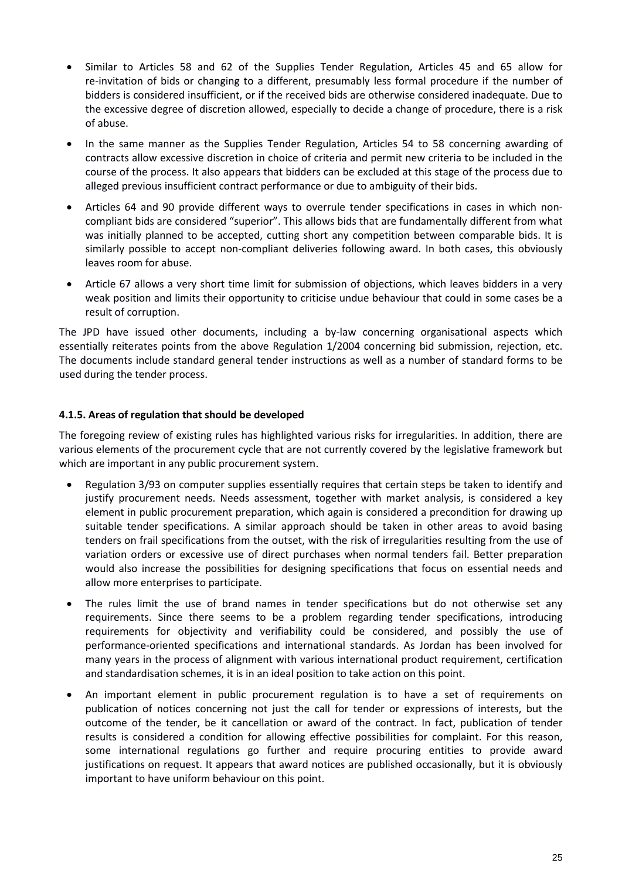- Similar to Articles 58 and 62 of the Supplies Tender Regulation, Articles 45 and 65 allow for re-invitation of bids or changing to a different, presumably less formal procedure if the number of bidders is considered insufficient, or if the received bids are otherwise considered inadequate. Due to the excessive degree of discretion allowed, especially to decide a change of procedure, there is a risk of abuse.

- In the same manner as the Supplies Tender Regulation, Articles 54 to 58 concerning awarding of contracts allow excessive discretion in choice of criteria and permit new criteria to be included in the course of the process. It also appears that bidders can be excluded at this stage of the process due to alleged previous insufficient contract performance or due to ambiguity of their bids.

- Articles 64 and 90 provide different ways to overrule tender specifications in cases in which non-compliant bids are considered "superior". This allows bids that are fundamentally different from what was initially planned to be accepted, cutting short any competition between comparable bids. It is similarly possible to accept non-compliant deliveries following award. In both cases, this obviously leaves room for abuse.

- Article 67 allows a very short time limit for submission of objections, which leaves bidders in a very weak position and limits their opportunity to criticise undue behaviour that could in some cases be a result of corruption.

The JPD have issued other documents, including a by-law concerning organisational aspects which essentially reiterates points from the above Regulation 1/2004 concerning bid submission, rejection, etc. The documents include standard general tender instructions as well as a number of standard forms to be used during the tender process.

#### 4.1.5. Areas of regulation that should be developed

The foregoing review of existing rules has highlighted various risks for irregularities. In addition, there are various elements of the procurement cycle that are not currently covered by the legislative framework but which are important in any public procurement system.

- Regulation 3/93 on computer supplies essentially requires that certain steps be taken to identify and justify procurement needs. Needs assessment, together with market analysis, is considered a key element in public procurement preparation, which again is considered a precondition for drawing up suitable tender specifications. A similar approach should be taken in other areas to avoid basing tenders on frail specifications from the outset, with the risk of irregularities resulting from the use of variation orders or excessive use of direct purchases when normal tenders fail. Better preparation would also increase the possibilities for designing specifications that focus on essential needs and allow more enterprises to participate.

- The rules limit the use of brand names in tender specifications but do not otherwise set any requirements. Since there seems to be a problem regarding tender specifications, introducing requirements for objectivity and verifiability could be considered, and possibly the use of performance-oriented specifications and international standards. As Jordan has been involved for many years in the process of alignment with various international product requirement, certification and standardisation schemes, it is in an ideal position to take action on this point.

- An important element in public procurement regulation is to have a set of requirements on publication of notices concerning not just the call for tender or expressions of interests, but the outcome of the tender, be it cancellation or award of the contract. In fact, publication of tender results is considered a condition for allowing effective possibilities for complaint. For this reason, some international regulations go further and require procuring entities to provide award justifications on request. It appears that award notices are published occasionally, but it is obviously important to have uniform behaviour on this point.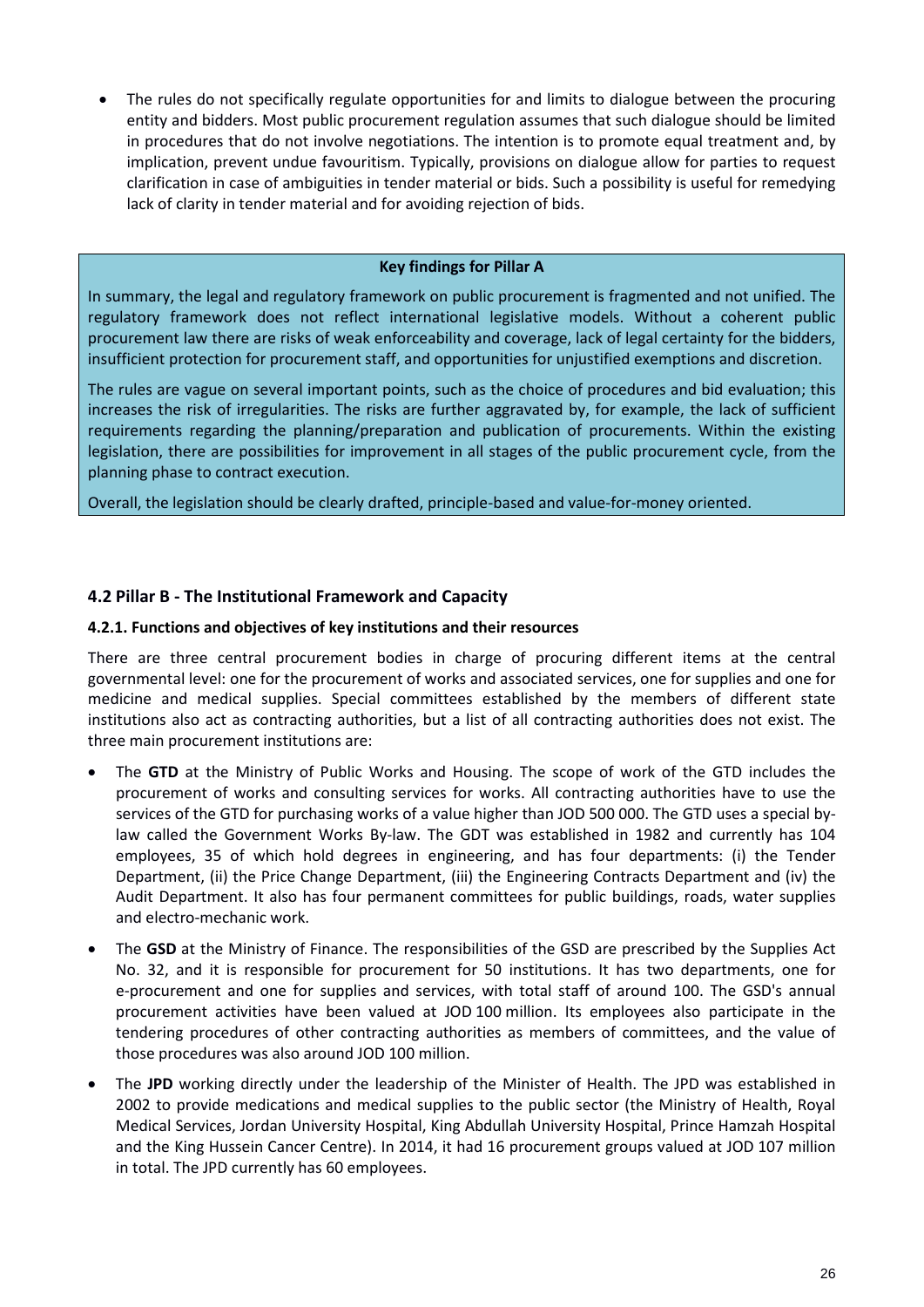- The rules do not specifically regulate opportunities for and limits to dialogue between the procuring entity and bidders. Most public procurement regulation assumes that such dialogue should be limited in procedures that do not involve negotiations. The intention is to promote equal treatment and, by implication, prevent undue favouritism. Typically, provisions on dialogue allow for parties to request clarification in case of ambiguities in tender material or bids. Such a possibility is useful for remedying lack of clarity in tender material and for avoiding rejection of bids.

**Key findings for Pillar A**

In summary, the legal and regulatory framework on public procurement is fragmented and not unified. The regulatory framework does not reflect international legislative models. Without a coherent public procurement law there are risks of weak enforceability and coverage, lack of legal certainty for the bidders, insufficient protection for procurement staff, and opportunities for unjustified exemptions and discretion.

The rules are vague on several important points, such as the choice of procedures and bid evaluation; this increases the risk of irregularities. The risks are further aggravated by, for example, the lack of sufficient requirements regarding the planning/preparation and publication of procurements. Within the existing legislation, there are possibilities for improvement in all stages of the public procurement cycle, from the planning phase to contract execution.

Overall, the legislation should be clearly drafted, principle-based and value-for-money oriented.

### 4.2 Pillar B - The Institutional Framework and Capacity

#### 4.2.1. Functions and objectives of key institutions and their resources

There are three central procurement bodies in charge of procuring different items at the central governmental level: one for the procurement of works and associated services, one for supplies and one for medicine and medical supplies. Special committees established by the members of different state institutions also act as contracting authorities, but a list of all contracting authorities does not exist. The three main procurement institutions are:

- The **GTD** at the Ministry of Public Works and Housing. The scope of work of the GTD includes the procurement of works and consulting services for works. All contracting authorities have to use the services of the GTD for purchasing works of a value higher than JOD 500 000. The GTD uses a special by-law called the Government Works By-law. The GDT was established in 1982 and currently has 104 employees, 35 of which hold degrees in engineering, and has four departments: (i) the Tender Department, (ii) the Price Change Department, (iii) the Engineering Contracts Department and (iv) the Audit Department. It also has four permanent committees for public buildings, roads, water supplies and electro-mechanic work.
- The **GSD** at the Ministry of Finance. The responsibilities of the GSD are prescribed by the Supplies Act No. 32, and it is responsible for procurement for 50 institutions. It has two departments, one for e-procurement and one for supplies and services, with total staff of around 100. The GSD's annual procurement activities have been valued at JOD 100 million. Its employees also participate in the tendering procedures of other contracting authorities as members of committees, and the value of those procedures was also around JOD 100 million.
- The **JPD** working directly under the leadership of the Minister of Health. The JPD was established in 2002 to provide medications and medical supplies to the public sector (the Ministry of Health, Royal Medical Services, Jordan University Hospital, King Abdullah University Hospital, Prince Hamzah Hospital and the King Hussein Cancer Centre). In 2014, it had 16 procurement groups valued at JOD 107 million in total. The JPD currently has 60 employees.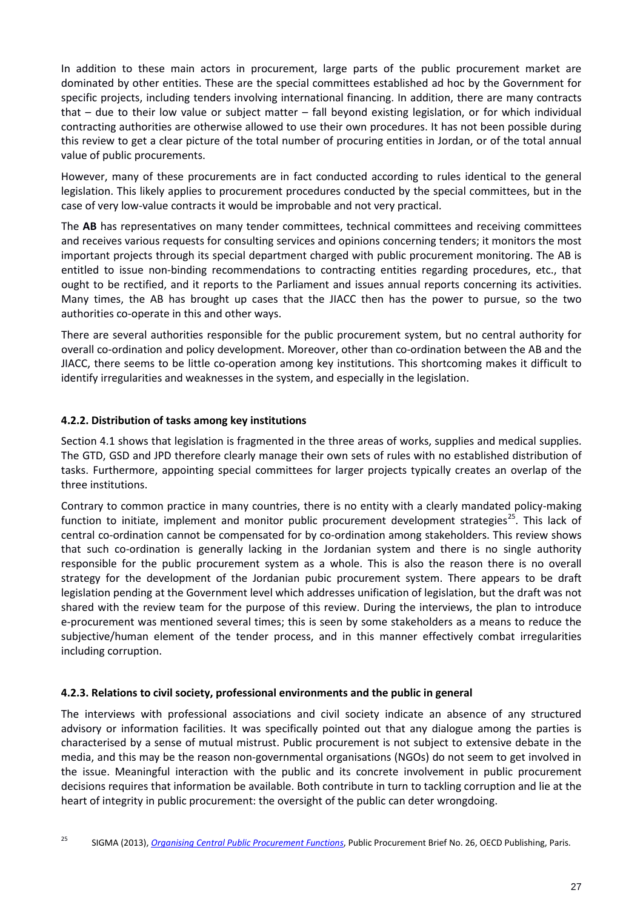In addition to these main actors in procurement, large parts of the public procurement market are dominated by other entities. These are the special committees established ad hoc by the Government for specific projects, including tenders involving international financing. In addition, there are many contracts that – due to their low value or subject matter – fall beyond existing legislation, or for which individual contracting authorities are otherwise allowed to use their own procedures. It has not been possible during this review to get a clear picture of the total number of procuring entities in Jordan, or of the total annual value of public procurements.

However, many of these procurements are in fact conducted according to rules identical to the general legislation. This likely applies to procurement procedures conducted by the special committees, but in the case of very low-value contracts it would be improbable and not very practical.

The **AB** has representatives on many tender committees, technical committees and receiving committees and receives various requests for consulting services and opinions concerning tenders; it monitors the most important projects through its special department charged with public procurement monitoring. The AB is entitled to issue non-binding recommendations to contracting entities regarding procedures, etc., that ought to be rectified, and it reports to the Parliament and issues annual reports concerning its activities. Many times, the AB has brought up cases that the JIACC then has the power to pursue, so the two authorities co-operate in this and other ways.

There are several authorities responsible for the public procurement system, but no central authority for overall co-ordination and policy development. Moreover, other than co-ordination between the AB and the JIACC, there seems to be little co-operation among key institutions. This shortcoming makes it difficult to identify irregularities and weaknesses in the system, and especially in the legislation.

### 4.2.2. Distribution of tasks among key institutions

Section 4.1 shows that legislation is fragmented in the three areas of works, supplies and medical supplies. The GTD, GSD and JPD therefore clearly manage their own sets of rules with no established distribution of tasks. Furthermore, appointing special committees for larger projects typically creates an overlap of the three institutions.

Contrary to common practice in many countries, there is no entity with a clearly mandated policy-making function to initiate, implement and monitor public procurement development strategies[25]. This lack of central co-ordination cannot be compensated for by co-ordination among stakeholders. This review shows that such co-ordination is generally lacking in the Jordanian system and there is no single authority responsible for the public procurement system as a whole. This is also the reason there is no overall strategy for the development of the Jordanian pubic procurement system. There appears to be draft legislation pending at the Government level which addresses unification of legislation, but the draft was not shared with the review team for the purpose of this review. During the interviews, the plan to introduce e-procurement was mentioned several times; this is seen by some stakeholders as a means to reduce the subjective/human element of the tender process, and in this manner effectively combat irregularities including corruption.

### 4.2.3. Relations to civil society, professional environments and the public in general

The interviews with professional associations and civil society indicate an absence of any structured advisory or information facilities. It was specifically pointed out that any dialogue among the parties is characterised by a sense of mutual mistrust. Public procurement is not subject to extensive debate in the media, and this may be the reason non-governmental organisations (NGOs) do not seem to get involved in the issue. Meaningful interaction with the public and its concrete involvement in public procurement decisions requires that information be available. Both contribute in turn to tackling corruption and lie at the heart of integrity in public procurement: the oversight of the public can deter wrongdoing.

[25] SIGMA (2013), *Organising Central Public Procurement Functions*, Public Procurement Brief No. 26, OECD Publishing, Paris.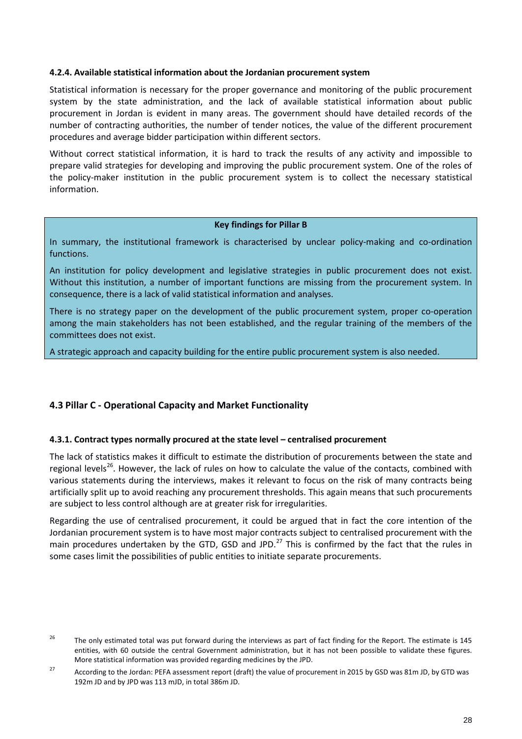#### 4.2.4. Available statistical information about the Jordanian procurement system

Statistical information is necessary for the proper governance and monitoring of the public procurement system by the state administration, and the lack of available statistical information about public procurement in Jordan is evident in many areas. The government should have detailed records of the number of contracting authorities, the number of tender notices, the value of the different procurement procedures and average bidder participation within different sectors.

Without correct statistical information, it is hard to track the results of any activity and impossible to prepare valid strategies for developing and improving the public procurement system. One of the roles of the policy-maker institution in the public procurement system is to collect the necessary statistical information.

> **Key findings for Pillar B**
>
> In summary, the institutional framework is characterised by unclear policy-making and co-ordination functions.
>
> An institution for policy development and legislative strategies in public procurement does not exist. Without this institution, a number of important functions are missing from the procurement system. In consequence, there is a lack of valid statistical information and analyses.
>
> There is no strategy paper on the development of the public procurement system, proper co-operation among the main stakeholders has not been established, and the regular training of the members of the committees does not exist.
>
> A strategic approach and capacity building for the entire public procurement system is also needed.

### 4.3 Pillar C - Operational Capacity and Market Functionality

#### 4.3.1. Contract types normally procured at the state level – centralised procurement

The lack of statistics makes it difficult to estimate the distribution of procurements between the state and regional levels[26]. However, the lack of rules on how to calculate the value of the contacts, combined with various statements during the interviews, makes it relevant to focus on the risk of many contracts being artificially split up to avoid reaching any procurement thresholds. This again means that such procurements are subject to less control although are at greater risk for irregularities.

Regarding the use of centralised procurement, it could be argued that in fact the core intention of the Jordanian procurement system is to have most major contracts subject to centralised procurement with the main procedures undertaken by the GTD, GSD and JPD.[27] This is confirmed by the fact that the rules in some cases limit the possibilities of public entities to initiate separate procurements.

---

[26] The only estimated total was put forward during the interviews as part of fact finding for the Report. The estimate is 145 entities, with 60 outside the central Government administration, but it has not been possible to validate these figures. More statistical information was provided regarding medicines by the JPD.

[27] According to the Jordan: PEFA assessment report (draft) the value of procurement in 2015 by GSD was 81m JD, by GTD was 192m JD and by JPD was 113 mJD, in total 386m JD.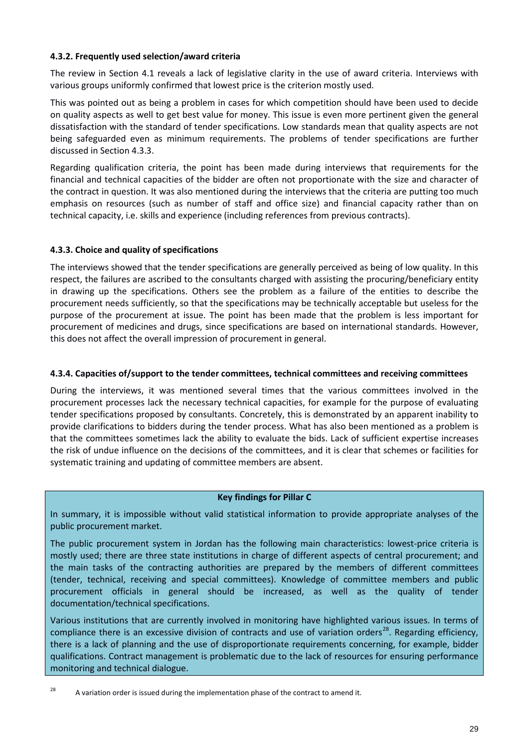#### 4.3.2. Frequently used selection/award criteria

The review in Section 4.1 reveals a lack of legislative clarity in the use of award criteria. Interviews with various groups uniformly confirmed that lowest price is the criterion mostly used.

This was pointed out as being a problem in cases for which competition should have been used to decide on quality aspects as well to get best value for money. This issue is even more pertinent given the general dissatisfaction with the standard of tender specifications. Low standards mean that quality aspects are not being safeguarded even as minimum requirements. The problems of tender specifications are further discussed in Section 4.3.3.

Regarding qualification criteria, the point has been made during interviews that requirements for the financial and technical capacities of the bidder are often not proportionate with the size and character of the contract in question. It was also mentioned during the interviews that the criteria are putting too much emphasis on resources (such as number of staff and office size) and financial capacity rather than on technical capacity, i.e. skills and experience (including references from previous contracts).

#### 4.3.3. Choice and quality of specifications

The interviews showed that the tender specifications are generally perceived as being of low quality. In this respect, the failures are ascribed to the consultants charged with assisting the procuring/beneficiary entity in drawing up the specifications. Others see the problem as a failure of the entities to describe the procurement needs sufficiently, so that the specifications may be technically acceptable but useless for the purpose of the procurement at issue. The point has been made that the problem is less important for procurement of medicines and drugs, since specifications are based on international standards. However, this does not affect the overall impression of procurement in general.

#### 4.3.4. Capacities of/support to the tender committees, technical committees and receiving committees

During the interviews, it was mentioned several times that the various committees involved in the procurement processes lack the necessary technical capacities, for example for the purpose of evaluating tender specifications proposed by consultants. Concretely, this is demonstrated by an apparent inability to provide clarifications to bidders during the tender process. What has also been mentioned as a problem is that the committees sometimes lack the ability to evaluate the bids. Lack of sufficient expertise increases the risk of undue influence on the decisions of the committees, and it is clear that schemes or facilities for systematic training and updating of committee members are absent.

**Key findings for Pillar C**

In summary, it is impossible without valid statistical information to provide appropriate analyses of the public procurement market.

The public procurement system in Jordan has the following main characteristics: lowest-price criteria is mostly used; there are three state institutions in charge of different aspects of central procurement; and the main tasks of the contracting authorities are prepared by the members of different committees (tender, technical, receiving and special committees). Knowledge of committee members and public procurement officials in general should be increased, as well as the quality of tender documentation/technical specifications.

Various institutions that are currently involved in monitoring have highlighted various issues. In terms of compliance there is an excessive division of contracts and use of variation orders[28]. Regarding efficiency, there is a lack of planning and the use of disproportionate requirements concerning, for example, bidder qualifications. Contract management is problematic due to the lack of resources for ensuring performance monitoring and technical dialogue.

[28] A variation order is issued during the implementation phase of the contract to amend it.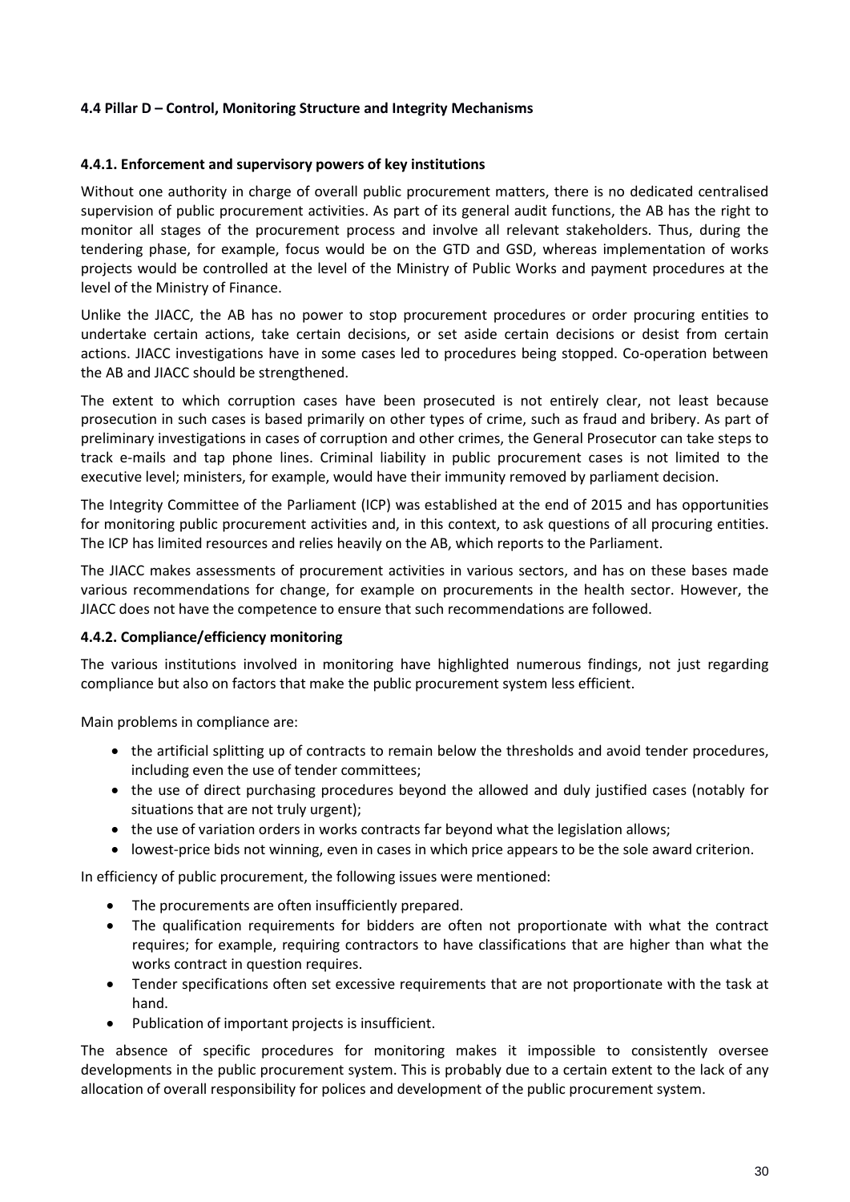### 4.4 Pillar D – Control, Monitoring Structure and Integrity Mechanisms

#### 4.4.1. Enforcement and supervisory powers of key institutions

Without one authority in charge of overall public procurement matters, there is no dedicated centralised supervision of public procurement activities. As part of its general audit functions, the AB has the right to monitor all stages of the procurement process and involve all relevant stakeholders. Thus, during the tendering phase, for example, focus would be on the GTD and GSD, whereas implementation of works projects would be controlled at the level of the Ministry of Public Works and payment procedures at the level of the Ministry of Finance.

Unlike the JIACC, the AB has no power to stop procurement procedures or order procuring entities to undertake certain actions, take certain decisions, or set aside certain decisions or desist from certain actions. JIACC investigations have in some cases led to procedures being stopped. Co-operation between the AB and JIACC should be strengthened.

The extent to which corruption cases have been prosecuted is not entirely clear, not least because prosecution in such cases is based primarily on other types of crime, such as fraud and bribery. As part of preliminary investigations in cases of corruption and other crimes, the General Prosecutor can take steps to track e-mails and tap phone lines. Criminal liability in public procurement cases is not limited to the executive level; ministers, for example, would have their immunity removed by parliament decision.

The Integrity Committee of the Parliament (ICP) was established at the end of 2015 and has opportunities for monitoring public procurement activities and, in this context, to ask questions of all procuring entities. The ICP has limited resources and relies heavily on the AB, which reports to the Parliament.

The JIACC makes assessments of procurement activities in various sectors, and has on these bases made various recommendations for change, for example on procurements in the health sector. However, the JIACC does not have the competence to ensure that such recommendations are followed.

#### 4.4.2. Compliance/efficiency monitoring

The various institutions involved in monitoring have highlighted numerous findings, not just regarding compliance but also on factors that make the public procurement system less efficient.

Main problems in compliance are:

- the artificial splitting up of contracts to remain below the thresholds and avoid tender procedures, including even the use of tender committees;
- the use of direct purchasing procedures beyond the allowed and duly justified cases (notably for situations that are not truly urgent);
- the use of variation orders in works contracts far beyond what the legislation allows;
- lowest-price bids not winning, even in cases in which price appears to be the sole award criterion.

In efficiency of public procurement, the following issues were mentioned:

- The procurements are often insufficiently prepared.
- The qualification requirements for bidders are often not proportionate with what the contract requires; for example, requiring contractors to have classifications that are higher than what the works contract in question requires.
- Tender specifications often set excessive requirements that are not proportionate with the task at hand.
- Publication of important projects is insufficient.

The absence of specific procedures for monitoring makes it impossible to consistently oversee developments in the public procurement system. This is probably due to a certain extent to the lack of any allocation of overall responsibility for polices and development of the public procurement system.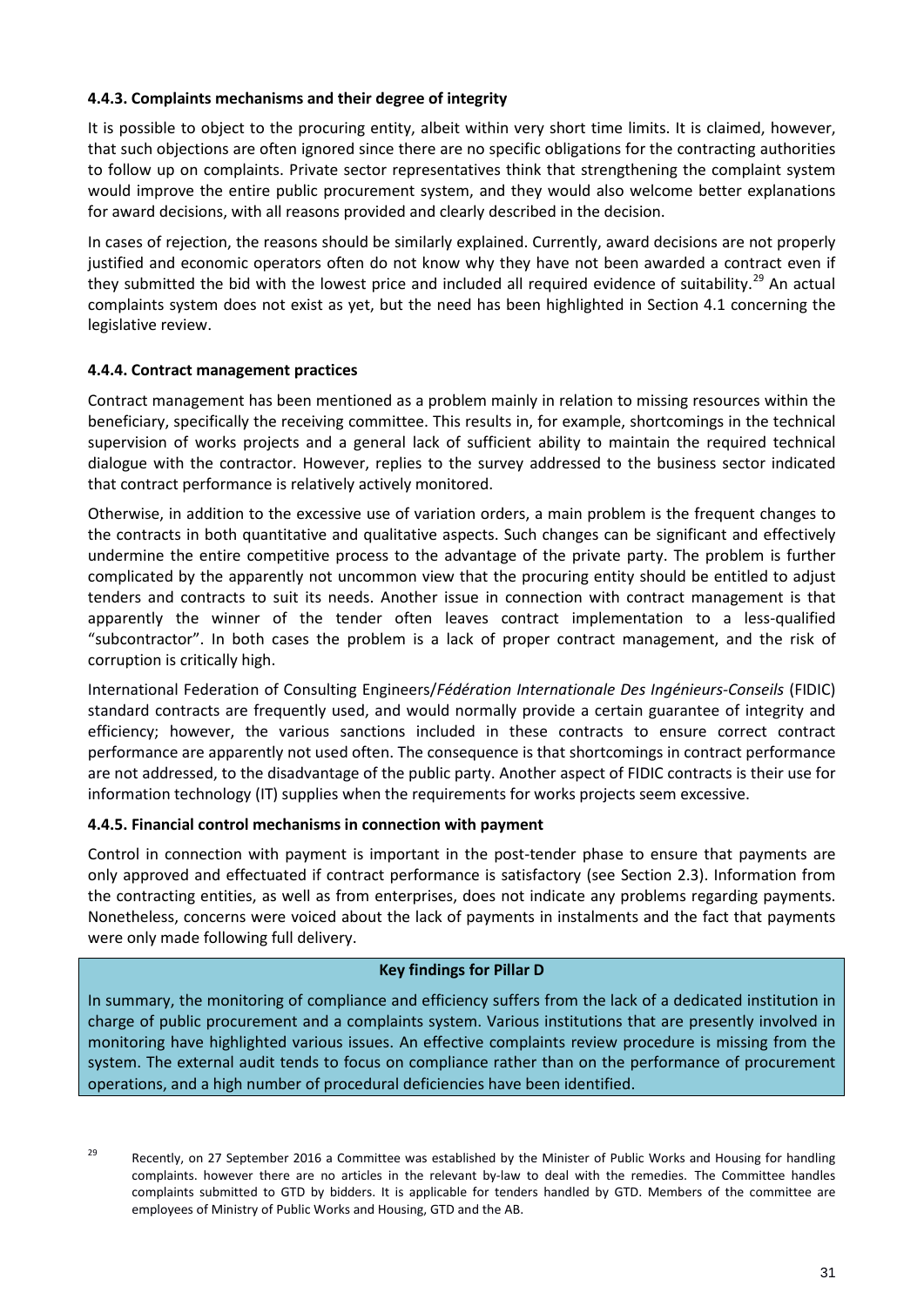#### 4.4.3. Complaints mechanisms and their degree of integrity

It is possible to object to the procuring entity, albeit within very short time limits. It is claimed, however, that such objections are often ignored since there are no specific obligations for the contracting authorities to follow up on complaints. Private sector representatives think that strengthening the complaint system would improve the entire public procurement system, and they would also welcome better explanations for award decisions, with all reasons provided and clearly described in the decision.

In cases of rejection, the reasons should be similarly explained. Currently, award decisions are not properly justified and economic operators often do not know why they have not been awarded a contract even if they submitted the bid with the lowest price and included all required evidence of suitability.[29] An actual complaints system does not exist as yet, but the need has been highlighted in Section 4.1 concerning the legislative review.

#### 4.4.4. Contract management practices

Contract management has been mentioned as a problem mainly in relation to missing resources within the beneficiary, specifically the receiving committee. This results in, for example, shortcomings in the technical supervision of works projects and a general lack of sufficient ability to maintain the required technical dialogue with the contractor. However, replies to the survey addressed to the business sector indicated that contract performance is relatively actively monitored.

Otherwise, in addition to the excessive use of variation orders, a main problem is the frequent changes to the contracts in both quantitative and qualitative aspects. Such changes can be significant and effectively undermine the entire competitive process to the advantage of the private party. The problem is further complicated by the apparently not uncommon view that the procuring entity should be entitled to adjust tenders and contracts to suit its needs. Another issue in connection with contract management is that apparently the winner of the tender often leaves contract implementation to a less-qualified "subcontractor". In both cases the problem is a lack of proper contract management, and the risk of corruption is critically high.

International Federation of Consulting Engineers/*Fédération Internationale Des Ingénieurs-Conseils* (FIDIC) standard contracts are frequently used, and would normally provide a certain guarantee of integrity and efficiency; however, the various sanctions included in these contracts to ensure correct contract performance are apparently not used often. The consequence is that shortcomings in contract performance are not addressed, to the disadvantage of the public party. Another aspect of FIDIC contracts is their use for information technology (IT) supplies when the requirements for works projects seem excessive.

#### 4.4.5. Financial control mechanisms in connection with payment

Control in connection with payment is important in the post-tender phase to ensure that payments are only approved and effectuated if contract performance is satisfactory (see Section 2.3). Information from the contracting entities, as well as from enterprises, does not indicate any problems regarding payments. Nonetheless, concerns were voiced about the lack of payments in instalments and the fact that payments were only made following full delivery.

**Key findings for Pillar D**

In summary, the monitoring of compliance and efficiency suffers from the lack of a dedicated institution in charge of public procurement and a complaints system. Various institutions that are presently involved in monitoring have highlighted various issues. An effective complaints review procedure is missing from the system. The external audit tends to focus on compliance rather than on the performance of procurement operations, and a high number of procedural deficiencies have been identified.

[29] Recently, on 27 September 2016 a Committee was established by the Minister of Public Works and Housing for handling complaints. however there are no articles in the relevant by-law to deal with the remedies. The Committee handles complaints submitted to GTD by bidders. It is applicable for tenders handled by GTD. Members of the committee are employees of Ministry of Public Works and Housing, GTD and the AB.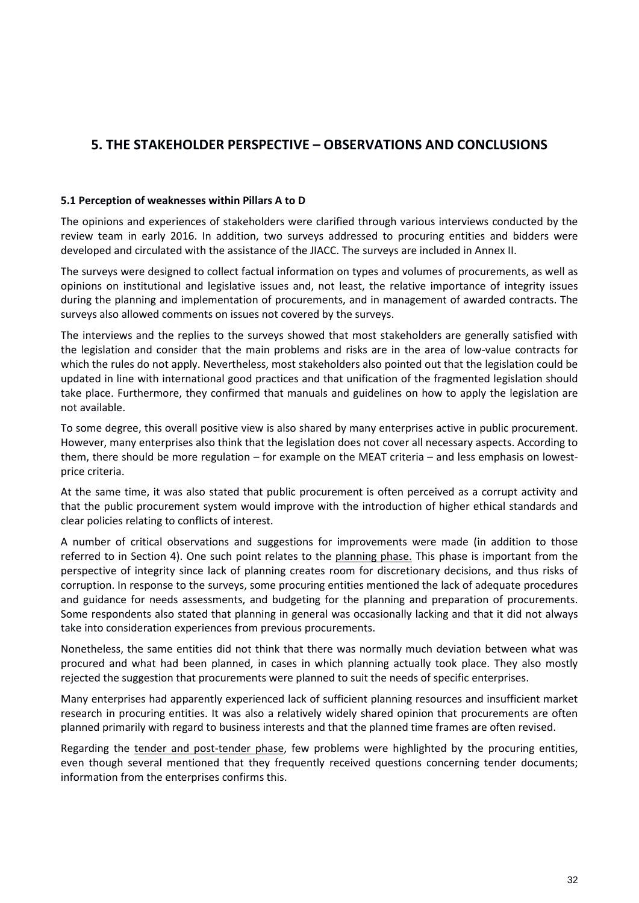# 5. THE STAKEHOLDER PERSPECTIVE – OBSERVATIONS AND CONCLUSIONS

**5.1 Perception of weaknesses within Pillars A to D**

The opinions and experiences of stakeholders were clarified through various interviews conducted by the review team in early 2016. In addition, two surveys addressed to procuring entities and bidders were developed and circulated with the assistance of the JIACC. The surveys are included in Annex II.

The surveys were designed to collect factual information on types and volumes of procurements, as well as opinions on institutional and legislative issues and, not least, the relative importance of integrity issues during the planning and implementation of procurements, and in management of awarded contracts. The surveys also allowed comments on issues not covered by the surveys.

The interviews and the replies to the surveys showed that most stakeholders are generally satisfied with the legislation and consider that the main problems and risks are in the area of low-value contracts for which the rules do not apply. Nevertheless, most stakeholders also pointed out that the legislation could be updated in line with international good practices and that unification of the fragmented legislation should take place. Furthermore, they confirmed that manuals and guidelines on how to apply the legislation are not available.

To some degree, this overall positive view is also shared by many enterprises active in public procurement. However, many enterprises also think that the legislation does not cover all necessary aspects. According to them, there should be more regulation – for example on the MEAT criteria – and less emphasis on lowest-price criteria.

At the same time, it was also stated that public procurement is often perceived as a corrupt activity and that the public procurement system would improve with the introduction of higher ethical standards and clear policies relating to conflicts of interest.

A number of critical observations and suggestions for improvements were made (in addition to those referred to in Section 4). One such point relates to the <u>planning phase.</u> This phase is important from the perspective of integrity since lack of planning creates room for discretionary decisions, and thus risks of corruption. In response to the surveys, some procuring entities mentioned the lack of adequate procedures and guidance for needs assessments, and budgeting for the planning and preparation of procurements. Some respondents also stated that planning in general was occasionally lacking and that it did not always take into consideration experiences from previous procurements.

Nonetheless, the same entities did not think that there was normally much deviation between what was procured and what had been planned, in cases in which planning actually took place. They also mostly rejected the suggestion that procurements were planned to suit the needs of specific enterprises.

Many enterprises had apparently experienced lack of sufficient planning resources and insufficient market research in procuring entities. It was also a relatively widely shared opinion that procurements are often planned primarily with regard to business interests and that the planned time frames are often revised.

Regarding the <u>tender and post-tender phase</u>, few problems were highlighted by the procuring entities, even though several mentioned that they frequently received questions concerning tender documents; information from the enterprises confirms this.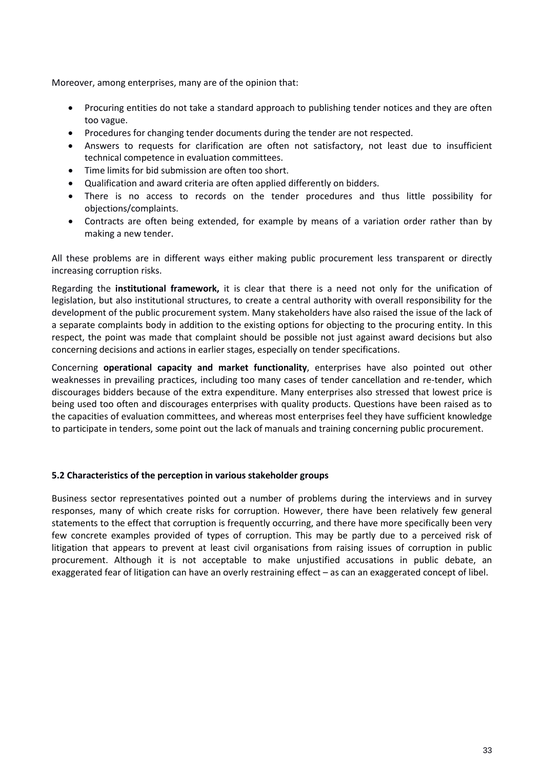Moreover, among enterprises, many are of the opinion that:

- Procuring entities do not take a standard approach to publishing tender notices and they are often too vague.
- Procedures for changing tender documents during the tender are not respected.
- Answers to requests for clarification are often not satisfactory, not least due to insufficient technical competence in evaluation committees.
- Time limits for bid submission are often too short.
- Qualification and award criteria are often applied differently on bidders.
- There is no access to records on the tender procedures and thus little possibility for objections/complaints.
- Contracts are often being extended, for example by means of a variation order rather than by making a new tender.

All these problems are in different ways either making public procurement less transparent or directly increasing corruption risks.

Regarding the **institutional framework,** it is clear that there is a need not only for the unification of legislation, but also institutional structures, to create a central authority with overall responsibility for the development of the public procurement system. Many stakeholders have also raised the issue of the lack of a separate complaints body in addition to the existing options for objecting to the procuring entity. In this respect, the point was made that complaint should be possible not just against award decisions but also concerning decisions and actions in earlier stages, especially on tender specifications.

Concerning **operational capacity and market functionality**, enterprises have also pointed out other weaknesses in prevailing practices, including too many cases of tender cancellation and re-tender, which discourages bidders because of the extra expenditure. Many enterprises also stressed that lowest price is being used too often and discourages enterprises with quality products. Questions have been raised as to the capacities of evaluation committees, and whereas most enterprises feel they have sufficient knowledge to participate in tenders, some point out the lack of manuals and training concerning public procurement.

### 5.2 Characteristics of the perception in various stakeholder groups

Business sector representatives pointed out a number of problems during the interviews and in survey responses, many of which create risks for corruption. However, there have been relatively few general statements to the effect that corruption is frequently occurring, and there have more specifically been very few concrete examples provided of types of corruption. This may be partly due to a perceived risk of litigation that appears to prevent at least civil organisations from raising issues of corruption in public procurement. Although it is not acceptable to make unjustified accusations in public debate, an exaggerated fear of litigation can have an overly restraining effect – as can an exaggerated concept of libel.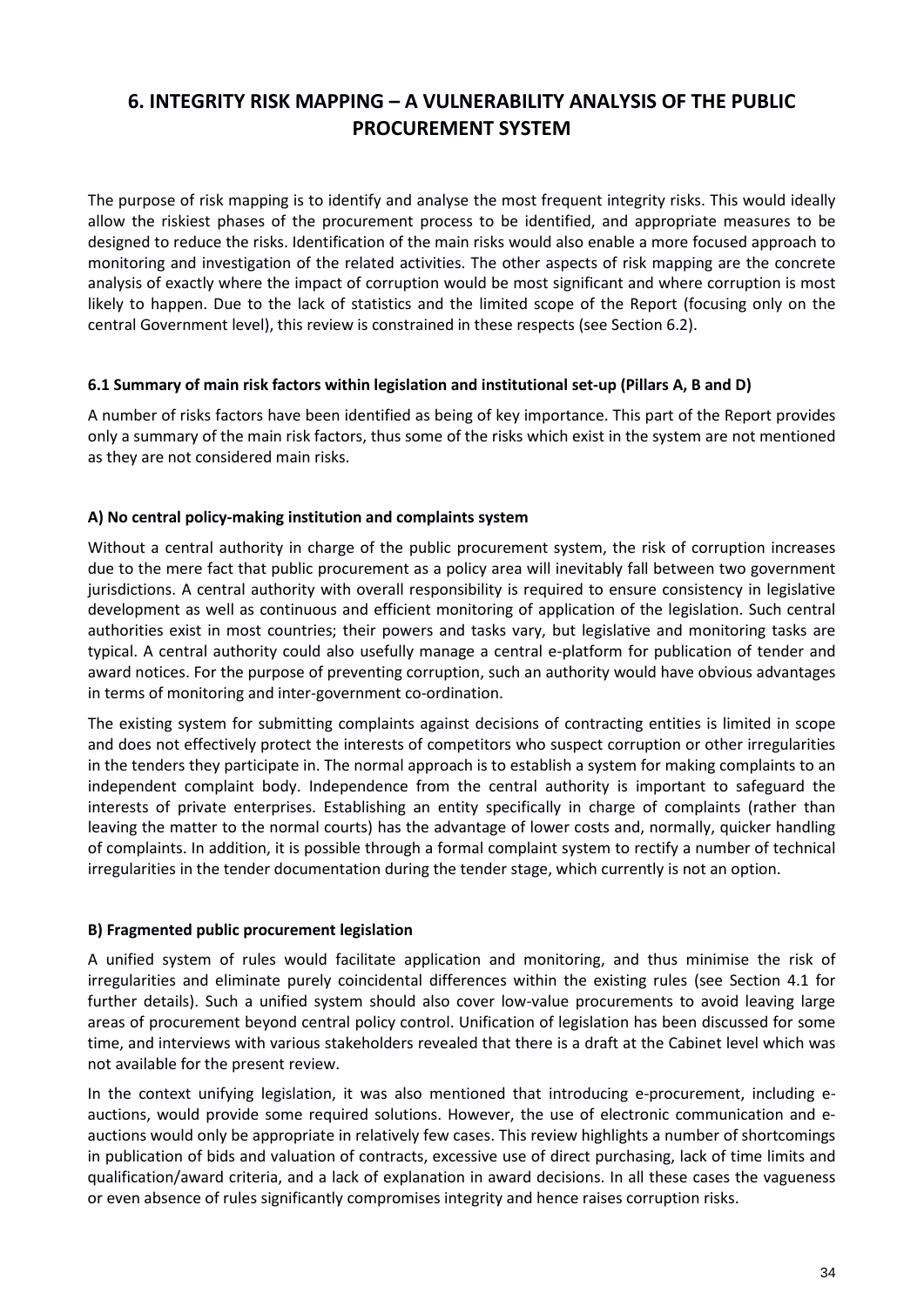# 6. INTEGRITY RISK MAPPING – A VULNERABILITY ANALYSIS OF THE PUBLIC PROCUREMENT SYSTEM

The purpose of risk mapping is to identify and analyse the most frequent integrity risks. This would ideally allow the riskiest phases of the procurement process to be identified, and appropriate measures to be designed to reduce the risks. Identification of the main risks would also enable a more focused approach to monitoring and investigation of the related activities. The other aspects of risk mapping are the concrete analysis of exactly where the impact of corruption would be most significant and where corruption is most likely to happen. Due to the lack of statistics and the limited scope of the Report (focusing only on the central Government level), this review is constrained in these respects (see Section 6.2).

### 6.1 Summary of main risk factors within legislation and institutional set-up (Pillars A, B and D)

A number of risks factors have been identified as being of key importance. This part of the Report provides only a summary of the main risk factors, thus some of the risks which exist in the system are not mentioned as they are not considered main risks.

#### A) No central policy-making institution and complaints system

Without a central authority in charge of the public procurement system, the risk of corruption increases due to the mere fact that public procurement as a policy area will inevitably fall between two government jurisdictions. A central authority with overall responsibility is required to ensure consistency in legislative development as well as continuous and efficient monitoring of application of the legislation. Such central authorities exist in most countries; their powers and tasks vary, but legislative and monitoring tasks are typical. A central authority could also usefully manage a central e-platform for publication of tender and award notices. For the purpose of preventing corruption, such an authority would have obvious advantages in terms of monitoring and inter-government co-ordination.

The existing system for submitting complaints against decisions of contracting entities is limited in scope and does not effectively protect the interests of competitors who suspect corruption or other irregularities in the tenders they participate in. The normal approach is to establish a system for making complaints to an independent complaint body. Independence from the central authority is important to safeguard the interests of private enterprises. Establishing an entity specifically in charge of complaints (rather than leaving the matter to the normal courts) has the advantage of lower costs and, normally, quicker handling of complaints. In addition, it is possible through a formal complaint system to rectify a number of technical irregularities in the tender documentation during the tender stage, which currently is not an option.

#### B) Fragmented public procurement legislation

A unified system of rules would facilitate application and monitoring, and thus minimise the risk of irregularities and eliminate purely coincidental differences within the existing rules (see Section 4.1 for further details). Such a unified system should also cover low-value procurements to avoid leaving large areas of procurement beyond central policy control. Unification of legislation has been discussed for some time, and interviews with various stakeholders revealed that there is a draft at the Cabinet level which was not available for the present review.

In the context unifying legislation, it was also mentioned that introducing e-procurement, including e-auctions, would provide some required solutions. However, the use of electronic communication and e-auctions would only be appropriate in relatively few cases. This review highlights a number of shortcomings in publication of bids and valuation of contracts, excessive use of direct purchasing, lack of time limits and qualification/award criteria, and a lack of explanation in award decisions. In all these cases the vagueness or even absence of rules significantly compromises integrity and hence raises corruption risks.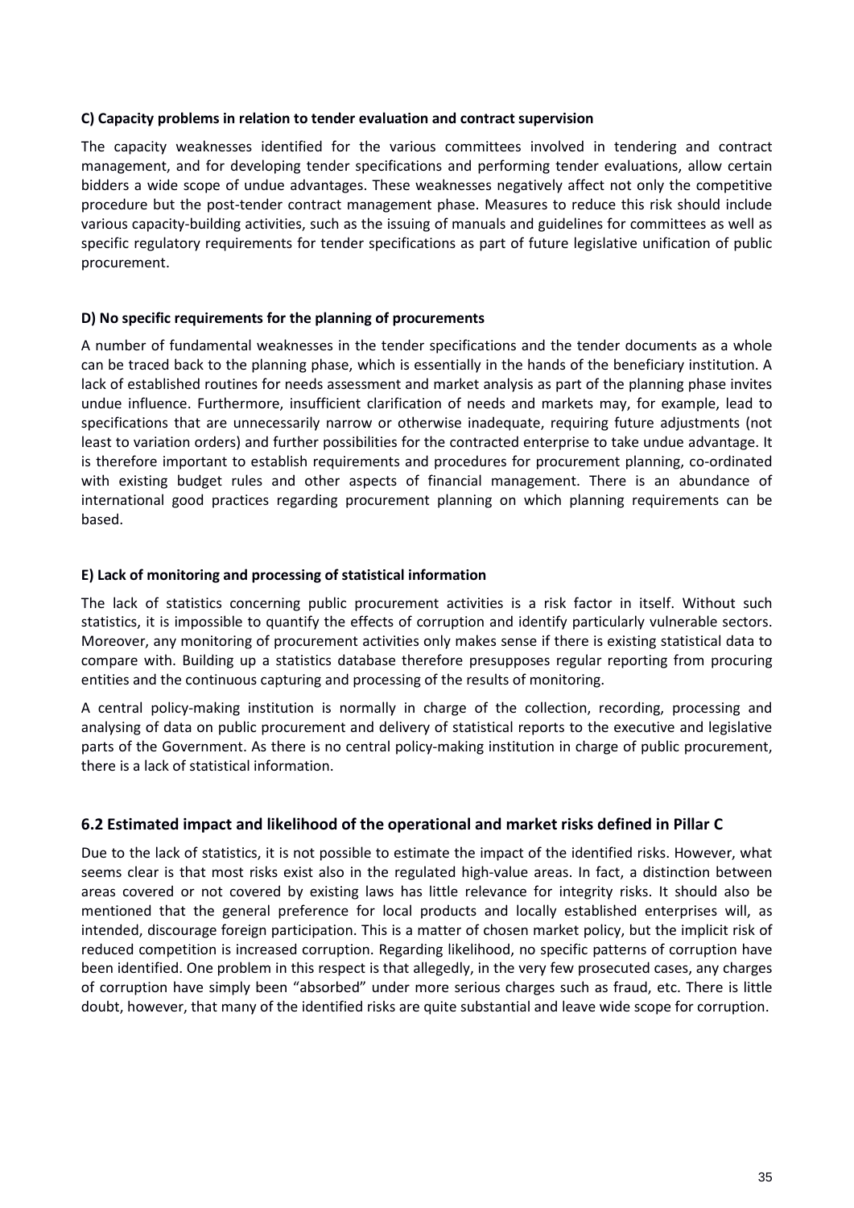#### C) Capacity problems in relation to tender evaluation and contract supervision

The capacity weaknesses identified for the various committees involved in tendering and contract management, and for developing tender specifications and performing tender evaluations, allow certain bidders a wide scope of undue advantages. These weaknesses negatively affect not only the competitive procedure but the post-tender contract management phase. Measures to reduce this risk should include various capacity-building activities, such as the issuing of manuals and guidelines for committees as well as specific regulatory requirements for tender specifications as part of future legislative unification of public procurement.

#### D) No specific requirements for the planning of procurements

A number of fundamental weaknesses in the tender specifications and the tender documents as a whole can be traced back to the planning phase, which is essentially in the hands of the beneficiary institution. A lack of established routines for needs assessment and market analysis as part of the planning phase invites undue influence. Furthermore, insufficient clarification of needs and markets may, for example, lead to specifications that are unnecessarily narrow or otherwise inadequate, requiring future adjustments (not least to variation orders) and further possibilities for the contracted enterprise to take undue advantage. It is therefore important to establish requirements and procedures for procurement planning, co-ordinated with existing budget rules and other aspects of financial management. There is an abundance of international good practices regarding procurement planning on which planning requirements can be based.

#### E) Lack of monitoring and processing of statistical information

The lack of statistics concerning public procurement activities is a risk factor in itself. Without such statistics, it is impossible to quantify the effects of corruption and identify particularly vulnerable sectors. Moreover, any monitoring of procurement activities only makes sense if there is existing statistical data to compare with. Building up a statistics database therefore presupposes regular reporting from procuring entities and the continuous capturing and processing of the results of monitoring.

A central policy-making institution is normally in charge of the collection, recording, processing and analysing of data on public procurement and delivery of statistical reports to the executive and legislative parts of the Government. As there is no central policy-making institution in charge of public procurement, there is a lack of statistical information.

### 6.2 Estimated impact and likelihood of the operational and market risks defined in Pillar C

Due to the lack of statistics, it is not possible to estimate the impact of the identified risks. However, what seems clear is that most risks exist also in the regulated high-value areas. In fact, a distinction between areas covered or not covered by existing laws has little relevance for integrity risks. It should also be mentioned that the general preference for local products and locally established enterprises will, as intended, discourage foreign participation. This is a matter of chosen market policy, but the implicit risk of reduced competition is increased corruption. Regarding likelihood, no specific patterns of corruption have been identified. One problem in this respect is that allegedly, in the very few prosecuted cases, any charges of corruption have simply been "absorbed" under more serious charges such as fraud, etc. There is little doubt, however, that many of the identified risks are quite substantial and leave wide scope for corruption.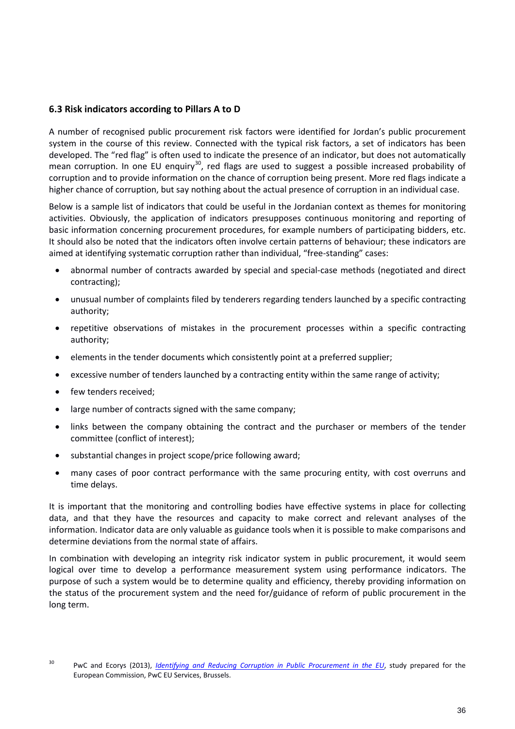### 6.3 Risk indicators according to Pillars A to D

A number of recognised public procurement risk factors were identified for Jordan's public procurement system in the course of this review. Connected with the typical risk factors, a set of indicators has been developed. The "red flag" is often used to indicate the presence of an indicator, but does not automatically mean corruption. In one EU enquiry[30], red flags are used to suggest a possible increased probability of corruption and to provide information on the chance of corruption being present. More red flags indicate a higher chance of corruption, but say nothing about the actual presence of corruption in an individual case.

Below is a sample list of indicators that could be useful in the Jordanian context as themes for monitoring activities. Obviously, the application of indicators presupposes continuous monitoring and reporting of basic information concerning procurement procedures, for example numbers of participating bidders, etc. It should also be noted that the indicators often involve certain patterns of behaviour; these indicators are aimed at identifying systematic corruption rather than individual, "free-standing" cases:

- abnormal number of contracts awarded by special and special-case methods (negotiated and direct contracting);
- unusual number of complaints filed by tenderers regarding tenders launched by a specific contracting authority;
- repetitive observations of mistakes in the procurement processes within a specific contracting authority;
- elements in the tender documents which consistently point at a preferred supplier;
- excessive number of tenders launched by a contracting entity within the same range of activity;
- few tenders received;
- large number of contracts signed with the same company;
- links between the company obtaining the contract and the purchaser or members of the tender committee (conflict of interest);
- substantial changes in project scope/price following award;
- many cases of poor contract performance with the same procuring entity, with cost overruns and time delays.

It is important that the monitoring and controlling bodies have effective systems in place for collecting data, and that they have the resources and capacity to make correct and relevant analyses of the information. Indicator data are only valuable as guidance tools when it is possible to make comparisons and determine deviations from the normal state of affairs.

In combination with developing an integrity risk indicator system in public procurement, it would seem logical over time to develop a performance measurement system using performance indicators. The purpose of such a system would be to determine quality and efficiency, thereby providing information on the status of the procurement system and the need for/guidance of reform of public procurement in the long term.

[30] PwC and Ecorys (2013), *Identifying and Reducing Corruption in Public Procurement in the EU*, study prepared for the European Commission, PwC EU Services, Brussels.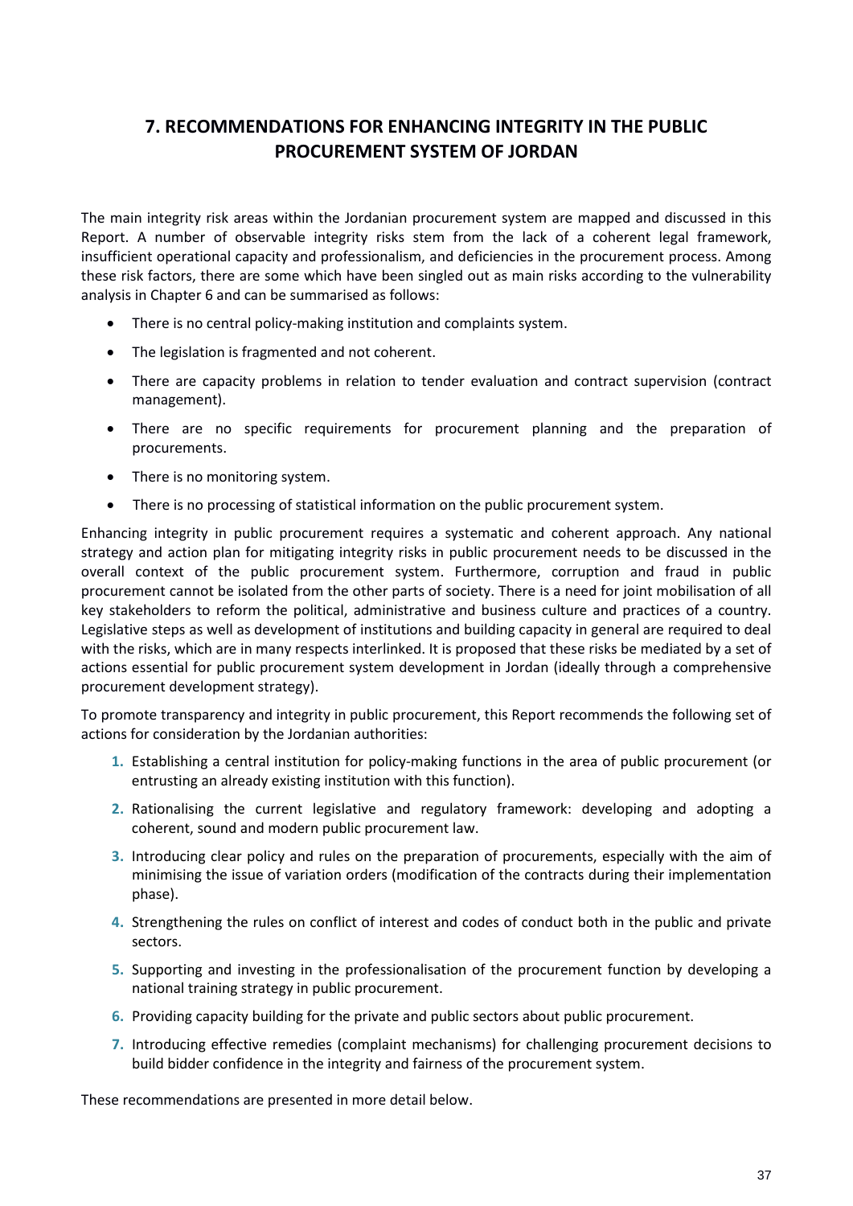## 7. RECOMMENDATIONS FOR ENHANCING INTEGRITY IN THE PUBLIC PROCUREMENT SYSTEM OF JORDAN

The main integrity risk areas within the Jordanian procurement system are mapped and discussed in this Report. A number of observable integrity risks stem from the lack of a coherent legal framework, insufficient operational capacity and professionalism, and deficiencies in the procurement process. Among these risk factors, there are some which have been singled out as main risks according to the vulnerability analysis in Chapter 6 and can be summarised as follows:

- There is no central policy-making institution and complaints system.
- The legislation is fragmented and not coherent.
- There are capacity problems in relation to tender evaluation and contract supervision (contract management).
- There are no specific requirements for procurement planning and the preparation of procurements.
- There is no monitoring system.
- There is no processing of statistical information on the public procurement system.

Enhancing integrity in public procurement requires a systematic and coherent approach. Any national strategy and action plan for mitigating integrity risks in public procurement needs to be discussed in the overall context of the public procurement system. Furthermore, corruption and fraud in public procurement cannot be isolated from the other parts of society. There is a need for joint mobilisation of all key stakeholders to reform the political, administrative and business culture and practices of a country. Legislative steps as well as development of institutions and building capacity in general are required to deal with the risks, which are in many respects interlinked. It is proposed that these risks be mediated by a set of actions essential for public procurement system development in Jordan (ideally through a comprehensive procurement development strategy).

To promote transparency and integrity in public procurement, this Report recommends the following set of actions for consideration by the Jordanian authorities:

1. Establishing a central institution for policy-making functions in the area of public procurement (or entrusting an already existing institution with this function).
2. Rationalising the current legislative and regulatory framework: developing and adopting a coherent, sound and modern public procurement law.
3. Introducing clear policy and rules on the preparation of procurements, especially with the aim of minimising the issue of variation orders (modification of the contracts during their implementation phase).
4. Strengthening the rules on conflict of interest and codes of conduct both in the public and private sectors.
5. Supporting and investing in the professionalisation of the procurement function by developing a national training strategy in public procurement.
6. Providing capacity building for the private and public sectors about public procurement.
7. Introducing effective remedies (complaint mechanisms) for challenging procurement decisions to build bidder confidence in the integrity and fairness of the procurement system.

These recommendations are presented in more detail below.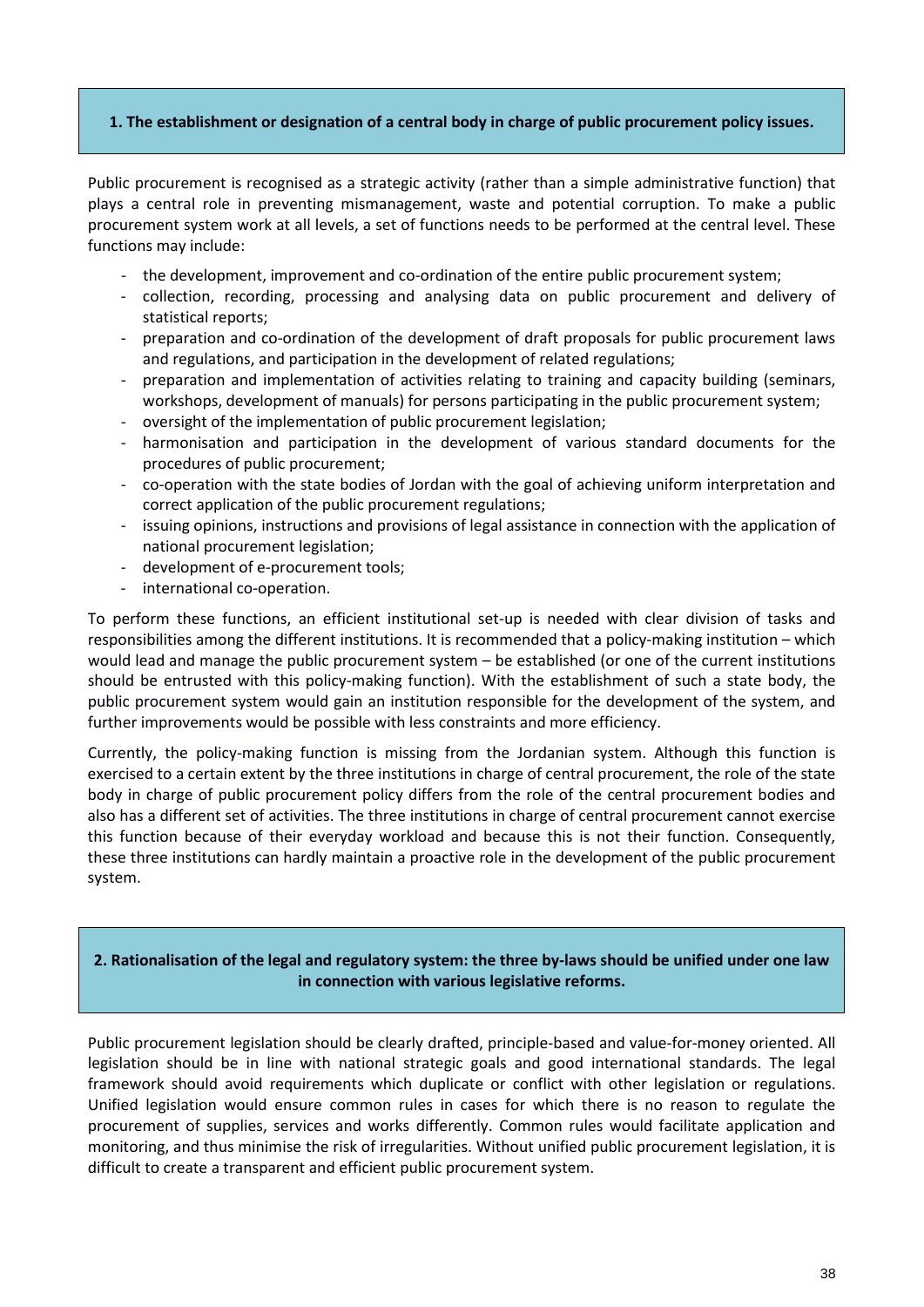**1. The establishment or designation of a central body in charge of public procurement policy issues.**

Public procurement is recognised as a strategic activity (rather than a simple administrative function) that plays a central role in preventing mismanagement, waste and potential corruption. To make a public procurement system work at all levels, a set of functions needs to be performed at the central level. These functions may include:

- the development, improvement and co-ordination of the entire public procurement system;
- collection, recording, processing and analysing data on public procurement and delivery of statistical reports;
- preparation and co-ordination of the development of draft proposals for public procurement laws and regulations, and participation in the development of related regulations;
- preparation and implementation of activities relating to training and capacity building (seminars, workshops, development of manuals) for persons participating in the public procurement system;
- oversight of the implementation of public procurement legislation;
- harmonisation and participation in the development of various standard documents for the procedures of public procurement;
- co-operation with the state bodies of Jordan with the goal of achieving uniform interpretation and correct application of the public procurement regulations;
- issuing opinions, instructions and provisions of legal assistance in connection with the application of national procurement legislation;
- development of e-procurement tools;
- international co-operation.

To perform these functions, an efficient institutional set-up is needed with clear division of tasks and responsibilities among the different institutions. It is recommended that a policy-making institution – which would lead and manage the public procurement system – be established (or one of the current institutions should be entrusted with this policy-making function). With the establishment of such a state body, the public procurement system would gain an institution responsible for the development of the system, and further improvements would be possible with less constraints and more efficiency.

Currently, the policy-making function is missing from the Jordanian system. Although this function is exercised to a certain extent by the three institutions in charge of central procurement, the role of the state body in charge of public procurement policy differs from the role of the central procurement bodies and also has a different set of activities. The three institutions in charge of central procurement cannot exercise this function because of their everyday workload and because this is not their function. Consequently, these three institutions can hardly maintain a proactive role in the development of the public procurement system.

**2. Rationalisation of the legal and regulatory system: the three by-laws should be unified under one law in connection with various legislative reforms.**

Public procurement legislation should be clearly drafted, principle-based and value-for-money oriented. All legislation should be in line with national strategic goals and good international standards. The legal framework should avoid requirements which duplicate or conflict with other legislation or regulations. Unified legislation would ensure common rules in cases for which there is no reason to regulate the procurement of supplies, services and works differently. Common rules would facilitate application and monitoring, and thus minimise the risk of irregularities. Without unified public procurement legislation, it is difficult to create a transparent and efficient public procurement system.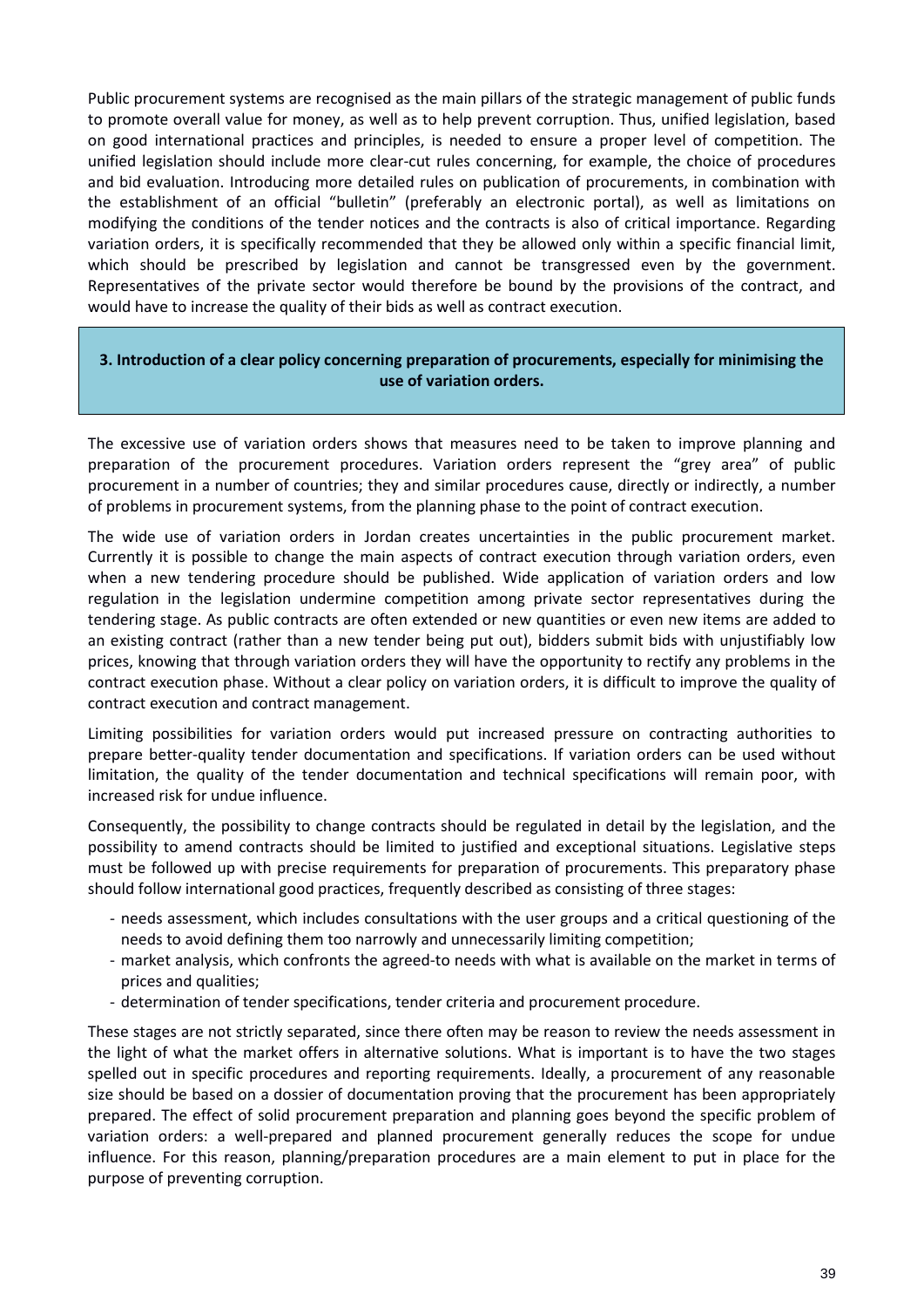Public procurement systems are recognised as the main pillars of the strategic management of public funds to promote overall value for money, as well as to help prevent corruption. Thus, unified legislation, based on good international practices and principles, is needed to ensure a proper level of competition. The unified legislation should include more clear-cut rules concerning, for example, the choice of procedures and bid evaluation. Introducing more detailed rules on publication of procurements, in combination with the establishment of an official "bulletin" (preferably an electronic portal), as well as limitations on modifying the conditions of the tender notices and the contracts is also of critical importance. Regarding variation orders, it is specifically recommended that they be allowed only within a specific financial limit, which should be prescribed by legislation and cannot be transgressed even by the government. Representatives of the private sector would therefore be bound by the provisions of the contract, and would have to increase the quality of their bids as well as contract execution.

### 3. Introduction of a clear policy concerning preparation of procurements, especially for minimising the use of variation orders.

The excessive use of variation orders shows that measures need to be taken to improve planning and preparation of the procurement procedures. Variation orders represent the "grey area" of public procurement in a number of countries; they and similar procedures cause, directly or indirectly, a number of problems in procurement systems, from the planning phase to the point of contract execution.

The wide use of variation orders in Jordan creates uncertainties in the public procurement market. Currently it is possible to change the main aspects of contract execution through variation orders, even when a new tendering procedure should be published. Wide application of variation orders and low regulation in the legislation undermine competition among private sector representatives during the tendering stage. As public contracts are often extended or new quantities or even new items are added to an existing contract (rather than a new tender being put out), bidders submit bids with unjustifiably low prices, knowing that through variation orders they will have the opportunity to rectify any problems in the contract execution phase. Without a clear policy on variation orders, it is difficult to improve the quality of contract execution and contract management.

Limiting possibilities for variation orders would put increased pressure on contracting authorities to prepare better-quality tender documentation and specifications. If variation orders can be used without limitation, the quality of the tender documentation and technical specifications will remain poor, with increased risk for undue influence.

Consequently, the possibility to change contracts should be regulated in detail by the legislation, and the possibility to amend contracts should be limited to justified and exceptional situations. Legislative steps must be followed up with precise requirements for preparation of procurements. This preparatory phase should follow international good practices, frequently described as consisting of three stages:

- needs assessment, which includes consultations with the user groups and a critical questioning of the needs to avoid defining them too narrowly and unnecessarily limiting competition;
- market analysis, which confronts the agreed-to needs with what is available on the market in terms of prices and qualities;
- determination of tender specifications, tender criteria and procurement procedure.

These stages are not strictly separated, since there often may be reason to review the needs assessment in the light of what the market offers in alternative solutions. What is important is to have the two stages spelled out in specific procedures and reporting requirements. Ideally, a procurement of any reasonable size should be based on a dossier of documentation proving that the procurement has been appropriately prepared. The effect of solid procurement preparation and planning goes beyond the specific problem of variation orders: a well-prepared and planned procurement generally reduces the scope for undue influence. For this reason, planning/preparation procedures are a main element to put in place for the purpose of preventing corruption.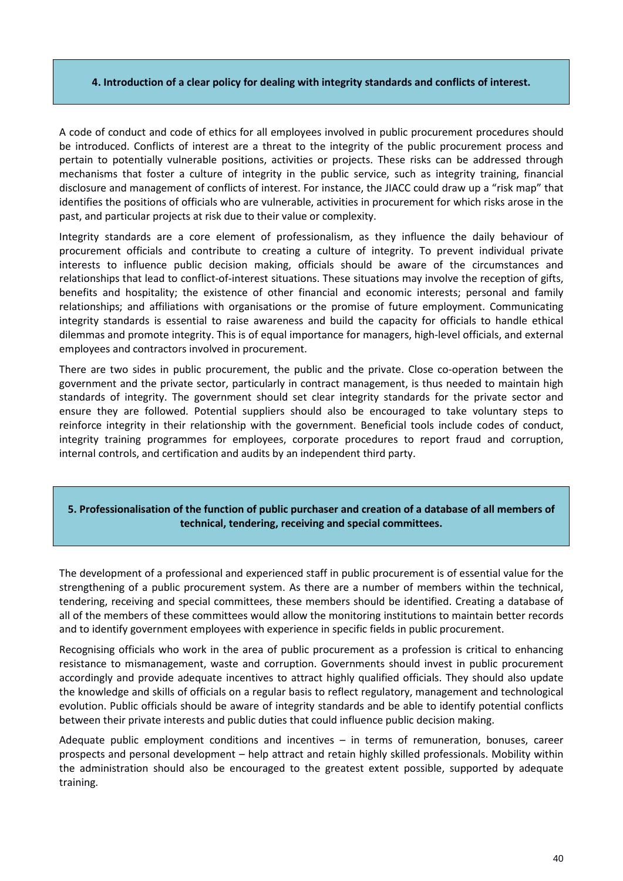**4. Introduction of a clear policy for dealing with integrity standards and conflicts of interest.**

A code of conduct and code of ethics for all employees involved in public procurement procedures should be introduced. Conflicts of interest are a threat to the integrity of the public procurement process and pertain to potentially vulnerable positions, activities or projects. These risks can be addressed through mechanisms that foster a culture of integrity in the public service, such as integrity training, financial disclosure and management of conflicts of interest. For instance, the JIACC could draw up a "risk map" that identifies the positions of officials who are vulnerable, activities in procurement for which risks arose in the past, and particular projects at risk due to their value or complexity.

Integrity standards are a core element of professionalism, as they influence the daily behaviour of procurement officials and contribute to creating a culture of integrity. To prevent individual private interests to influence public decision making, officials should be aware of the circumstances and relationships that lead to conflict-of-interest situations. These situations may involve the reception of gifts, benefits and hospitality; the existence of other financial and economic interests; personal and family relationships; and affiliations with organisations or the promise of future employment. Communicating integrity standards is essential to raise awareness and build the capacity for officials to handle ethical dilemmas and promote integrity. This is of equal importance for managers, high-level officials, and external employees and contractors involved in procurement.

There are two sides in public procurement, the public and the private. Close co-operation between the government and the private sector, particularly in contract management, is thus needed to maintain high standards of integrity. The government should set clear integrity standards for the private sector and ensure they are followed. Potential suppliers should also be encouraged to take voluntary steps to reinforce integrity in their relationship with the government. Beneficial tools include codes of conduct, integrity training programmes for employees, corporate procedures to report fraud and corruption, internal controls, and certification and audits by an independent third party.

**5. Professionalisation of the function of public purchaser and creation of a database of all members of technical, tendering, receiving and special committees.**

The development of a professional and experienced staff in public procurement is of essential value for the strengthening of a public procurement system. As there are a number of members within the technical, tendering, receiving and special committees, these members should be identified. Creating a database of all of the members of these committees would allow the monitoring institutions to maintain better records and to identify government employees with experience in specific fields in public procurement.

Recognising officials who work in the area of public procurement as a profession is critical to enhancing resistance to mismanagement, waste and corruption. Governments should invest in public procurement accordingly and provide adequate incentives to attract highly qualified officials. They should also update the knowledge and skills of officials on a regular basis to reflect regulatory, management and technological evolution. Public officials should be aware of integrity standards and be able to identify potential conflicts between their private interests and public duties that could influence public decision making.

Adequate public employment conditions and incentives – in terms of remuneration, bonuses, career prospects and personal development – help attract and retain highly skilled professionals. Mobility within the administration should also be encouraged to the greatest extent possible, supported by adequate training.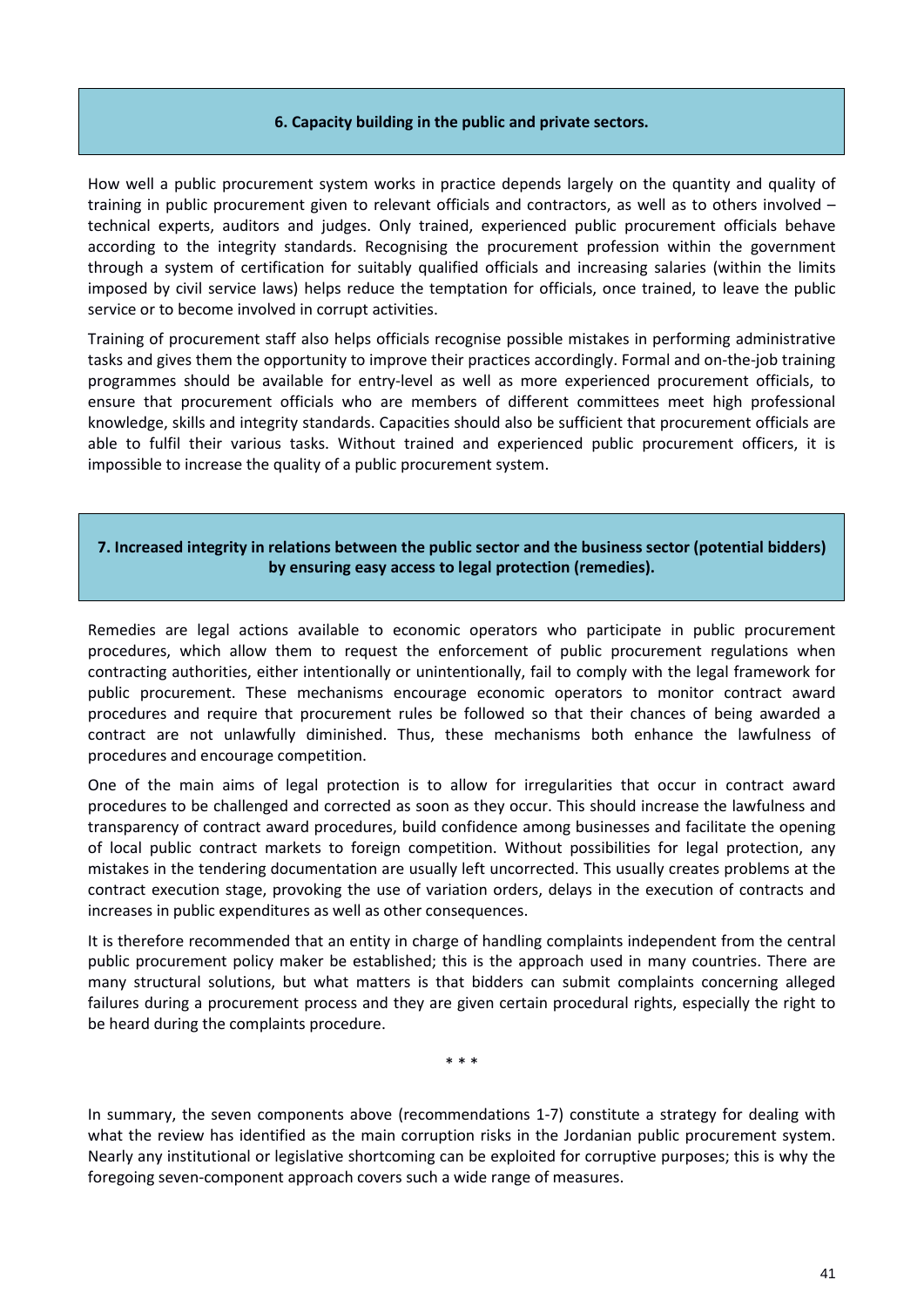### 6. Capacity building in the public and private sectors.

How well a public procurement system works in practice depends largely on the quantity and quality of training in public procurement given to relevant officials and contractors, as well as to others involved – technical experts, auditors and judges. Only trained, experienced public procurement officials behave according to the integrity standards. Recognising the procurement profession within the government through a system of certification for suitably qualified officials and increasing salaries (within the limits imposed by civil service laws) helps reduce the temptation for officials, once trained, to leave the public service or to become involved in corrupt activities.

Training of procurement staff also helps officials recognise possible mistakes in performing administrative tasks and gives them the opportunity to improve their practices accordingly. Formal and on-the-job training programmes should be available for entry-level as well as more experienced procurement officials, to ensure that procurement officials who are members of different committees meet high professional knowledge, skills and integrity standards. Capacities should also be sufficient that procurement officials are able to fulfil their various tasks. Without trained and experienced public procurement officers, it is impossible to increase the quality of a public procurement system.

### 7. Increased integrity in relations between the public sector and the business sector (potential bidders) by ensuring easy access to legal protection (remedies).

Remedies are legal actions available to economic operators who participate in public procurement procedures, which allow them to request the enforcement of public procurement regulations when contracting authorities, either intentionally or unintentionally, fail to comply with the legal framework for public procurement. These mechanisms encourage economic operators to monitor contract award procedures and require that procurement rules be followed so that their chances of being awarded a contract are not unlawfully diminished. Thus, these mechanisms both enhance the lawfulness of procedures and encourage competition.

One of the main aims of legal protection is to allow for irregularities that occur in contract award procedures to be challenged and corrected as soon as they occur. This should increase the lawfulness and transparency of contract award procedures, build confidence among businesses and facilitate the opening of local public contract markets to foreign competition. Without possibilities for legal protection, any mistakes in the tendering documentation are usually left uncorrected. This usually creates problems at the contract execution stage, provoking the use of variation orders, delays in the execution of contracts and increases in public expenditures as well as other consequences.

It is therefore recommended that an entity in charge of handling complaints independent from the central public procurement policy maker be established; this is the approach used in many countries. There are many structural solutions, but what matters is that bidders can submit complaints concerning alleged failures during a procurement process and they are given certain procedural rights, especially the right to be heard during the complaints procedure.

\* \* \*

In summary, the seven components above (recommendations 1-7) constitute a strategy for dealing with what the review has identified as the main corruption risks in the Jordanian public procurement system. Nearly any institutional or legislative shortcoming can be exploited for corruptive purposes; this is why the foregoing seven-component approach covers such a wide range of measures.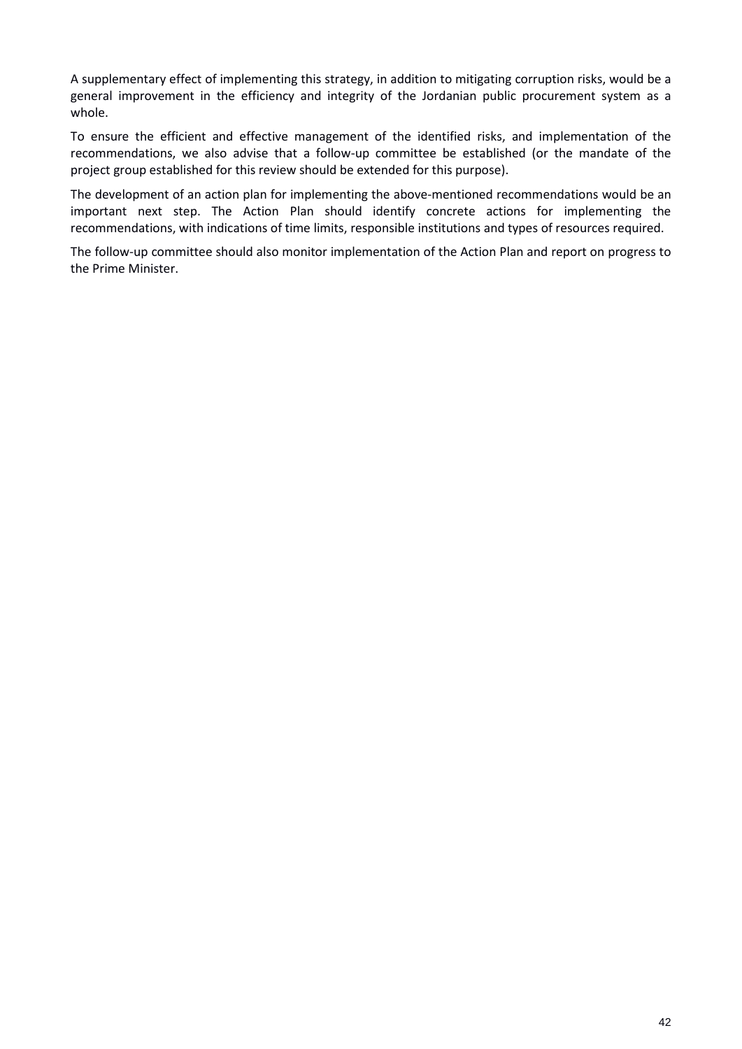A supplementary effect of implementing this strategy, in addition to mitigating corruption risks, would be a general improvement in the efficiency and integrity of the Jordanian public procurement system as a whole.

To ensure the efficient and effective management of the identified risks, and implementation of the recommendations, we also advise that a follow-up committee be established (or the mandate of the project group established for this review should be extended for this purpose).

The development of an action plan for implementing the above-mentioned recommendations would be an important next step. The Action Plan should identify concrete actions for implementing the recommendations, with indications of time limits, responsible institutions and types of resources required.

The follow-up committee should also monitor implementation of the Action Plan and report on progress to the Prime Minister.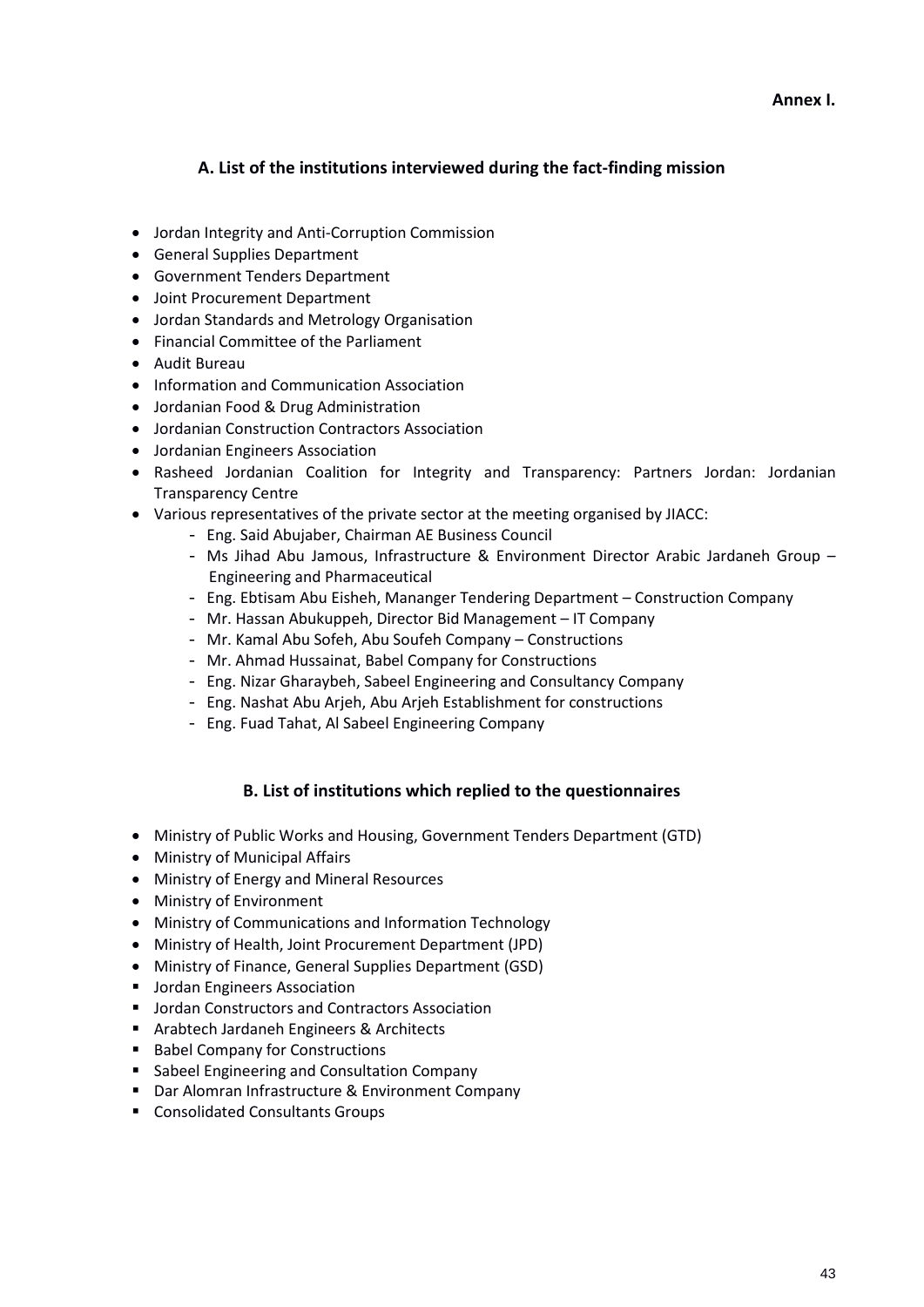**Annex I.**

## A. List of the institutions interviewed during the fact-finding mission

- Jordan Integrity and Anti-Corruption Commission
- General Supplies Department
- Government Tenders Department
- Joint Procurement Department
- Jordan Standards and Metrology Organisation
- Financial Committee of the Parliament
- Audit Bureau
- Information and Communication Association
- Jordanian Food & Drug Administration
- Jordanian Construction Contractors Association
- Jordanian Engineers Association
- Rasheed Jordanian Coalition for Integrity and Transparency: Partners Jordan: Jordanian Transparency Centre
- Various representatives of the private sector at the meeting organised by JIACC:
  - Eng. Said Abujaber, Chairman AE Business Council
  - Ms Jihad Abu Jamous, Infrastructure & Environment Director Arabic Jardaneh Group – Engineering and Pharmaceutical
  - Eng. Ebtisam Abu Eisheh, Mananger Tendering Department – Construction Company
  - Mr. Hassan Abukuppeh, Director Bid Management – IT Company
  - Mr. Kamal Abu Sofeh, Abu Soufeh Company – Constructions
  - Mr. Ahmad Hussainat, Babel Company for Constructions
  - Eng. Nizar Gharaybeh, Sabeel Engineering and Consultancy Company
  - Eng. Nashat Abu Arjeh, Abu Arjeh Establishment for constructions
  - Eng. Fuad Tahat, Al Sabeel Engineering Company

## B. List of institutions which replied to the questionnaires

- Ministry of Public Works and Housing, Government Tenders Department (GTD)
- Ministry of Municipal Affairs
- Ministry of Energy and Mineral Resources
- Ministry of Environment
- Ministry of Communications and Information Technology
- Ministry of Health, Joint Procurement Department (JPD)
- Ministry of Finance, General Supplies Department (GSD)
- Jordan Engineers Association
- Jordan Constructors and Contractors Association
- Arabtech Jardaneh Engineers & Architects
- Babel Company for Constructions
- Sabeel Engineering and Consultation Company
- Dar Alomran Infrastructure & Environment Company
- Consolidated Consultants Groups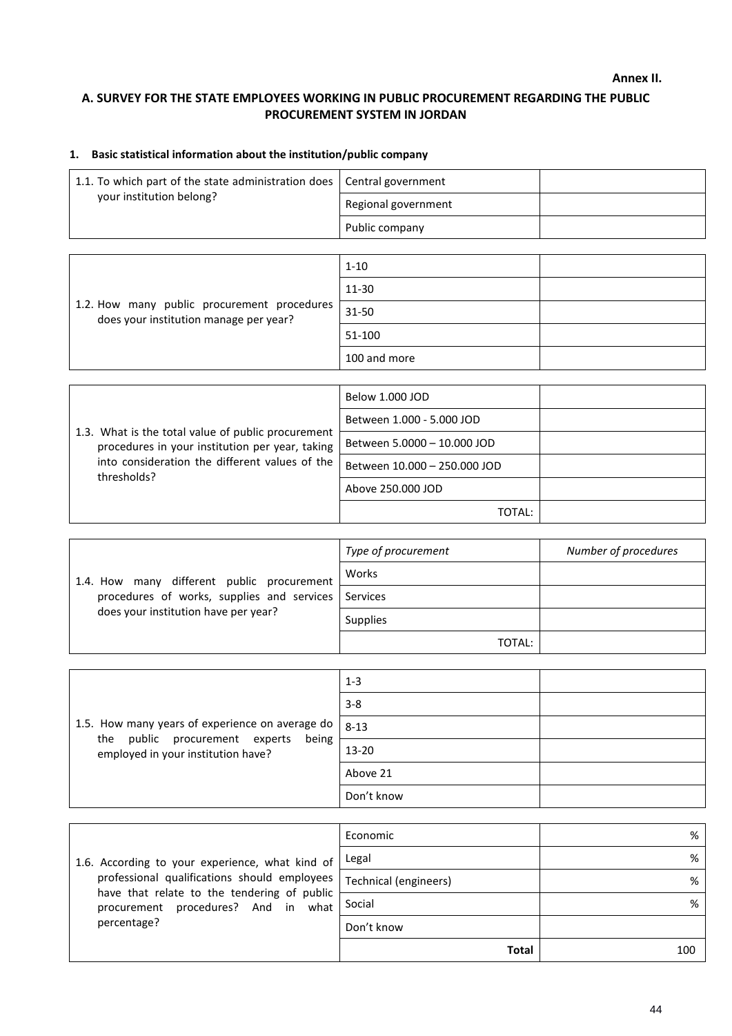**Annex II.**

## A. SURVEY FOR THE STATE EMPLOYEES WORKING IN PUBLIC PROCUREMENT REGARDING THE PUBLIC PROCUREMENT SYSTEM IN JORDAN

### 1. Basic statistical information about the institution/public company

| | | |
|---|---|---|
| 1.1. To which part of the state administration does your institution belong? | Central government | |
| | Regional government | |
| | Public company | |

| | | |
|---|---|---|
| 1.2. How many public procurement procedures does your institution manage per year? | 1-10 | |
| | 11-30 | |
| | 31-50 | |
| | 51-100 | |
| | 100 and more | |

| | | |
|---|---|---|
| 1.3. What is the total value of public procurement procedures in your institution per year, taking into consideration the different values of the thresholds? | Below 1.000 JOD | |
| | Between 1.000 - 5.000 JOD | |
| | Between 5.0000 – 10.000 JOD | |
| | Between 10.000 – 250.000 JOD | |
| | Above 250.000 JOD | |
| | TOTAL: | |

| | | |
|---|---|---|
| 1.4. How many different public procurement procedures of works, supplies and services does your institution have per year? | *Type of procurement* | *Number of procedures* |
| | Works | |
| | Services | |
| | Supplies | |
| | TOTAL: | |

| | | |
|---|---|---|
| 1.5. How many years of experience on average do the public procurement experts being employed in your institution have? | 1-3 | |
| | 3-8 | |
| | 8-13 | |
| | 13-20 | |
| | Above 21 | |
| | Don't know | |

| | | |
|---|---|---|
| 1.6. According to your experience, what kind of professional qualifications should employees have that relate to the tendering of public procurement procedures? And in what percentage? | Economic | % |
| | Legal | % |
| | Technical (engineers) | % |
| | Social | % |
| | Don't know | |
| | **Total** | 100 |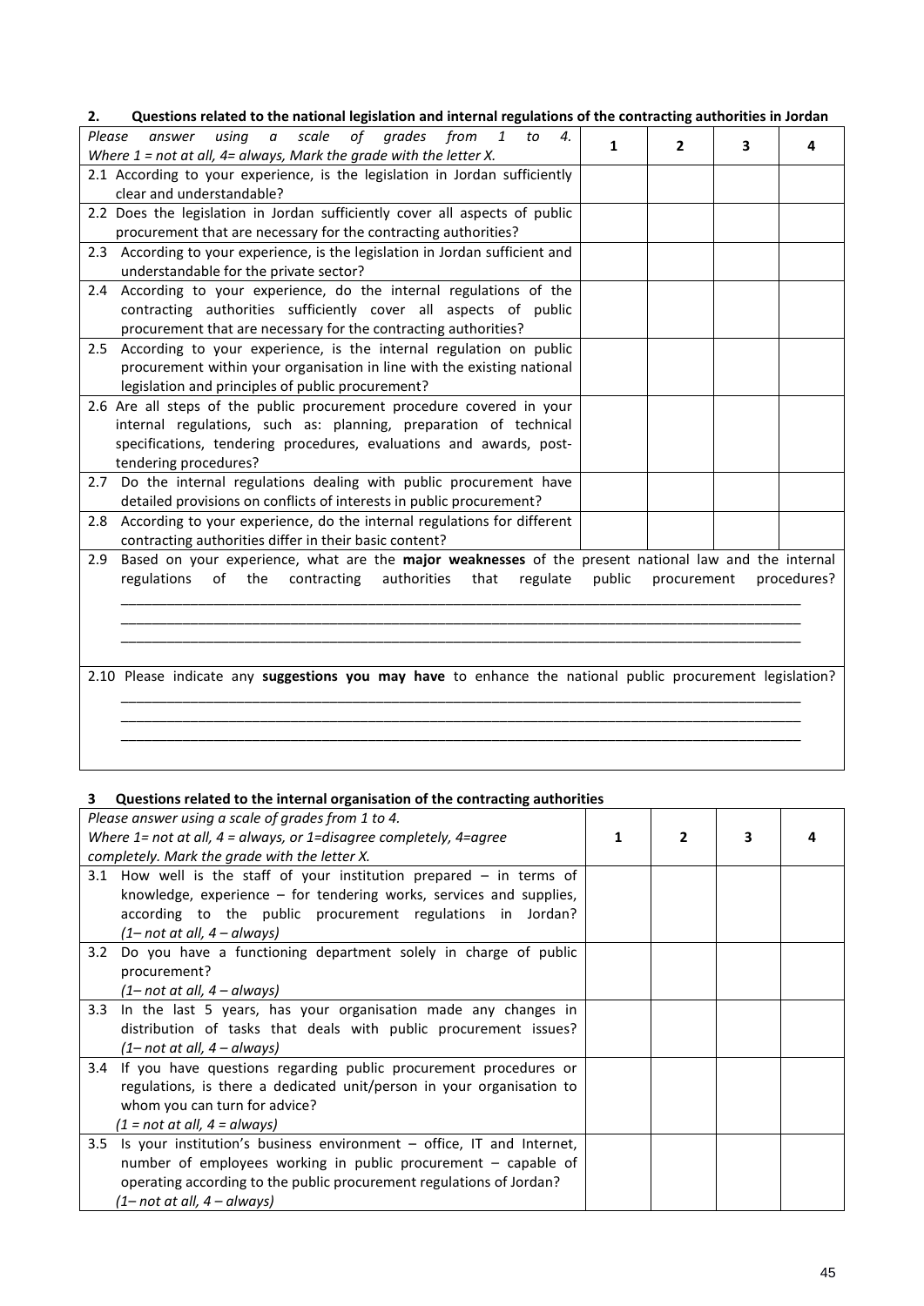## 2. Questions related to the national legislation and internal regulations of the contracting authorities in Jordan

| *Please answer using a scale of grades from 1 to 4. Where 1 = not at all, 4= always, Mark the grade with the letter X.* | 1 | 2 | 3 | 4 |
|---|---|---|---|---|
| 2.1 According to your experience, is the legislation in Jordan sufficiently clear and understandable? | | | | |
| 2.2 Does the legislation in Jordan sufficiently cover all aspects of public procurement that are necessary for the contracting authorities? | | | | |
| 2.3 According to your experience, is the legislation in Jordan sufficient and understandable for the private sector? | | | | |
| 2.4 According to your experience, do the internal regulations of the contracting authorities sufficiently cover all aspects of public procurement that are necessary for the contracting authorities? | | | | |
| 2.5 According to your experience, is the internal regulation on public procurement within your organisation in line with the existing national legislation and principles of public procurement? | | | | |
| 2.6 Are all steps of the public procurement procedure covered in your internal regulations, such as: planning, preparation of technical specifications, tendering procedures, evaluations and awards, post-tendering procedures? | | | | |
| 2.7 Do the internal regulations dealing with public procurement have detailed provisions on conflicts of interests in public procurement? | | | | |
| 2.8 According to your experience, do the internal regulations for different contracting authorities differ in their basic content? | | | | |

2.9 Based on your experience, what are the **major weaknesses** of the present national law and the internal regulations of the contracting authorities that regulate public procurement procedures?

_______________________________________________________________________________________

_______________________________________________________________________________________

_______________________________________________________________________________________

2.10 Please indicate any **suggestions you may have** to enhance the national public procurement legislation?

_______________________________________________________________________________________

_______________________________________________________________________________________

_______________________________________________________________________________________

## 3 Questions related to the internal organisation of the contracting authorities

| *Please answer using a scale of grades from 1 to 4. Where 1= not at all, 4 = always, or 1=disagree completely, 4=agree completely. Mark the grade with the letter X.* | 1 | 2 | 3 | 4 |
|---|---|---|---|---|
| 3.1 How well is the staff of your institution prepared – in terms of knowledge, experience – for tendering works, services and supplies, according to the public procurement regulations in Jordan? *(1– not at all, 4 – always)* | | | | |
| 3.2 Do you have a functioning department solely in charge of public procurement? *(1– not at all, 4 – always)* | | | | |
| 3.3 In the last 5 years, has your organisation made any changes in distribution of tasks that deals with public procurement issues? *(1– not at all, 4 – always)* | | | | |
| 3.4 If you have questions regarding public procurement procedures or regulations, is there a dedicated unit/person in your organisation to whom you can turn for advice? *(1 = not at all, 4 = always)* | | | | |
| 3.5 Is your institution's business environment – office, IT and Internet, number of employees working in public procurement – capable of operating according to the public procurement regulations of Jordan? *(1– not at all, 4 – always)* | | | | |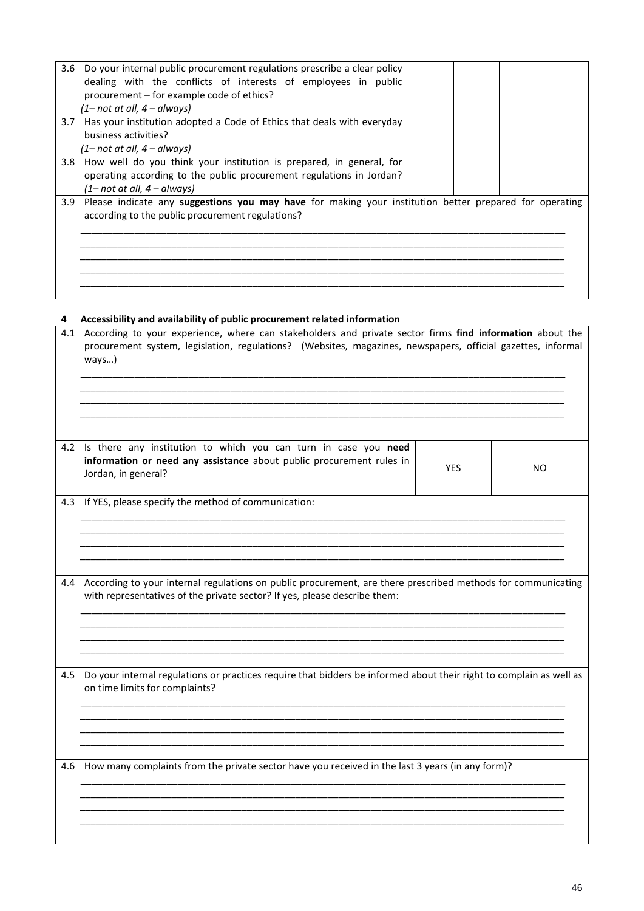| | | | | |
|---|---|---|---|---|
| 3.6 Do your internal public procurement regulations prescribe a clear policy dealing with the conflicts of interests of employees in public procurement – for example code of ethics? *(1– not at all, 4 – always)* | | | | |
| 3.7 Has your institution adopted a Code of Ethics that deals with everyday business activities? *(1– not at all, 4 – always)* | | | | |
| 3.8 How well do you think your institution is prepared, in general, for operating according to the public procurement regulations in Jordan? *(1– not at all, 4 – always)* | | | | |

3.9 Please indicate any **suggestions you may have** for making your institution better prepared for operating according to the public procurement regulations?

_______________________________________________________________________________
_______________________________________________________________________________
_______________________________________________________________________________
_______________________________________________________________________________
_______________________________________________________________________________

## 4 Accessibility and availability of public procurement related information

4.1 According to your experience, where can stakeholders and private sector firms **find information** about the procurement system, legislation, regulations? (Websites, magazines, newspapers, official gazettes, informal ways…)

_______________________________________________________________________________
_______________________________________________________________________________
_______________________________________________________________________________
_______________________________________________________________________________

| | | |
|---|---|---|
| 4.2 Is there any institution to which you can turn in case you **need information or need any assistance** about public procurement rules in Jordan, in general? | YES | NO |

4.3 If YES, please specify the method of communication:

_______________________________________________________________________________
_______________________________________________________________________________
_______________________________________________________________________________
_______________________________________________________________________________

4.4 According to your internal regulations on public procurement, are there prescribed methods for communicating with representatives of the private sector? If yes, please describe them:

_______________________________________________________________________________
_______________________________________________________________________________
_______________________________________________________________________________
_______________________________________________________________________________

4.5 Do your internal regulations or practices require that bidders be informed about their right to complain as well as on time limits for complaints?

_______________________________________________________________________________
_______________________________________________________________________________
_______________________________________________________________________________
_______________________________________________________________________________

4.6 How many complaints from the private sector have you received in the last 3 years (in any form)?

_______________________________________________________________________________
_______________________________________________________________________________
_______________________________________________________________________________
_______________________________________________________________________________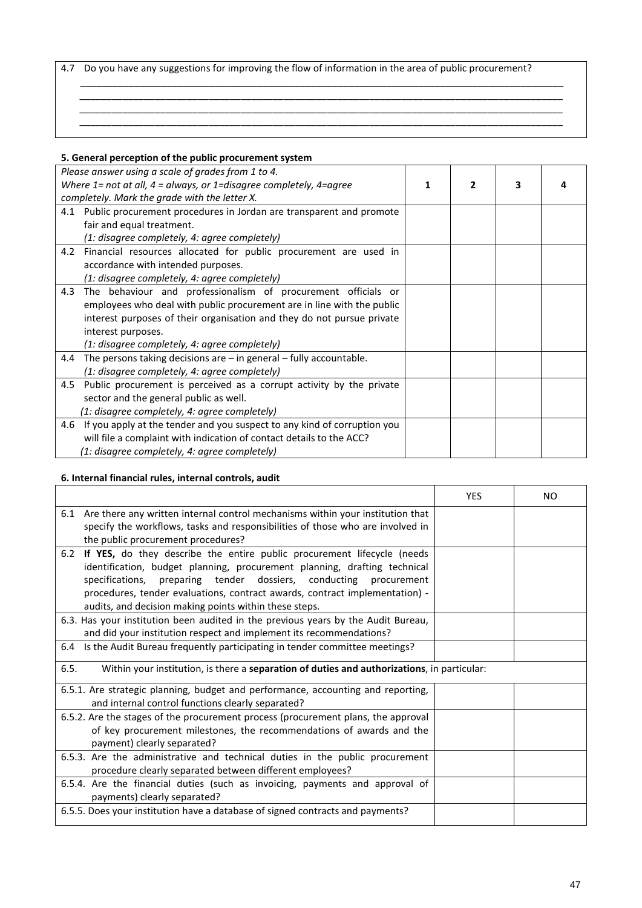| 4.7 Do you have any suggestions for improving the flow of information in the area of public procurement? |
|---|
| ______________________________________________________________________________ |
| ______________________________________________________________________________ |
| ______________________________________________________________________________ |
| ______________________________________________________________________________ |

**5. General perception of the public procurement system**

| *Please answer using a scale of grades from 1 to 4. Where 1= not at all, 4 = always, or 1=disagree completely, 4=agree completely. Mark the grade with the letter X.* | 1 | 2 | 3 | 4 |
|---|---|---|---|---|
| 4.1 Public procurement procedures in Jordan are transparent and promote fair and equal treatment. *(1: disagree completely, 4: agree completely)* | | | | |
| 4.2 Financial resources allocated for public procurement are used in accordance with intended purposes. *(1: disagree completely, 4: agree completely)* | | | | |
| 4.3 The behaviour and professionalism of procurement officials or employees who deal with public procurement are in line with the public interest purposes of their organisation and they do not pursue private interest purposes. *(1: disagree completely, 4: agree completely)* | | | | |
| 4.4 The persons taking decisions are – in general – fully accountable. *(1: disagree completely, 4: agree completely)* | | | | |
| 4.5 Public procurement is perceived as a corrupt activity by the private sector and the general public as well. *(1: disagree completely, 4: agree completely)* | | | | |
| 4.6 If you apply at the tender and you suspect to any kind of corruption you will file a complaint with indication of contact details to the ACC? *(1: disagree completely, 4: agree completely)* | | | | |

**6. Internal financial rules, internal controls, audit**

| | YES | NO |
|---|---|---|
| 6.1 Are there any written internal control mechanisms within your institution that specify the workflows, tasks and responsibilities of those who are involved in the public procurement procedures? | | |
| 6.2 **If YES,** do they describe the entire public procurement lifecycle (needs identification, budget planning, procurement planning, drafting technical specifications, preparing tender dossiers, conducting procurement procedures, tender evaluations, contract awards, contract implementation) - audits, and decision making points within these steps. | | |
| 6.3. Has your institution been audited in the previous years by the Audit Bureau, and did your institution respect and implement its recommendations? | | |
| 6.4 Is the Audit Bureau frequently participating in tender committee meetings? | | |
| 6.5. Within your institution, is there a **separation of duties and authorizations**, in particular: | | |
| 6.5.1. Are strategic planning, budget and performance, accounting and reporting, and internal control functions clearly separated? | | |
| 6.5.2. Are the stages of the procurement process (procurement plans, the approval of key procurement milestones, the recommendations of awards and the payment) clearly separated? | | |
| 6.5.3. Are the administrative and technical duties in the public procurement procedure clearly separated between different employees? | | |
| 6.5.4. Are the financial duties (such as invoicing, payments and approval of payments) clearly separated? | | |
| 6.5.5. Does your institution have a database of signed contracts and payments? | | |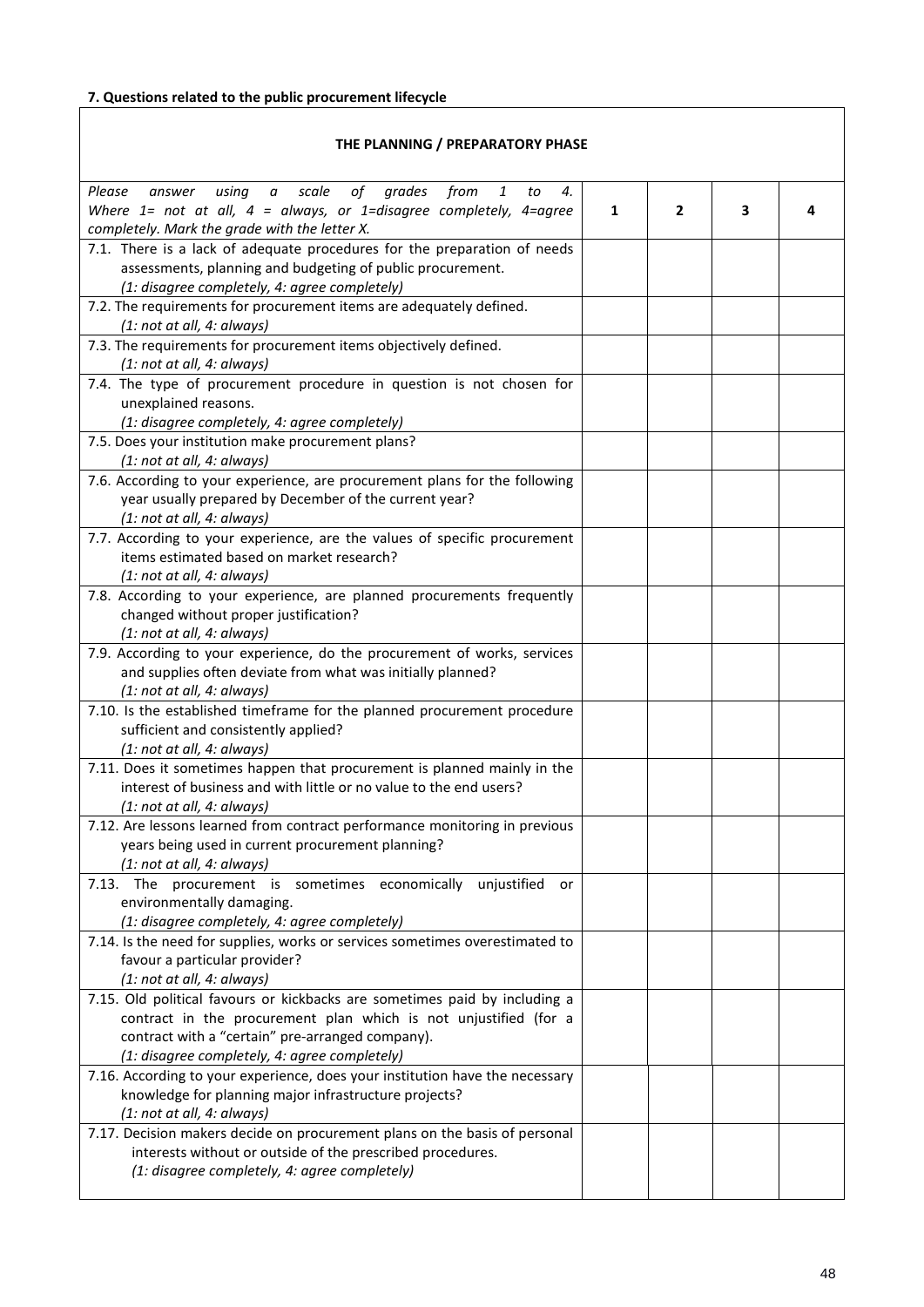**7. Questions related to the public procurement lifecycle**

| THE PLANNING / PREPARATORY PHASE | | | | |
|---|---|---|---|---|
| *Please answer using a scale of grades from 1 to 4. Where 1= not at all, 4 = always, or 1=disagree completely, 4=agree completely. Mark the grade with the letter X.* | **1** | **2** | **3** | **4** |
| 7.1. There is a lack of adequate procedures for the preparation of needs assessments, planning and budgeting of public procurement. *(1: disagree completely, 4: agree completely)* | | | | |
| 7.2. The requirements for procurement items are adequately defined. *(1: not at all, 4: always)* | | | | |
| 7.3. The requirements for procurement items objectively defined. *(1: not at all, 4: always)* | | | | |
| 7.4. The type of procurement procedure in question is not chosen for unexplained reasons. *(1: disagree completely, 4: agree completely)* | | | | |
| 7.5. Does your institution make procurement plans? *(1: not at all, 4: always)* | | | | |
| 7.6. According to your experience, are procurement plans for the following year usually prepared by December of the current year? *(1: not at all, 4: always)* | | | | |
| 7.7. According to your experience, are the values of specific procurement items estimated based on market research? *(1: not at all, 4: always)* | | | | |
| 7.8. According to your experience, are planned procurements frequently changed without proper justification? *(1: not at all, 4: always)* | | | | |
| 7.9. According to your experience, do the procurement of works, services and supplies often deviate from what was initially planned? *(1: not at all, 4: always)* | | | | |
| 7.10. Is the established timeframe for the planned procurement procedure sufficient and consistently applied? *(1: not at all, 4: always)* | | | | |
| 7.11. Does it sometimes happen that procurement is planned mainly in the interest of business and with little or no value to the end users? *(1: not at all, 4: always)* | | | | |
| 7.12. Are lessons learned from contract performance monitoring in previous years being used in current procurement planning? *(1: not at all, 4: always)* | | | | |
| 7.13. The procurement is sometimes economically unjustified or environmentally damaging. *(1: disagree completely, 4: agree completely)* | | | | |
| 7.14. Is the need for supplies, works or services sometimes overestimated to favour a particular provider? *(1: not at all, 4: always)* | | | | |
| 7.15. Old political favours or kickbacks are sometimes paid by including a contract in the procurement plan which is not unjustified (for a contract with a "certain" pre-arranged company). *(1: disagree completely, 4: agree completely)* | | | | |
| 7.16. According to your experience, does your institution have the necessary knowledge for planning major infrastructure projects? *(1: not at all, 4: always)* | | | | |
| 7.17. Decision makers decide on procurement plans on the basis of personal interests without or outside of the prescribed procedures. *(1: disagree completely, 4: agree completely)* | | | | |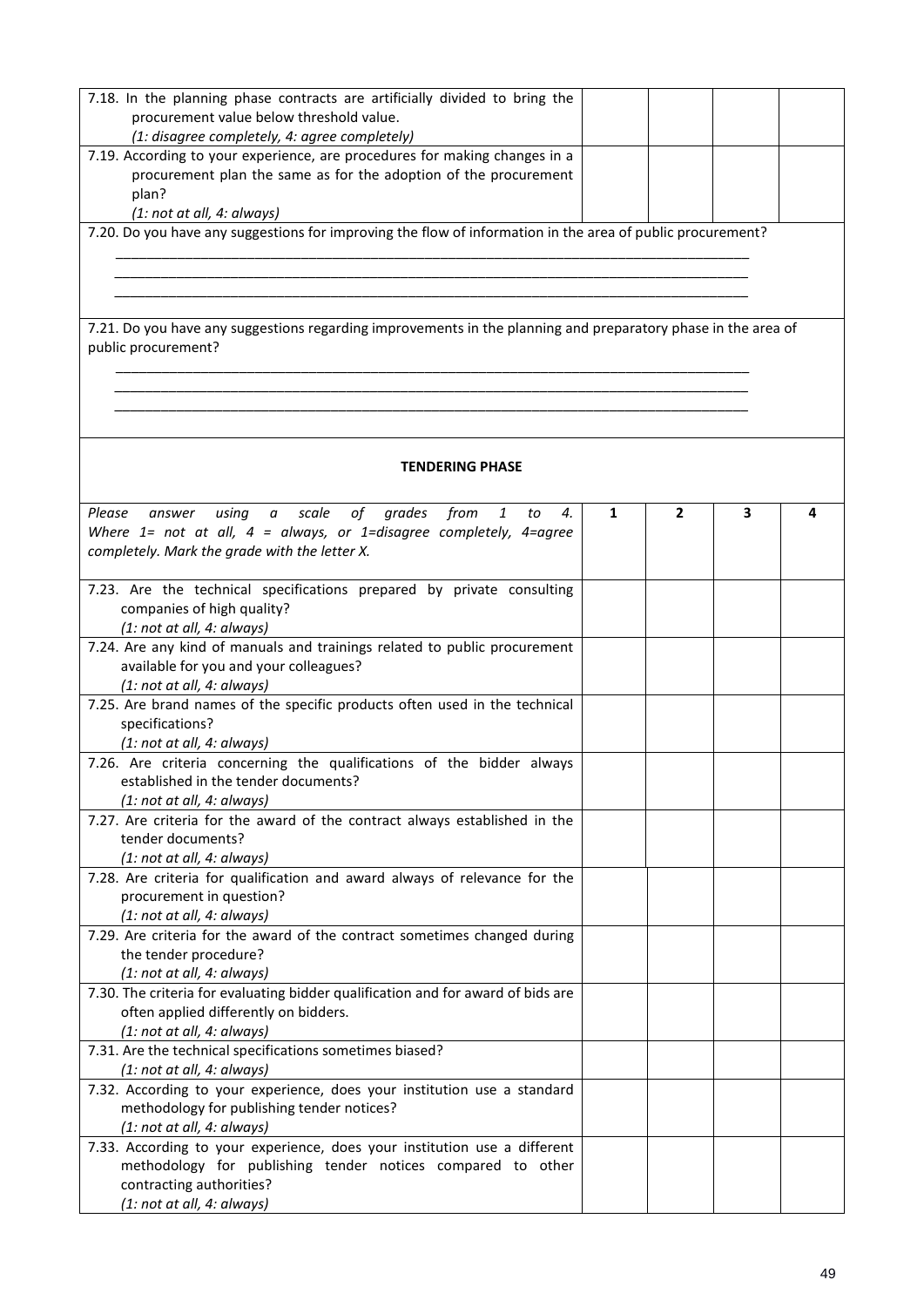| | | | | |
|---|---|---|---|---|
| 7.18. In the planning phase contracts are artificially divided to bring the procurement value below threshold value.<br>*(1: disagree completely, 4: agree completely)* | | | | |
| 7.19. According to your experience, are procedures for making changes in a procurement plan the same as for the adoption of the procurement plan?<br>*(1: not at all, 4: always)* | | | | |

7.20. Do you have any suggestions for improving the flow of information in the area of public procurement?

___________________________________________________________________________

___________________________________________________________________________

___________________________________________________________________________

7.21. Do you have any suggestions regarding improvements in the planning and preparatory phase in the area of public procurement?

___________________________________________________________________________

___________________________________________________________________________

___________________________________________________________________________

**TENDERING PHASE**

| *Please answer using a scale of grades from 1 to 4. Where 1= not at all, 4 = always, or 1=disagree completely, 4=agree completely. Mark the grade with the letter X.* | 1 | 2 | 3 | 4 |
|---|---|---|---|---|
| 7.23. Are the technical specifications prepared by private consulting companies of high quality?<br>*(1: not at all, 4: always)* | | | | |
| 7.24. Are any kind of manuals and trainings related to public procurement available for you and your colleagues?<br>*(1: not at all, 4: always)* | | | | |
| 7.25. Are brand names of the specific products often used in the technical specifications?<br>*(1: not at all, 4: always)* | | | | |
| 7.26. Are criteria concerning the qualifications of the bidder always established in the tender documents?<br>*(1: not at all, 4: always)* | | | | |
| 7.27. Are criteria for the award of the contract always established in the tender documents?<br>*(1: not at all, 4: always)* | | | | |
| 7.28. Are criteria for qualification and award always of relevance for the procurement in question?<br>*(1: not at all, 4: always)* | | | | |
| 7.29. Are criteria for the award of the contract sometimes changed during the tender procedure?<br>*(1: not at all, 4: always)* | | | | |
| 7.30. The criteria for evaluating bidder qualification and for award of bids are often applied differently on bidders.<br>*(1: not at all, 4: always)* | | | | |
| 7.31. Are the technical specifications sometimes biased?<br>*(1: not at all, 4: always)* | | | | |
| 7.32. According to your experience, does your institution use a standard methodology for publishing tender notices?<br>*(1: not at all, 4: always)* | | | | |
| 7.33. According to your experience, does your institution use a different methodology for publishing tender notices compared to other contracting authorities?<br>*(1: not at all, 4: always)* | | | | |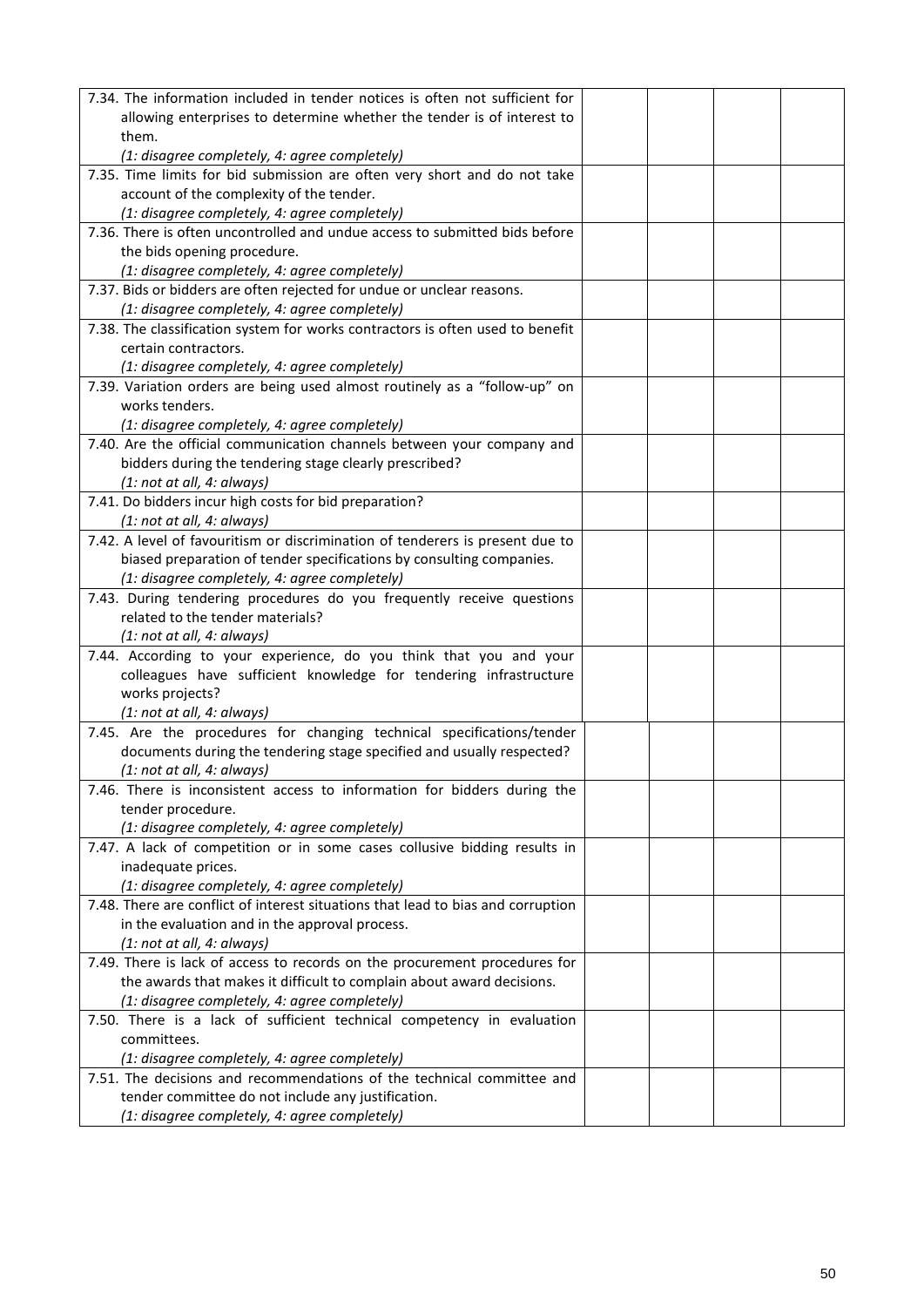| | | | | |
|---|---|---|---|---|
| 7.34. The information included in tender notices is often not sufficient for allowing enterprises to determine whether the tender is of interest to them.<br>*(1: disagree completely, 4: agree completely)* | | | | |
| 7.35. Time limits for bid submission are often very short and do not take account of the complexity of the tender.<br>*(1: disagree completely, 4: agree completely)* | | | | |
| 7.36. There is often uncontrolled and undue access to submitted bids before the bids opening procedure.<br>*(1: disagree completely, 4: agree completely)* | | | | |
| 7.37. Bids or bidders are often rejected for undue or unclear reasons.<br>*(1: disagree completely, 4: agree completely)* | | | | |
| 7.38. The classification system for works contractors is often used to benefit certain contractors.<br>*(1: disagree completely, 4: agree completely)* | | | | |
| 7.39. Variation orders are being used almost routinely as a "follow-up" on works tenders.<br>*(1: disagree completely, 4: agree completely)* | | | | |
| 7.40. Are the official communication channels between your company and bidders during the tendering stage clearly prescribed?<br>*(1: not at all, 4: always)* | | | | |
| 7.41. Do bidders incur high costs for bid preparation?<br>*(1: not at all, 4: always)* | | | | |
| 7.42. A level of favouritism or discrimination of tenderers is present due to biased preparation of tender specifications by consulting companies.<br>*(1: disagree completely, 4: agree completely)* | | | | |
| 7.43. During tendering procedures do you frequently receive questions related to the tender materials?<br>*(1: not at all, 4: always)* | | | | |
| 7.44. According to your experience, do you think that you and your colleagues have sufficient knowledge for tendering infrastructure works projects?<br>*(1: not at all, 4: always)* | | | | |
| 7.45. Are the procedures for changing technical specifications/tender documents during the tendering stage specified and usually respected?<br>*(1: not at all, 4: always)* | | | | |
| 7.46. There is inconsistent access to information for bidders during the tender procedure.<br>*(1: disagree completely, 4: agree completely)* | | | | |
| 7.47. A lack of competition or in some cases collusive bidding results in inadequate prices.<br>*(1: disagree completely, 4: agree completely)* | | | | |
| 7.48. There are conflict of interest situations that lead to bias and corruption in the evaluation and in the approval process.<br>*(1: not at all, 4: always)* | | | | |
| 7.49. There is lack of access to records on the procurement procedures for the awards that makes it difficult to complain about award decisions.<br>*(1: disagree completely, 4: agree completely)* | | | | |
| 7.50. There is a lack of sufficient technical competency in evaluation committees.<br>*(1: disagree completely, 4: agree completely)* | | | | |
| 7.51. The decisions and recommendations of the technical committee and tender committee do not include any justification.<br>*(1: disagree completely, 4: agree completely)* | | | | |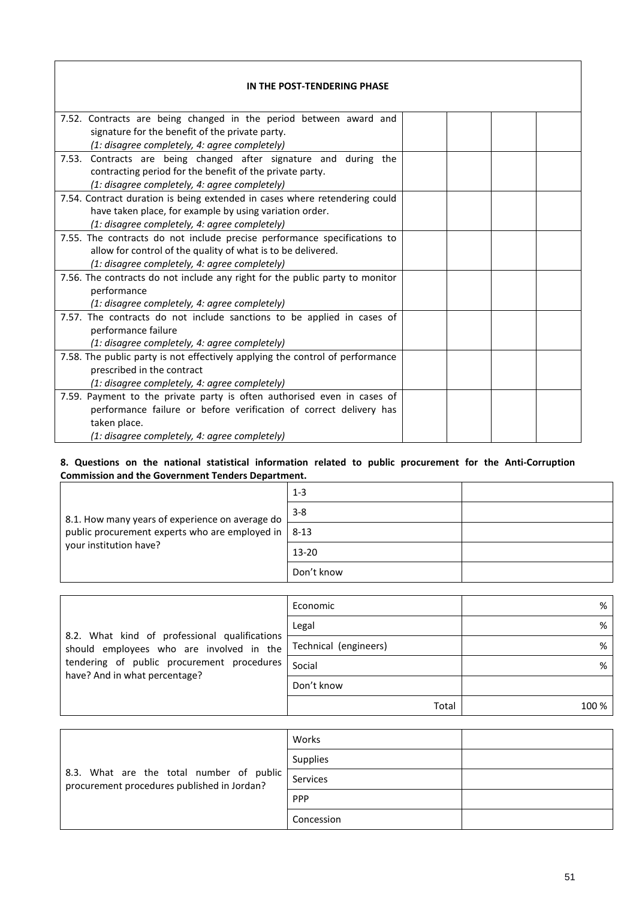| IN THE POST-TENDERING PHASE | | | | |
|---|---|---|---|---|
| 7.52. Contracts are being changed in the period between award and signature for the benefit of the private party. *(1: disagree completely, 4: agree completely)* | | | | |
| 7.53. Contracts are being changed after signature and during the contracting period for the benefit of the private party. *(1: disagree completely, 4: agree completely)* | | | | |
| 7.54. Contract duration is being extended in cases where retendering could have taken place, for example by using variation order. *(1: disagree completely, 4: agree completely)* | | | | |
| 7.55. The contracts do not include precise performance specifications to allow for control of the quality of what is to be delivered. *(1: disagree completely, 4: agree completely)* | | | | |
| 7.56. The contracts do not include any right for the public party to monitor performance *(1: disagree completely, 4: agree completely)* | | | | |
| 7.57. The contracts do not include sanctions to be applied in cases of performance failure *(1: disagree completely, 4: agree completely)* | | | | |
| 7.58. The public party is not effectively applying the control of performance prescribed in the contract *(1: disagree completely, 4: agree completely)* | | | | |
| 7.59. Payment to the private party is often authorised even in cases of performance failure or before verification of correct delivery has taken place. *(1: disagree completely, 4: agree completely)* | | | | |

**8. Questions on the national statistical information related to public procurement for the Anti-Corruption Commission and the Government Tenders Department.**

| | | |
|---|---|---|
| 8.1. How many years of experience on average do public procurement experts who are employed in your institution have? | 1-3 | |
| | 3-8 | |
| | 8-13 | |
| | 13-20 | |
| | Don't know | |

| | | |
|---|---|---|
| 8.2. What kind of professional qualifications should employees who are involved in the tendering of public procurement procedures have? And in what percentage? | Economic | % |
| | Legal | % |
| | Technical (engineers) | % |
| | Social | % |
| | Don't know | |
| | Total | 100 % |

| | | |
|---|---|---|
| 8.3. What are the total number of public procurement procedures published in Jordan? | Works | |
| | Supplies | |
| | Services | |
| | PPP | |
| | Concession | |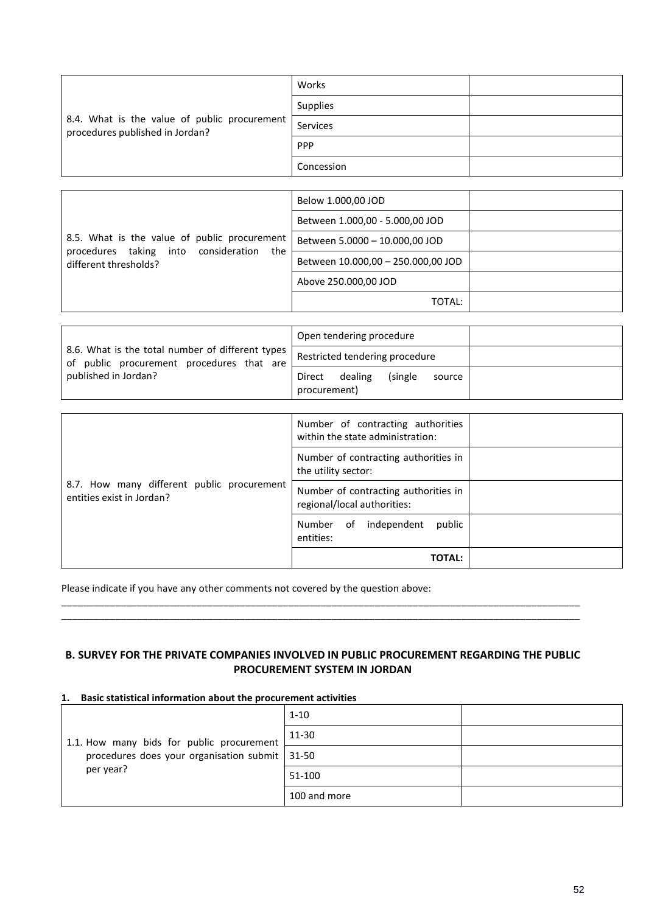| | | |
|---|---|---|
| 8.4. What is the value of public procurement procedures published in Jordan? | Works | |
| | Supplies | |
| | Services | |
| | PPP | |
| | Concession | |

| | | |
|---|---|---|
| 8.5. What is the value of public procurement procedures taking into consideration the different thresholds? | Below 1.000,00 JOD | |
| | Between 1.000,00 - 5.000,00 JOD | |
| | Between 5.0000 – 10.000,00 JOD | |
| | Between 10.000,00 – 250.000,00 JOD | |
| | Above 250.000,00 JOD | |
| | TOTAL: | |

| | | |
|---|---|---|
| 8.6. What is the total number of different types of public procurement procedures that are published in Jordan? | Open tendering procedure | |
| | Restricted tendering procedure | |
| | Direct dealing (single source procurement) | |

| | | |
|---|---|---|
| 8.7. How many different public procurement entities exist in Jordan? | Number of contracting authorities within the state administration: | |
| | Number of contracting authorities in the utility sector: | |
| | Number of contracting authorities in regional/local authorities: | |
| | Number of independent public entities: | |
| | **TOTAL:** | |

Please indicate if you have any other comments not covered by the question above:

\_\_\_\_\_\_\_\_\_\_\_\_\_\_\_\_\_\_\_\_\_\_\_\_\_\_\_\_\_\_\_\_\_\_\_\_\_\_\_\_\_\_\_\_\_\_\_\_\_\_\_\_\_\_\_\_\_\_\_\_\_\_\_\_\_\_\_\_\_\_\_\_\_\_\_\_\_\_\_\_\_\_\_\_\_\_\_\_
\_\_\_\_\_\_\_\_\_\_\_\_\_\_\_\_\_\_\_\_\_\_\_\_\_\_\_\_\_\_\_\_\_\_\_\_\_\_\_\_\_\_\_\_\_\_\_\_\_\_\_\_\_\_\_\_\_\_\_\_\_\_\_\_\_\_\_\_\_\_\_\_\_\_\_\_\_\_\_\_\_\_\_\_\_\_\_\_

## B. SURVEY FOR THE PRIVATE COMPANIES INVOLVED IN PUBLIC PROCUREMENT REGARDING THE PUBLIC PROCUREMENT SYSTEM IN JORDAN

### 1. Basic statistical information about the procurement activities

| | | |
|---|---|---|
| 1.1. How many bids for public procurement procedures does your organisation submit per year? | 1-10 | |
| | 11-30 | |
| | 31-50 | |
| | 51-100 | |
| | 100 and more | |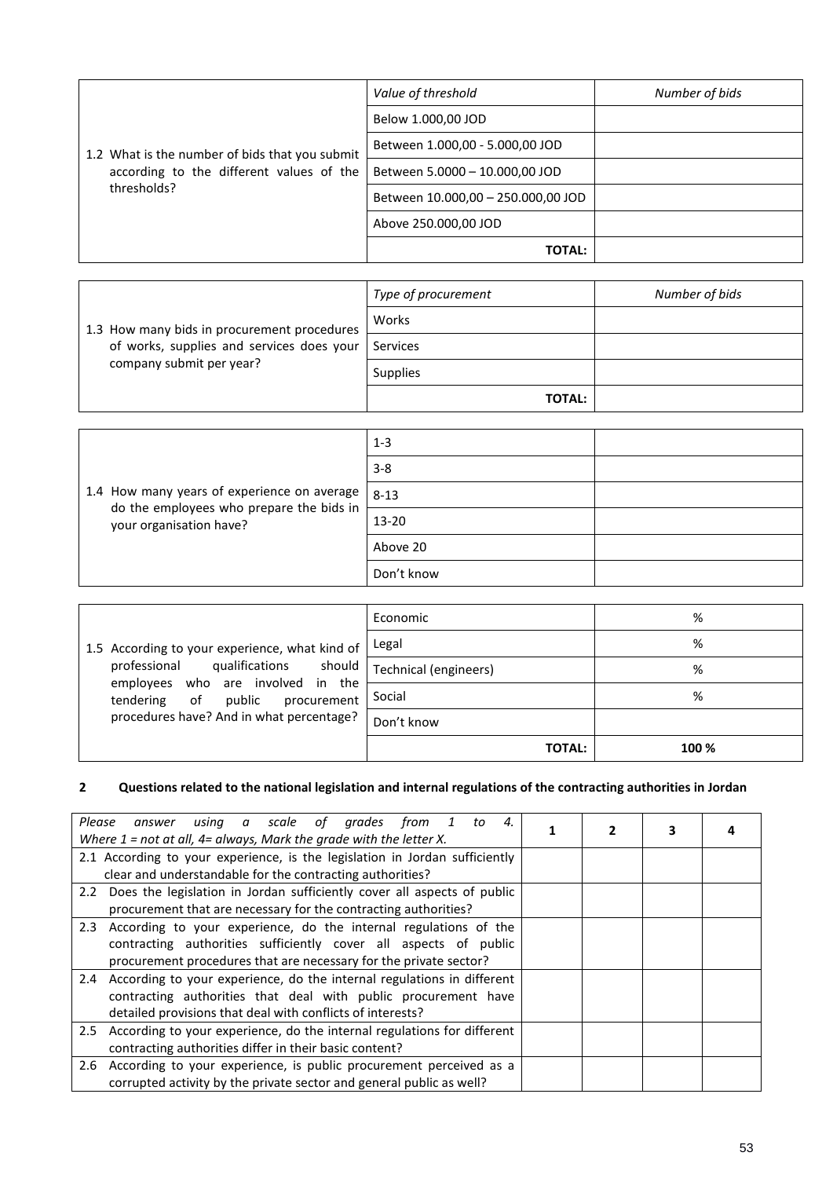| 1.2 What is the number of bids that you submit according to the different values of the thresholds? | *Value of threshold* | *Number of bids* |
|---|---|---|
| | Below 1.000,00 JOD | |
| | Between 1.000,00 - 5.000,00 JOD | |
| | Between 5.0000 – 10.000,00 JOD | |
| | Between 10.000,00 – 250.000,00 JOD | |
| | Above 250.000,00 JOD | |
| | **TOTAL:** | |

| 1.3 How many bids in procurement procedures of works, supplies and services does your company submit per year? | *Type of procurement* | *Number of bids* |
|---|---|---|
| | Works | |
| | Services | |
| | Supplies | |
| | **TOTAL:** | |

| 1.4 How many years of experience on average do the employees who prepare the bids in your organisation have? | | |
|---|---|---|
| | 1-3 | |
| | 3-8 | |
| | 8-13 | |
| | 13-20 | |
| | Above 20 | |
| | Don't know | |

| 1.5 According to your experience, what kind of professional qualifications should employees who are involved in the tendering of public procurement procedures have? And in what percentage? | | |
|---|---|---|
| | Economic | % |
| | Legal | % |
| | Technical (engineers) | % |
| | Social | % |
| | Don't know | |
| | **TOTAL:** | **100 %** |

## 2 Questions related to the national legislation and internal regulations of the contracting authorities in Jordan

| *Please answer using a scale of grades from 1 to 4. Where 1 = not at all, 4= always, Mark the grade with the letter X.* | 1 | 2 | 3 | 4 |
|---|---|---|---|---|
| 2.1 According to your experience, is the legislation in Jordan sufficiently clear and understandable for the contracting authorities? | | | | |
| 2.2 Does the legislation in Jordan sufficiently cover all aspects of public procurement that are necessary for the contracting authorities? | | | | |
| 2.3 According to your experience, do the internal regulations of the contracting authorities sufficiently cover all aspects of public procurement procedures that are necessary for the private sector? | | | | |
| 2.4 According to your experience, do the internal regulations in different contracting authorities that deal with public procurement have detailed provisions that deal with conflicts of interests? | | | | |
| 2.5 According to your experience, do the internal regulations for different contracting authorities differ in their basic content? | | | | |
| 2.6 According to your experience, is public procurement perceived as a corrupted activity by the private sector and general public as well? | | | | |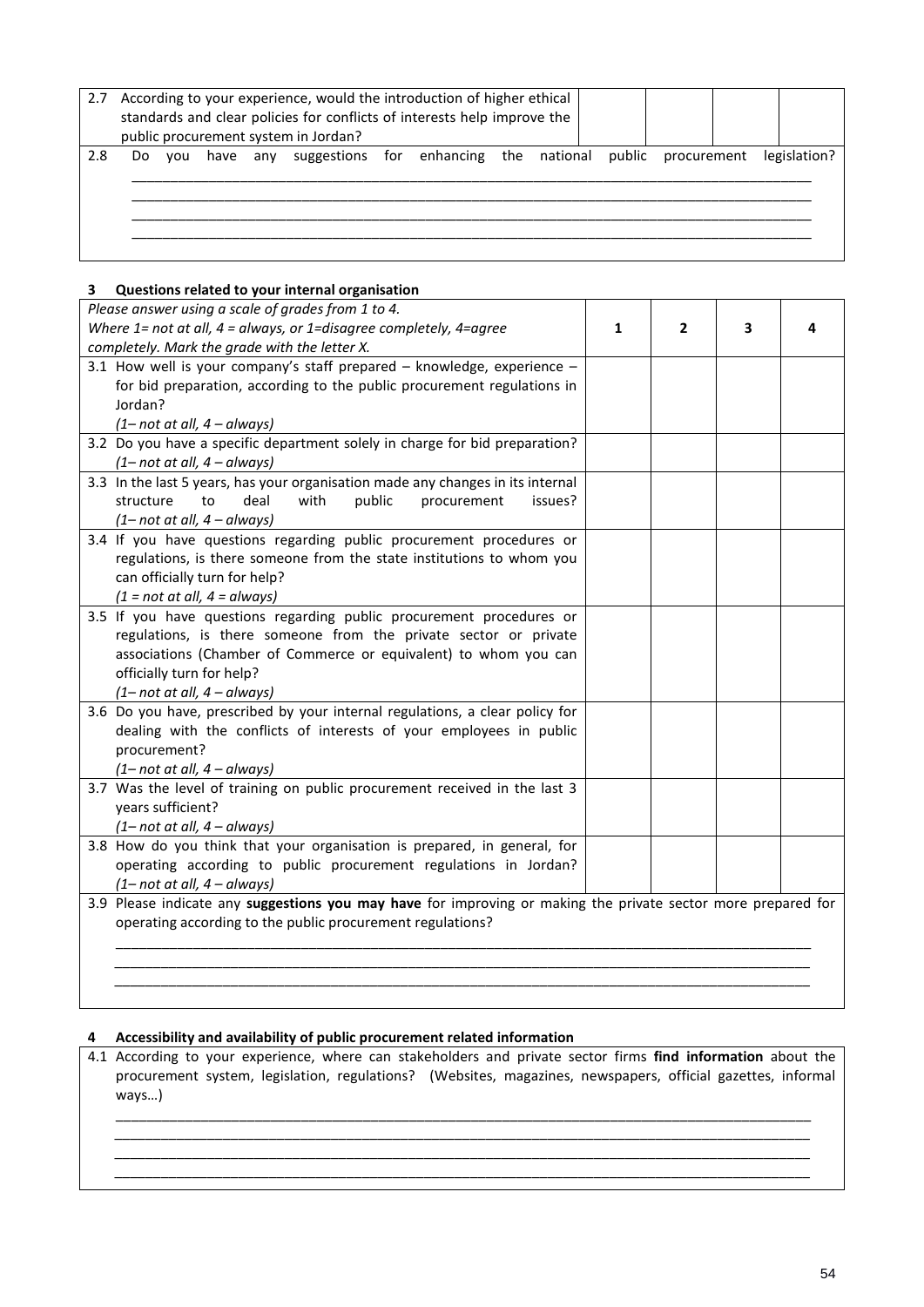| | | | | | |
|---|---|---|---|---|---|
| 2.7 | According to your experience, would the introduction of higher ethical standards and clear policies for conflicts of interests help improve the public procurement system in Jordan? | | | | |
| 2.8 | Do you have any suggestions for enhancing the national public procurement legislation?<br>\_\_\_\_\_\_\_\_\_\_\_\_\_\_\_\_\_\_\_\_\_\_\_\_\_\_\_\_\_\_\_\_\_\_\_\_\_\_\_\_\_\_\_\_\_\_\_\_\_\_\_\_\_\_\_\_\_\_\_\_\_\_\_\_\_\_\_\_\_\_\_\_\_\_\_\_\_\_\_\_\_\_\_\_\_\_\_\_\_<br>\_\_\_\_\_\_\_\_\_\_\_\_\_\_\_\_\_\_\_\_\_\_\_\_\_\_\_\_\_\_\_\_\_\_\_\_\_\_\_\_\_\_\_\_\_\_\_\_\_\_\_\_\_\_\_\_\_\_\_\_\_\_\_\_\_\_\_\_\_\_\_\_\_\_\_\_\_\_\_\_\_\_\_\_\_\_\_\_\_<br>\_\_\_\_\_\_\_\_\_\_\_\_\_\_\_\_\_\_\_\_\_\_\_\_\_\_\_\_\_\_\_\_\_\_\_\_\_\_\_\_\_\_\_\_\_\_\_\_\_\_\_\_\_\_\_\_\_\_\_\_\_\_\_\_\_\_\_\_\_\_\_\_\_\_\_\_\_\_\_\_\_\_\_\_\_\_\_\_\_<br>\_\_\_\_\_\_\_\_\_\_\_\_\_\_\_\_\_\_\_\_\_\_\_\_\_\_\_\_\_\_\_\_\_\_\_\_\_\_\_\_\_\_\_\_\_\_\_\_\_\_\_\_\_\_\_\_\_\_\_\_\_\_\_\_\_\_\_\_\_\_\_\_\_\_\_\_\_\_\_\_\_\_\_\_\_\_\_\_\_ | | | | |

**3 Questions related to your internal organisation**

| *Please answer using a scale of grades from 1 to 4.*<br>*Where 1= not at all, 4 = always, or 1=disagree completely, 4=agree completely. Mark the grade with the letter X.* | 1 | 2 | 3 | 4 |
|---|---|---|---|---|
| 3.1 How well is your company's staff prepared – knowledge, experience – for bid preparation, according to the public procurement regulations in Jordan?<br>*(1– not at all, 4 – always)* | | | | |
| 3.2 Do you have a specific department solely in charge for bid preparation?<br>*(1– not at all, 4 – always)* | | | | |
| 3.3 In the last 5 years, has your organisation made any changes in its internal structure to deal with public procurement issues?<br>*(1– not at all, 4 – always)* | | | | |
| 3.4 If you have questions regarding public procurement procedures or regulations, is there someone from the state institutions to whom you can officially turn for help?<br>*(1 = not at all, 4 = always)* | | | | |
| 3.5 If you have questions regarding public procurement procedures or regulations, is there someone from the private sector or private associations (Chamber of Commerce or equivalent) to whom you can officially turn for help?<br>*(1– not at all, 4 – always)* | | | | |
| 3.6 Do you have, prescribed by your internal regulations, a clear policy for dealing with the conflicts of interests of your employees in public procurement?<br>*(1– not at all, 4 – always)* | | | | |
| 3.7 Was the level of training on public procurement received in the last 3 years sufficient?<br>*(1– not at all, 4 – always)* | | | | |
| 3.8 How do you think that your organisation is prepared, in general, for operating according to public procurement regulations in Jordan?<br>*(1– not at all, 4 – always)* | | | | |
| 3.9 Please indicate any **suggestions you may have** for improving or making the private sector more prepared for operating according to the public procurement regulations?<br>\_\_\_\_\_\_\_\_\_\_\_\_\_\_\_\_\_\_\_\_\_\_\_\_\_\_\_\_\_\_\_\_\_\_\_\_\_\_\_\_\_\_\_\_\_\_\_\_\_\_\_\_\_\_\_\_\_\_\_\_\_\_\_\_\_\_\_\_\_\_\_\_\_\_\_\_\_\_\_\_\_\_\_\_\_\_\_\_\_<br>\_\_\_\_\_\_\_\_\_\_\_\_\_\_\_\_\_\_\_\_\_\_\_\_\_\_\_\_\_\_\_\_\_\_\_\_\_\_\_\_\_\_\_\_\_\_\_\_\_\_\_\_\_\_\_\_\_\_\_\_\_\_\_\_\_\_\_\_\_\_\_\_\_\_\_\_\_\_\_\_\_\_\_\_\_\_\_\_\_<br>\_\_\_\_\_\_\_\_\_\_\_\_\_\_\_\_\_\_\_\_\_\_\_\_\_\_\_\_\_\_\_\_\_\_\_\_\_\_\_\_\_\_\_\_\_\_\_\_\_\_\_\_\_\_\_\_\_\_\_\_\_\_\_\_\_\_\_\_\_\_\_\_\_\_\_\_\_\_\_\_\_\_\_\_\_\_\_\_\_ | | | | |

**4 Accessibility and availability of public procurement related information**

4.1 According to your experience, where can stakeholders and private sector firms **find information** about the procurement system, legislation, regulations? (Websites, magazines, newspapers, official gazettes, informal ways…)

\_\_\_\_\_\_\_\_\_\_\_\_\_\_\_\_\_\_\_\_\_\_\_\_\_\_\_\_\_\_\_\_\_\_\_\_\_\_\_\_\_\_\_\_\_\_\_\_\_\_\_\_\_\_\_\_\_\_\_\_\_\_\_\_\_\_\_\_\_\_\_\_\_\_\_\_\_\_\_\_\_\_\_\_\_\_\_\_\_

\_\_\_\_\_\_\_\_\_\_\_\_\_\_\_\_\_\_\_\_\_\_\_\_\_\_\_\_\_\_\_\_\_\_\_\_\_\_\_\_\_\_\_\_\_\_\_\_\_\_\_\_\_\_\_\_\_\_\_\_\_\_\_\_\_\_\_\_\_\_\_\_\_\_\_\_\_\_\_\_\_\_\_\_\_\_\_\_\_

\_\_\_\_\_\_\_\_\_\_\_\_\_\_\_\_\_\_\_\_\_\_\_\_\_\_\_\_\_\_\_\_\_\_\_\_\_\_\_\_\_\_\_\_\_\_\_\_\_\_\_\_\_\_\_\_\_\_\_\_\_\_\_\_\_\_\_\_\_\_\_\_\_\_\_\_\_\_\_\_\_\_\_\_\_\_\_\_\_

\_\_\_\_\_\_\_\_\_\_\_\_\_\_\_\_\_\_\_\_\_\_\_\_\_\_\_\_\_\_\_\_\_\_\_\_\_\_\_\_\_\_\_\_\_\_\_\_\_\_\_\_\_\_\_\_\_\_\_\_\_\_\_\_\_\_\_\_\_\_\_\_\_\_\_\_\_\_\_\_\_\_\_\_\_\_\_\_\_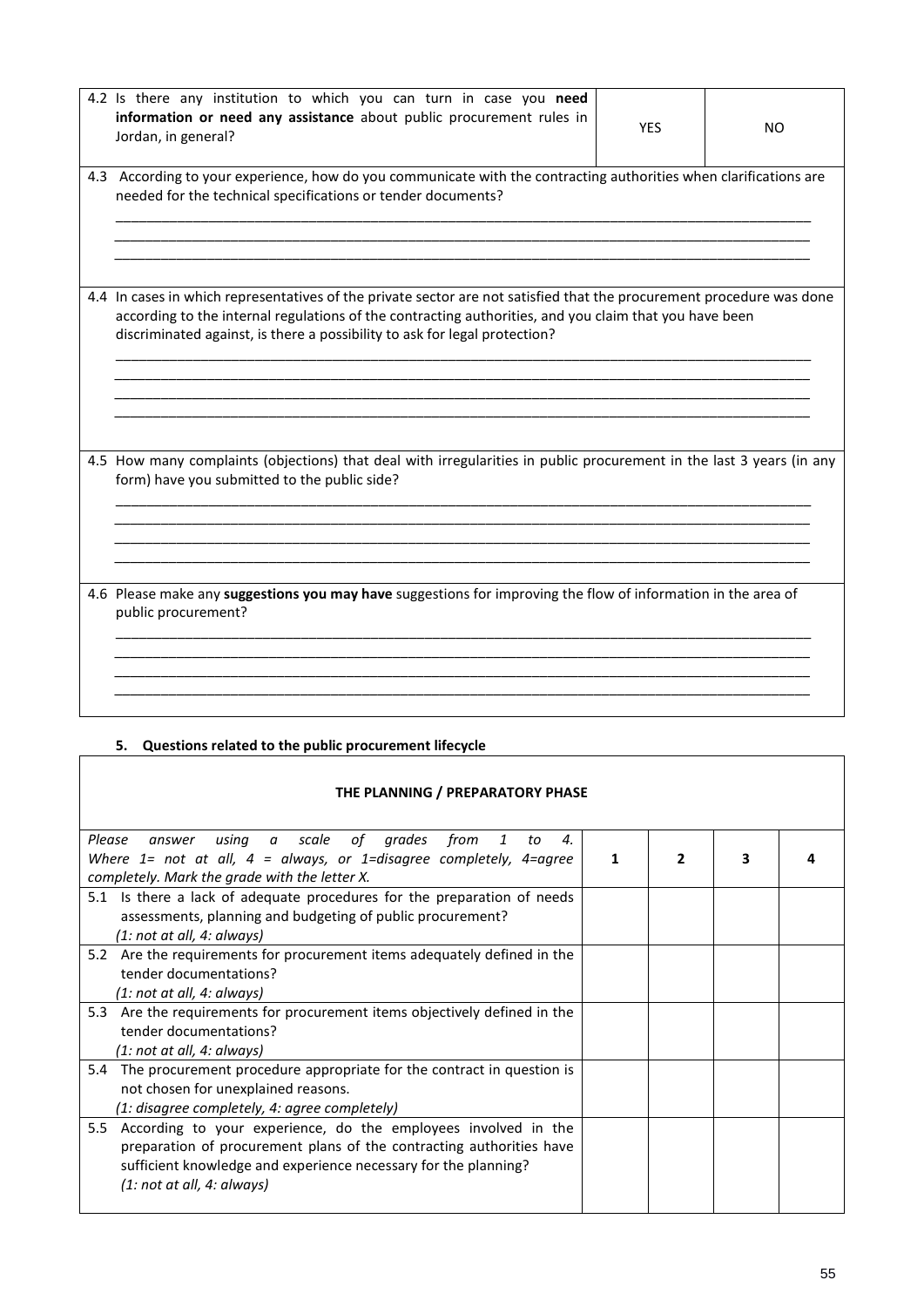| 4.2 Is there any institution to which you can turn in case you **need information or need any assistance** about public procurement rules in Jordan, in general? | YES | NO |
|---|---|---|

4.3 According to your experience, how do you communicate with the contracting authorities when clarifications are needed for the technical specifications or tender documents?

___________________________________________________________________________________________
___________________________________________________________________________________________
___________________________________________________________________________________________

4.4 In cases in which representatives of the private sector are not satisfied that the procurement procedure was done according to the internal regulations of the contracting authorities, and you claim that you have been discriminated against, is there a possibility to ask for legal protection?

___________________________________________________________________________________________
___________________________________________________________________________________________
___________________________________________________________________________________________
___________________________________________________________________________________________

4.5 How many complaints (objections) that deal with irregularities in public procurement in the last 3 years (in any form) have you submitted to the public side?

___________________________________________________________________________________________
___________________________________________________________________________________________
___________________________________________________________________________________________
___________________________________________________________________________________________

4.6 Please make any **suggestions you may have** suggestions for improving the flow of information in the area of public procurement?

___________________________________________________________________________________________
___________________________________________________________________________________________
___________________________________________________________________________________________
___________________________________________________________________________________________

### 5. Questions related to the public procurement lifecycle

| THE PLANNING / PREPARATORY PHASE | | | | |
|---|---|---|---|---|
| *Please answer using a scale of grades from 1 to 4. Where 1= not at all, 4 = always, or 1=disagree completely, 4=agree completely. Mark the grade with the letter X.* | **1** | **2** | **3** | **4** |
| 5.1 Is there a lack of adequate procedures for the preparation of needs assessments, planning and budgeting of public procurement? *(1: not at all, 4: always)* | | | | |
| 5.2 Are the requirements for procurement items adequately defined in the tender documentations? *(1: not at all, 4: always)* | | | | |
| 5.3 Are the requirements for procurement items objectively defined in the tender documentations? *(1: not at all, 4: always)* | | | | |
| 5.4 The procurement procedure appropriate for the contract in question is not chosen for unexplained reasons. *(1: disagree completely, 4: agree completely)* | | | | |
| 5.5 According to your experience, do the employees involved in the preparation of procurement plans of the contracting authorities have sufficient knowledge and experience necessary for the planning? *(1: not at all, 4: always)* | | | | |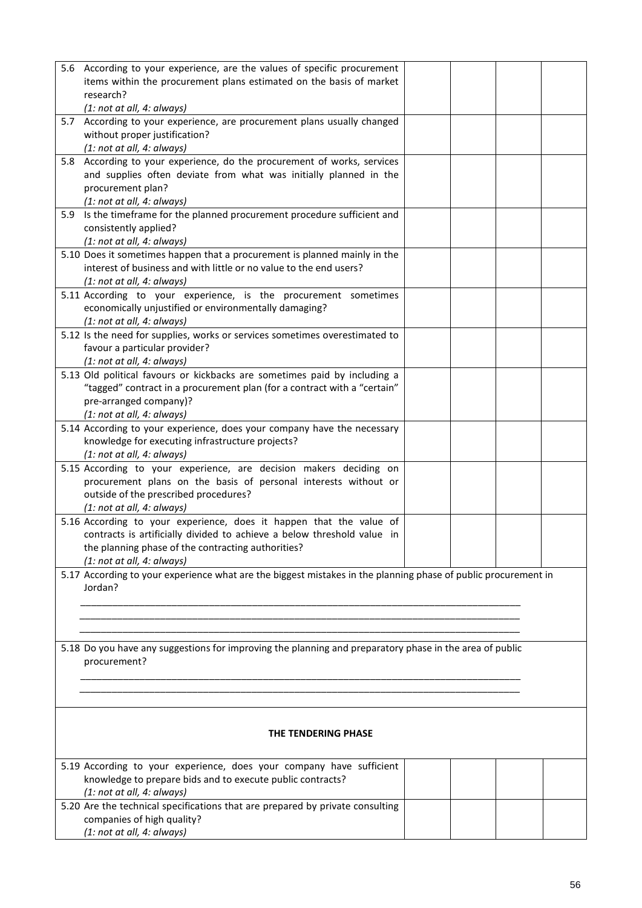| | | | | |
|---|---|---|---|---|
| 5.6 According to your experience, are the values of specific procurement items within the procurement plans estimated on the basis of market research? *(1: not at all, 4: always)* | | | | |
| 5.7 According to your experience, are procurement plans usually changed without proper justification? *(1: not at all, 4: always)* | | | | |
| 5.8 According to your experience, do the procurement of works, services and supplies often deviate from what was initially planned in the procurement plan? *(1: not at all, 4: always)* | | | | |
| 5.9 Is the timeframe for the planned procurement procedure sufficient and consistently applied? *(1: not at all, 4: always)* | | | | |
| 5.10 Does it sometimes happen that a procurement is planned mainly in the interest of business and with little or no value to the end users? *(1: not at all, 4: always)* | | | | |
| 5.11 According to your experience, is the procurement sometimes economically unjustified or environmentally damaging? *(1: not at all, 4: always)* | | | | |
| 5.12 Is the need for supplies, works or services sometimes overestimated to favour a particular provider? *(1: not at all, 4: always)* | | | | |
| 5.13 Old political favours or kickbacks are sometimes paid by including a "tagged" contract in a procurement plan (for a contract with a "certain" pre-arranged company)? *(1: not at all, 4: always)* | | | | |
| 5.14 According to your experience, does your company have the necessary knowledge for executing infrastructure projects? *(1: not at all, 4: always)* | | | | |
| 5.15 According to your experience, are decision makers deciding on procurement plans on the basis of personal interests without or outside of the prescribed procedures? *(1: not at all, 4: always)* | | | | |
| 5.16 According to your experience, does it happen that the value of contracts is artificially divided to achieve a below threshold value in the planning phase of the contracting authorities? *(1: not at all, 4: always)* | | | | |

5.17 According to your experience what are the biggest mistakes in the planning phase of public procurement in Jordan?

___________________________________________________________________________________

___________________________________________________________________________________

___________________________________________________________________________________

5.18 Do you have any suggestions for improving the planning and preparatory phase in the area of public procurement?

___________________________________________________________________________________

___________________________________________________________________________________

**THE TENDERING PHASE**

| | | | | |
|---|---|---|---|---|
| 5.19 According to your experience, does your company have sufficient knowledge to prepare bids and to execute public contracts? *(1: not at all, 4: always)* | | | | |
| 5.20 Are the technical specifications that are prepared by private consulting companies of high quality? *(1: not at all, 4: always)* | | | | |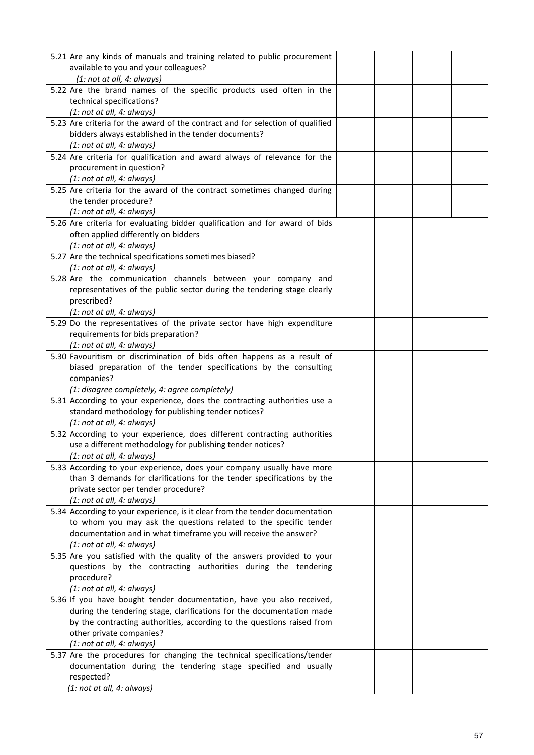| | | | | |
|---|---|---|---|---|
| 5.21 Are any kinds of manuals and training related to public procurement available to you and your colleagues?<br>*(1: not at all, 4: always)* | | | | |
| 5.22 Are the brand names of the specific products used often in the technical specifications?<br>*(1: not at all, 4: always)* | | | | |
| 5.23 Are criteria for the award of the contract and for selection of qualified bidders always established in the tender documents?<br>*(1: not at all, 4: always)* | | | | |
| 5.24 Are criteria for qualification and award always of relevance for the procurement in question?<br>*(1: not at all, 4: always)* | | | | |
| 5.25 Are criteria for the award of the contract sometimes changed during the tender procedure?<br>*(1: not at all, 4: always)* | | | | |
| 5.26 Are criteria for evaluating bidder qualification and for award of bids often applied differently on bidders<br>*(1: not at all, 4: always)* | | | | |
| 5.27 Are the technical specifications sometimes biased?<br>*(1: not at all, 4: always)* | | | | |
| 5.28 Are the communication channels between your company and representatives of the public sector during the tendering stage clearly prescribed?<br>*(1: not at all, 4: always)* | | | | |
| 5.29 Do the representatives of the private sector have high expenditure requirements for bids preparation?<br>*(1: not at all, 4: always)* | | | | |
| 5.30 Favouritism or discrimination of bids often happens as a result of biased preparation of the tender specifications by the consulting companies?<br>*(1: disagree completely, 4: agree completely)* | | | | |
| 5.31 According to your experience, does the contracting authorities use a standard methodology for publishing tender notices?<br>*(1: not at all, 4: always)* | | | | |
| 5.32 According to your experience, does different contracting authorities use a different methodology for publishing tender notices?<br>*(1: not at all, 4: always)* | | | | |
| 5.33 According to your experience, does your company usually have more than 3 demands for clarifications for the tender specifications by the private sector per tender procedure?<br>*(1: not at all, 4: always)* | | | | |
| 5.34 According to your experience, is it clear from the tender documentation to whom you may ask the questions related to the specific tender documentation and in what timeframe you will receive the answer?<br>*(1: not at all, 4: always)* | | | | |
| 5.35 Are you satisfied with the quality of the answers provided to your questions by the contracting authorities during the tendering procedure?<br>*(1: not at all, 4: always)* | | | | |
| 5.36 If you have bought tender documentation, have you also received, during the tendering stage, clarifications for the documentation made by the contracting authorities, according to the questions raised from other private companies?<br>*(1: not at all, 4: always)* | | | | |
| 5.37 Are the procedures for changing the technical specifications/tender documentation during the tendering stage specified and usually respected?<br>*(1: not at all, 4: always)* | | | | |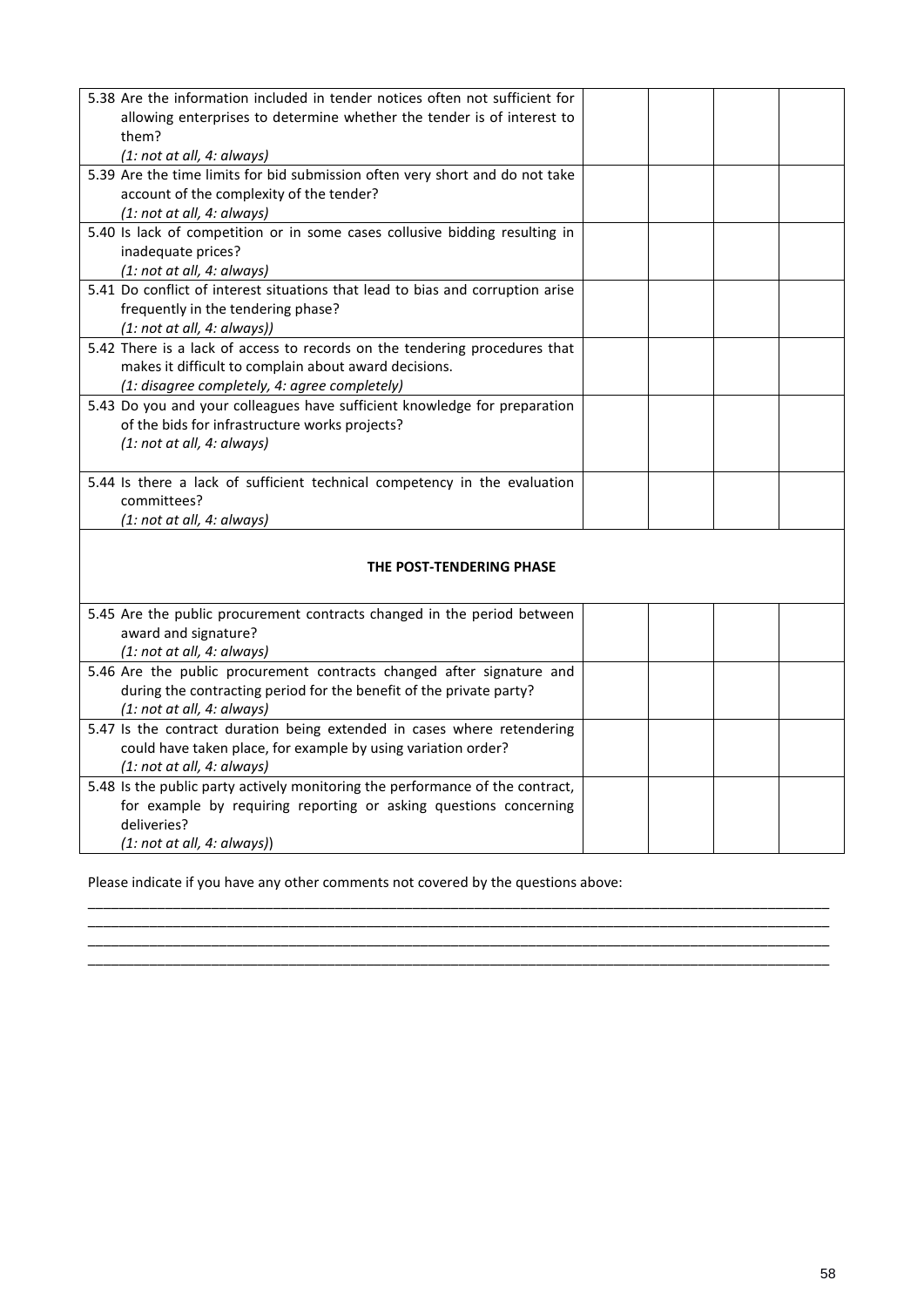| | | | | |
|---|---|---|---|---|
| 5.38 Are the information included in tender notices often not sufficient for allowing enterprises to determine whether the tender is of interest to them? *(1: not at all, 4: always)* | | | | |
| 5.39 Are the time limits for bid submission often very short and do not take account of the complexity of the tender? *(1: not at all, 4: always)* | | | | |
| 5.40 Is lack of competition or in some cases collusive bidding resulting in inadequate prices? *(1: not at all, 4: always)* | | | | |
| 5.41 Do conflict of interest situations that lead to bias and corruption arise frequently in the tendering phase? *(1: not at all, 4: always))* | | | | |
| 5.42 There is a lack of access to records on the tendering procedures that makes it difficult to complain about award decisions. *(1: disagree completely, 4: agree completely)* | | | | |
| 5.43 Do you and your colleagues have sufficient knowledge for preparation of the bids for infrastructure works projects? *(1: not at all, 4: always)* | | | | |
| 5.44 Is there a lack of sufficient technical competency in the evaluation committees? *(1: not at all, 4: always)* | | | | |
| **THE POST-TENDERING PHASE** | | | | |
| 5.45 Are the public procurement contracts changed in the period between award and signature? *(1: not at all, 4: always)* | | | | |
| 5.46 Are the public procurement contracts changed after signature and during the contracting period for the benefit of the private party? *(1: not at all, 4: always)* | | | | |
| 5.47 Is the contract duration being extended in cases where retendering could have taken place, for example by using variation order? *(1: not at all, 4: always)* | | | | |
| 5.48 Is the public party actively monitoring the performance of the contract, for example by requiring reporting or asking questions concerning deliveries? *(1: not at all, 4: always)*) | | | | |

Please indicate if you have any other comments not covered by the questions above:

\_\_\_\_\_\_\_\_\_\_\_\_\_\_\_\_\_\_\_\_\_\_\_\_\_\_\_\_\_\_\_\_\_\_\_\_\_\_\_\_\_\_\_\_\_\_\_\_\_\_\_\_\_\_\_\_\_\_\_\_\_\_\_\_\_\_\_\_\_\_\_\_\_\_\_\_\_\_

\_\_\_\_\_\_\_\_\_\_\_\_\_\_\_\_\_\_\_\_\_\_\_\_\_\_\_\_\_\_\_\_\_\_\_\_\_\_\_\_\_\_\_\_\_\_\_\_\_\_\_\_\_\_\_\_\_\_\_\_\_\_\_\_\_\_\_\_\_\_\_\_\_\_\_\_\_\_

\_\_\_\_\_\_\_\_\_\_\_\_\_\_\_\_\_\_\_\_\_\_\_\_\_\_\_\_\_\_\_\_\_\_\_\_\_\_\_\_\_\_\_\_\_\_\_\_\_\_\_\_\_\_\_\_\_\_\_\_\_\_\_\_\_\_\_\_\_\_\_\_\_\_\_\_\_\_

\_\_\_\_\_\_\_\_\_\_\_\_\_\_\_\_\_\_\_\_\_\_\_\_\_\_\_\_\_\_\_\_\_\_\_\_\_\_\_\_\_\_\_\_\_\_\_\_\_\_\_\_\_\_\_\_\_\_\_\_\_\_\_\_\_\_\_\_\_\_\_\_\_\_\_\_\_\_